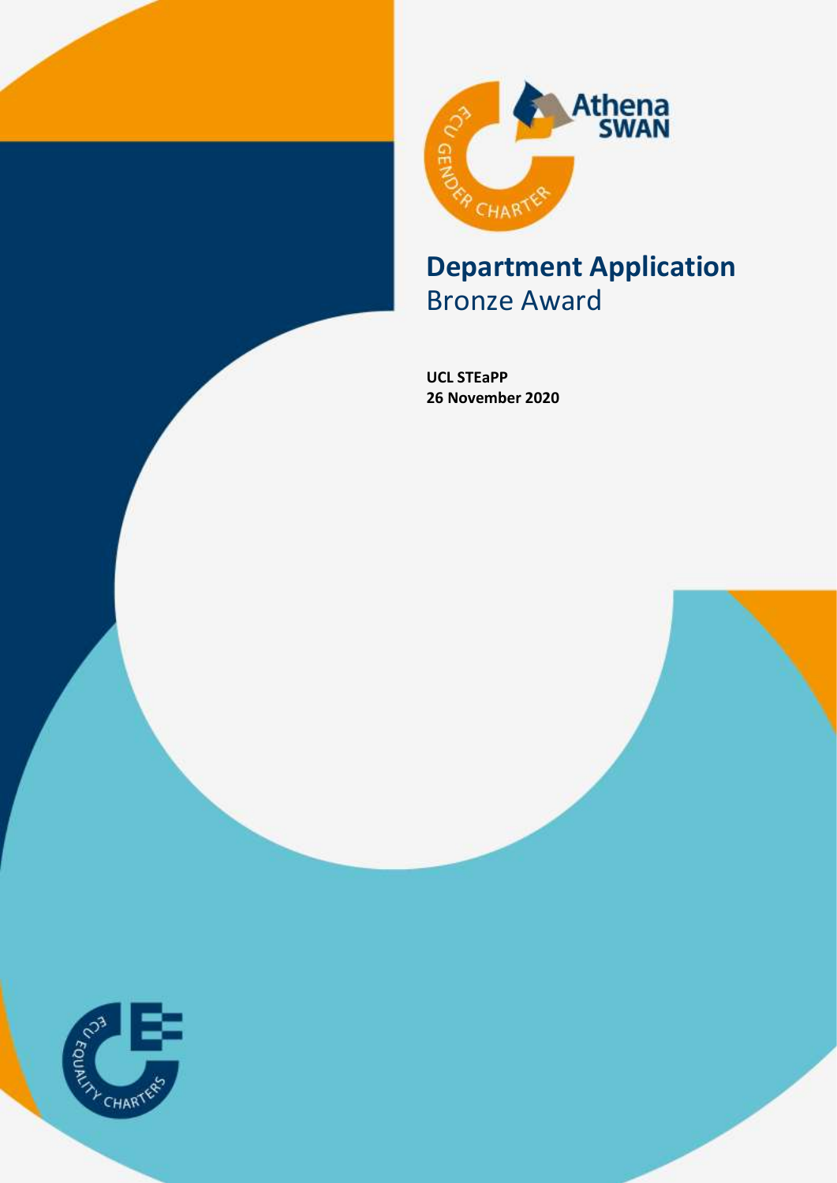# Department Application

## Bronze Award

**UCL STEaPP**
**26 November 2020**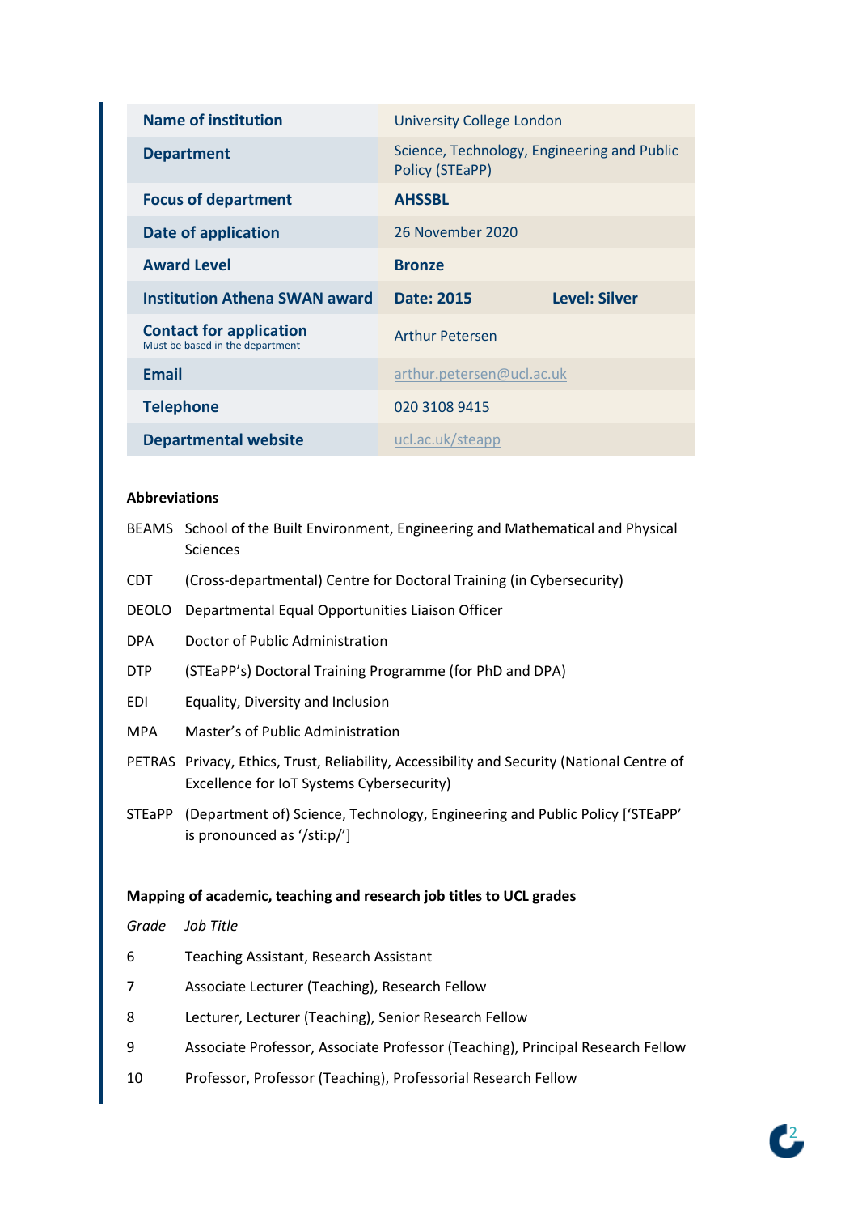| | |
|---|---|
| **Name of institution** | University College London |
| **Department** | Science, Technology, Engineering and Public Policy (STEaPP) |
| **Focus of department** | **AHSSBL** |
| **Date of application** | 26 November 2020 |
| **Award Level** | **Bronze** |
| **Institution Athena SWAN award** | **Date: 2015** **Level: Silver** |
| **Contact for application** Must be based in the department | Arthur Petersen |
| **Email** | arthur.petersen@ucl.ac.uk |
| **Telephone** | 020 3108 9415 |
| **Departmental website** | ucl.ac.uk/steapp |

**Abbreviations**

| | |
|---|---|
| BEAMS | School of the Built Environment, Engineering and Mathematical and Physical Sciences |
| CDT | (Cross-departmental) Centre for Doctoral Training (in Cybersecurity) |
| DEOLO | Departmental Equal Opportunities Liaison Officer |
| DPA | Doctor of Public Administration |
| DTP | (STEaPP's) Doctoral Training Programme (for PhD and DPA) |
| EDI | Equality, Diversity and Inclusion |
| MPA | Master's of Public Administration |
| PETRAS | Privacy, Ethics, Trust, Reliability, Accessibility and Security (National Centre of Excellence for IoT Systems Cybersecurity) |
| STEaPP | (Department of) Science, Technology, Engineering and Public Policy ['STEaPP' is pronounced as '/sti:p/'] |

**Mapping of academic, teaching and research job titles to UCL grades**

| *Grade* | *Job Title* |
|---|---|
| 6 | Teaching Assistant, Research Assistant |
| 7 | Associate Lecturer (Teaching), Research Fellow |
| 8 | Lecturer, Lecturer (Teaching), Senior Research Fellow |
| 9 | Associate Professor, Associate Professor (Teaching), Principal Research Fellow |
| 10 | Professor, Professor (Teaching), Professorial Research Fellow |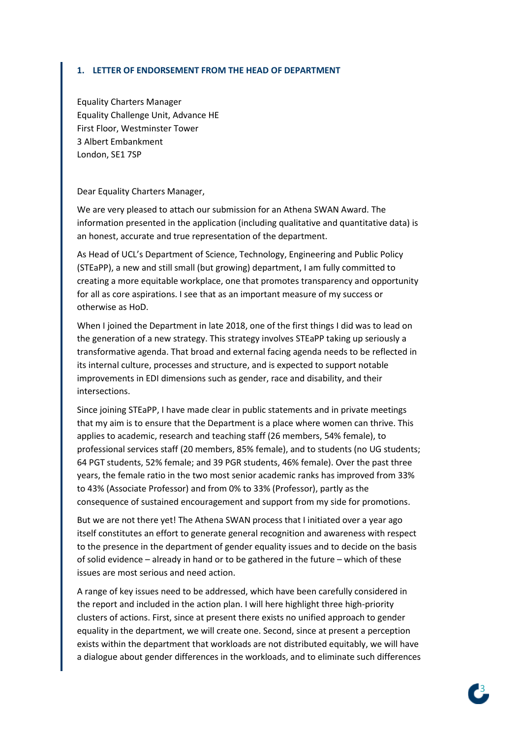## 1. LETTER OF ENDORSEMENT FROM THE HEAD OF DEPARTMENT

Equality Charters Manager
Equality Challenge Unit, Advance HE
First Floor, Westminster Tower
3 Albert Embankment
London, SE1 7SP

Dear Equality Charters Manager,

We are very pleased to attach our submission for an Athena SWAN Award. The information presented in the application (including qualitative and quantitative data) is an honest, accurate and true representation of the department.

As Head of UCL's Department of Science, Technology, Engineering and Public Policy (STEaPP), a new and still small (but growing) department, I am fully committed to creating a more equitable workplace, one that promotes transparency and opportunity for all as core aspirations. I see that as an important measure of my success or otherwise as HoD.

When I joined the Department in late 2018, one of the first things I did was to lead on the generation of a new strategy. This strategy involves STEaPP taking up seriously a transformative agenda. That broad and external facing agenda needs to be reflected in its internal culture, processes and structure, and is expected to support notable improvements in EDI dimensions such as gender, race and disability, and their intersections.

Since joining STEaPP, I have made clear in public statements and in private meetings that my aim is to ensure that the Department is a place where women can thrive. This applies to academic, research and teaching staff (26 members, 54% female), to professional services staff (20 members, 85% female), and to students (no UG students; 64 PGT students, 52% female; and 39 PGR students, 46% female). Over the past three years, the female ratio in the two most senior academic ranks has improved from 33% to 43% (Associate Professor) and from 0% to 33% (Professor), partly as the consequence of sustained encouragement and support from my side for promotions.

But we are not there yet! The Athena SWAN process that I initiated over a year ago itself constitutes an effort to generate general recognition and awareness with respect to the presence in the department of gender equality issues and to decide on the basis of solid evidence – already in hand or to be gathered in the future – which of these issues are most serious and need action.

A range of key issues need to be addressed, which have been carefully considered in the report and included in the action plan. I will here highlight three high-priority clusters of actions. First, since at present there exists no unified approach to gender equality in the department, we will create one. Second, since at present a perception exists within the department that workloads are not distributed equitably, we will have a dialogue about gender differences in the workloads, and to eliminate such differences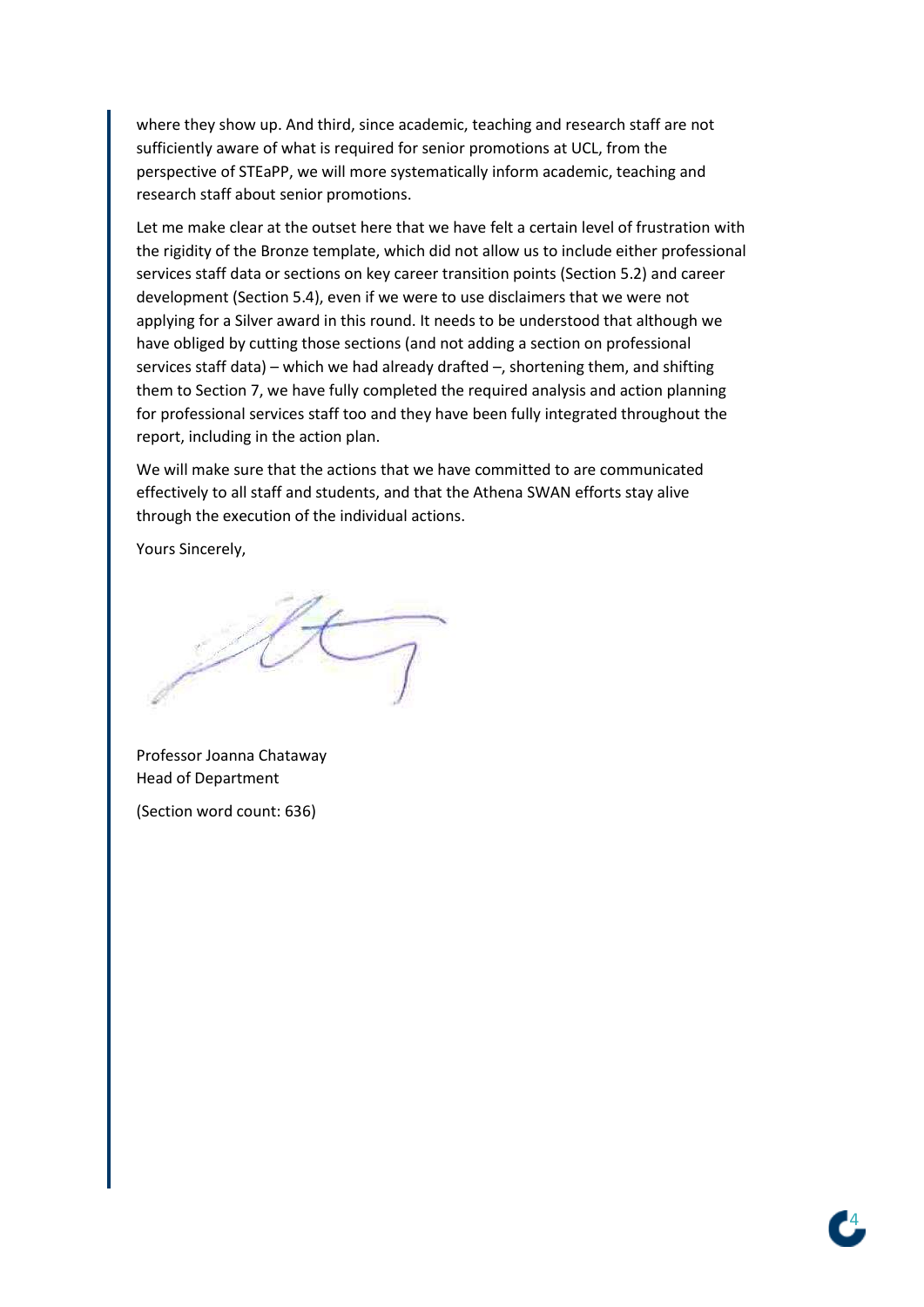where they show up. And third, since academic, teaching and research staff are not sufficiently aware of what is required for senior promotions at UCL, from the perspective of STEaPP, we will more systematically inform academic, teaching and research staff about senior promotions.

Let me make clear at the outset here that we have felt a certain level of frustration with the rigidity of the Bronze template, which did not allow us to include either professional services staff data or sections on key career transition points (Section 5.2) and career development (Section 5.4), even if we were to use disclaimers that we were not applying for a Silver award in this round. It needs to be understood that although we have obliged by cutting those sections (and not adding a section on professional services staff data) – which we had already drafted –, shortening them, and shifting them to Section 7, we have fully completed the required analysis and action planning for professional services staff too and they have been fully integrated throughout the report, including in the action plan.

We will make sure that the actions that we have committed to are communicated effectively to all staff and students, and that the Athena SWAN efforts stay alive through the execution of the individual actions.

Yours Sincerely,

Professor Joanna Chataway
Head of Department

(Section word count: 636)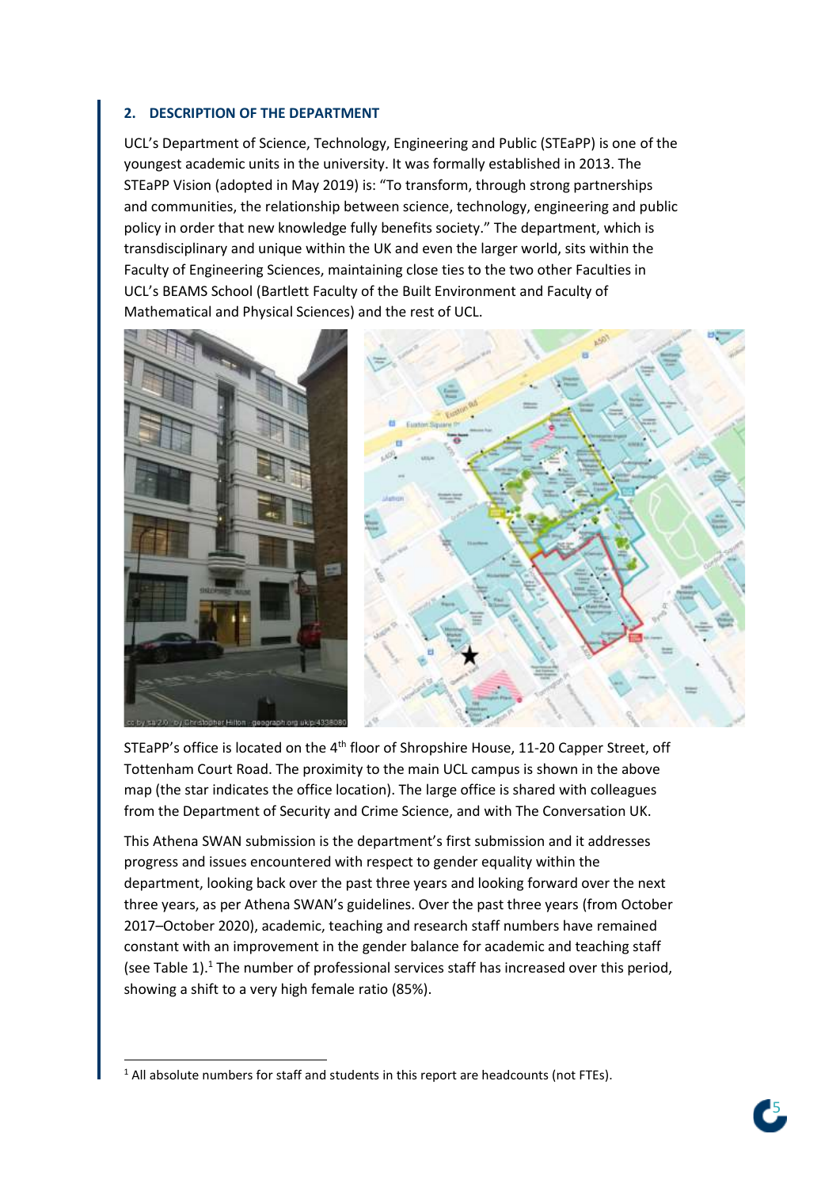## 2. DESCRIPTION OF THE DEPARTMENT

UCL's Department of Science, Technology, Engineering and Public (STEaPP) is one of the youngest academic units in the university. It was formally established in 2013. The STEaPP Vision (adopted in May 2019) is: "To transform, through strong partnerships and communities, the relationship between science, technology, engineering and public policy in order that new knowledge fully benefits society." The department, which is transdisciplinary and unique within the UK and even the larger world, sits within the Faculty of Engineering Sciences, maintaining close ties to the two other Faculties in UCL's BEAMS School (Bartlett Faculty of the Built Environment and Faculty of Mathematical and Physical Sciences) and the rest of UCL.

STEaPP's office is located on the 4th floor of Shropshire House, 11-20 Capper Street, off Tottenham Court Road. The proximity to the main UCL campus is shown in the above map (the star indicates the office location). The large office is shared with colleagues from the Department of Security and Crime Science, and with The Conversation UK.

This Athena SWAN submission is the department's first submission and it addresses progress and issues encountered with respect to gender equality within the department, looking back over the past three years and looking forward over the next three years, as per Athena SWAN's guidelines. Over the past three years (from October 2017–October 2020), academic, teaching and research staff numbers have remained constant with an improvement in the gender balance for academic and teaching staff (see Table 1).[1] The number of professional services staff has increased over this period, showing a shift to a very high female ratio (85%).

[1] All absolute numbers for staff and students in this report are headcounts (not FTEs).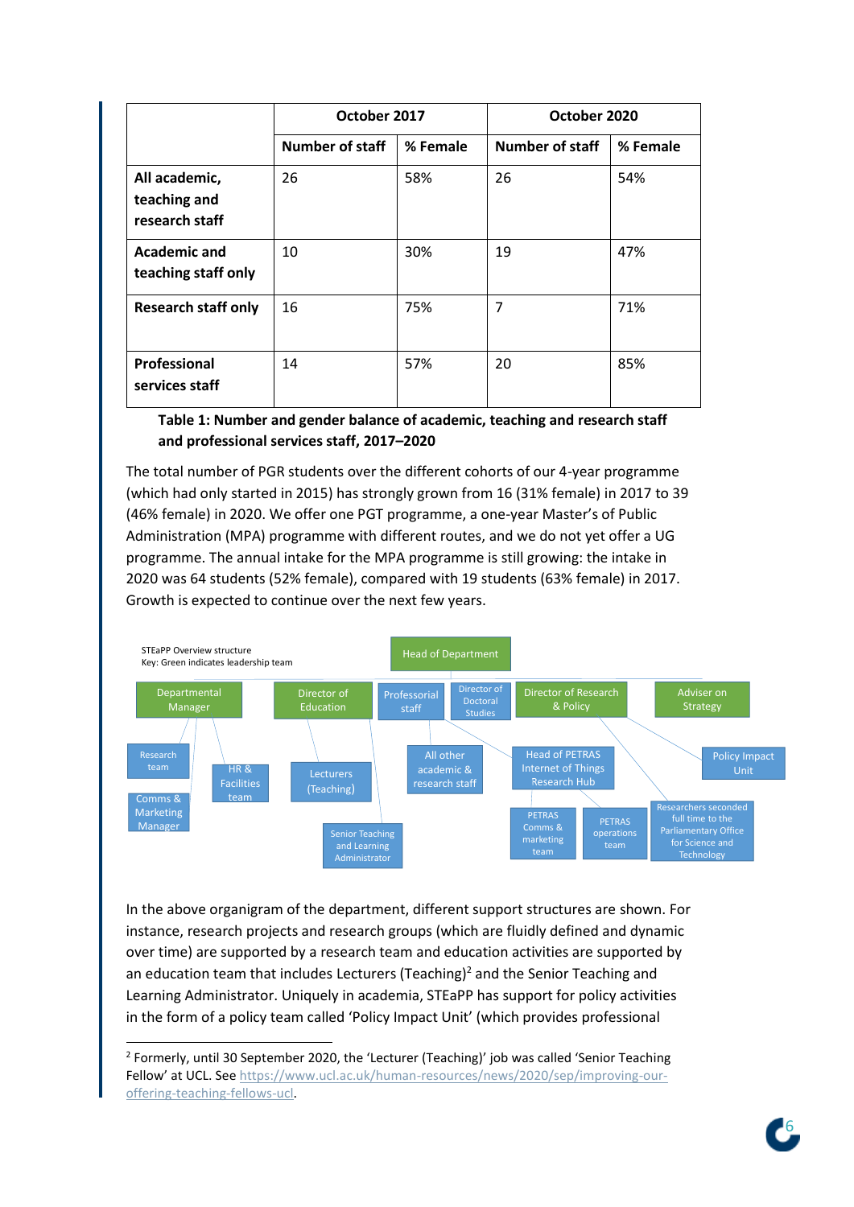| | October 2017 | | October 2020 | |
|---|---|---|---|---|
| | **Number of staff** | **% Female** | **Number of staff** | **% Female** |
| **All academic, teaching and research staff** | 26 | 58% | 26 | 54% |
| **Academic and teaching staff only** | 10 | 30% | 19 | 47% |
| **Research staff only** | 16 | 75% | 7 | 71% |
| **Professional services staff** | 14 | 57% | 20 | 85% |

**Table 1: Number and gender balance of academic, teaching and research staff and professional services staff, 2017–2020**

The total number of PGR students over the different cohorts of our 4-year programme (which had only started in 2015) has strongly grown from 16 (31% female) in 2017 to 39 (46% female) in 2020. We offer one PGT programme, a one-year Master's of Public Administration (MPA) programme with different routes, and we do not yet offer a UG programme. The annual intake for the MPA programme is still growing: the intake in 2020 was 64 students (52% female), compared with 19 students (63% female) in 2017. Growth is expected to continue over the next few years.

STEaPP Overview structure
Key: Green indicates leadership team

- Head of Department
  - Departmental Manager
    - Research team
    - Comms & Marketing Manager
    - HR & Facilities team
  - Director of Education
    - Lecturers (Teaching)
    - Senior Teaching and Learning Administrator
  - Professional staff
  - Director of Doctoral Studies
    - All other academic & research staff
  - Director of Research & Policy
    - Head of PETRAS Internet of Things Research Hub
      - PETRAS Comms & marketing team
      - PETRAS operations team
    - Researchers seconded full time to the Parliamentary Office for Science and Technology
  - Adviser on Strategy
    - Policy Impact Unit

In the above organigram of the department, different support structures are shown. For instance, research projects and research groups (which are fluidly defined and dynamic over time) are supported by a research team and education activities are supported by an education team that includes Lecturers (Teaching)[2] and the Senior Teaching and Learning Administrator. Uniquely in academia, STEaPP has support for policy activities in the form of a policy team called 'Policy Impact Unit' (which provides professional

---

[2] Formerly, until 30 September 2020, the 'Lecturer (Teaching)' job was called 'Senior Teaching Fellow' at UCL. See https://www.ucl.ac.uk/human-resources/news/2020/sep/improving-our-offering-teaching-fellows-ucl.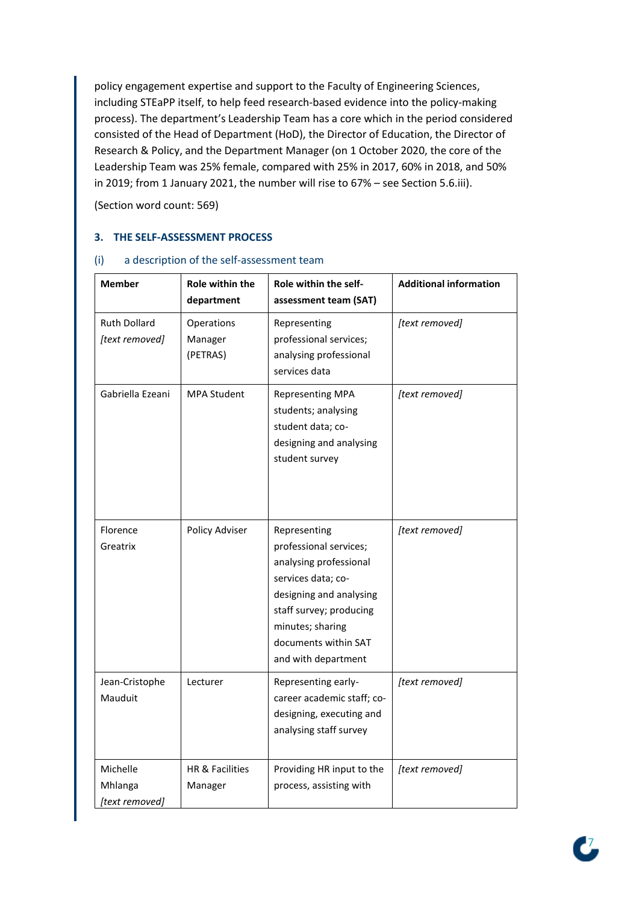policy engagement expertise and support to the Faculty of Engineering Sciences, including STEaPP itself, to help feed research-based evidence into the policy-making process). The department's Leadership Team has a core which in the period considered consisted of the Head of Department (HoD), the Director of Education, the Director of Research & Policy, and the Department Manager (on 1 October 2020, the core of the Leadership Team was 25% female, compared with 25% in 2017, 60% in 2018, and 50% in 2019; from 1 January 2021, the number will rise to 67% – see Section 5.6.iii).

(Section word count: 569)

### 3. THE SELF-ASSESSMENT PROCESS

#### (i) a description of the self-assessment team

| Member | Role within the department | Role within the self-assessment team (SAT) | Additional information |
|---|---|---|---|
| Ruth Dollard *[text removed]* | Operations Manager (PETRAS) | Representing professional services; analysing professional services data | *[text removed]* |
| Gabriella Ezeani | MPA Student | Representing MPA students; analysing student data; co-designing and analysing student survey | *[text removed]* |
| Florence Greatrix | Policy Adviser | Representing professional services; analysing professional services data; co-designing and analysing staff survey; producing minutes; sharing documents within SAT and with department | *[text removed]* |
| Jean-Cristophe Mauduit | Lecturer | Representing early-career academic staff; co-designing, executing and analysing staff survey | *[text removed]* |
| Michelle Mhlanga *[text removed]* | HR & Facilities Manager | Providing HR input to the process, assisting with | *[text removed]* |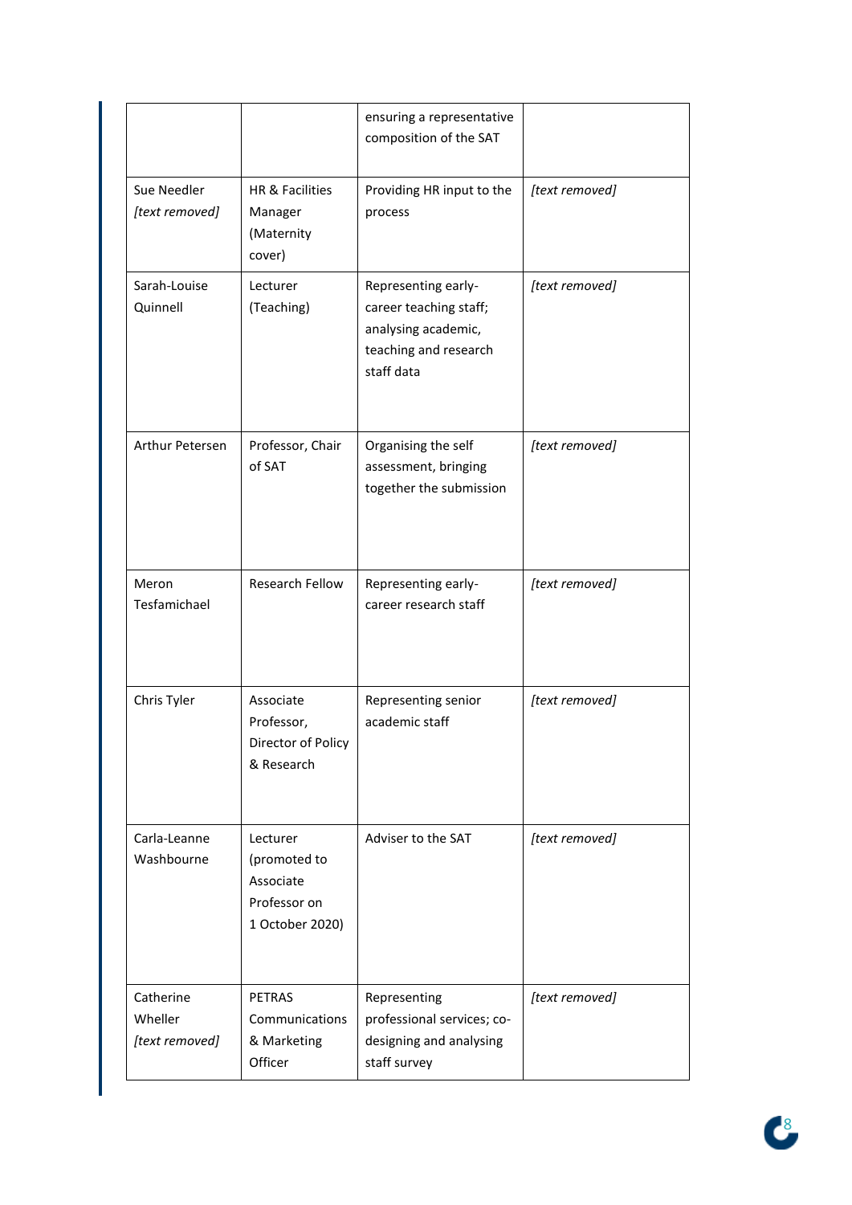| | | ensuring a representative composition of the SAT | |
|---|---|---|---|
| Sue Needler *[text removed]* | HR & Facilities Manager (Maternity cover) | Providing HR input to the process | *[text removed]* |
| Sarah-Louise Quinnell | Lecturer (Teaching) | Representing early-career teaching staff; analysing academic, teaching and research staff data | *[text removed]* |
| Arthur Petersen | Professor, Chair of SAT | Organising the self assessment, bringing together the submission | *[text removed]* |
| Meron Tesfamichael | Research Fellow | Representing early-career research staff | *[text removed]* |
| Chris Tyler | Associate Professor, Director of Policy & Research | Representing senior academic staff | *[text removed]* |
| Carla-Leanne Washbourne | Lecturer (promoted to Associate Professor on 1 October 2020) | Adviser to the SAT | *[text removed]* |
| Catherine Wheller *[text removed]* | PETRAS Communications & Marketing Officer | Representing professional services; co-designing and analysing staff survey | *[text removed]* |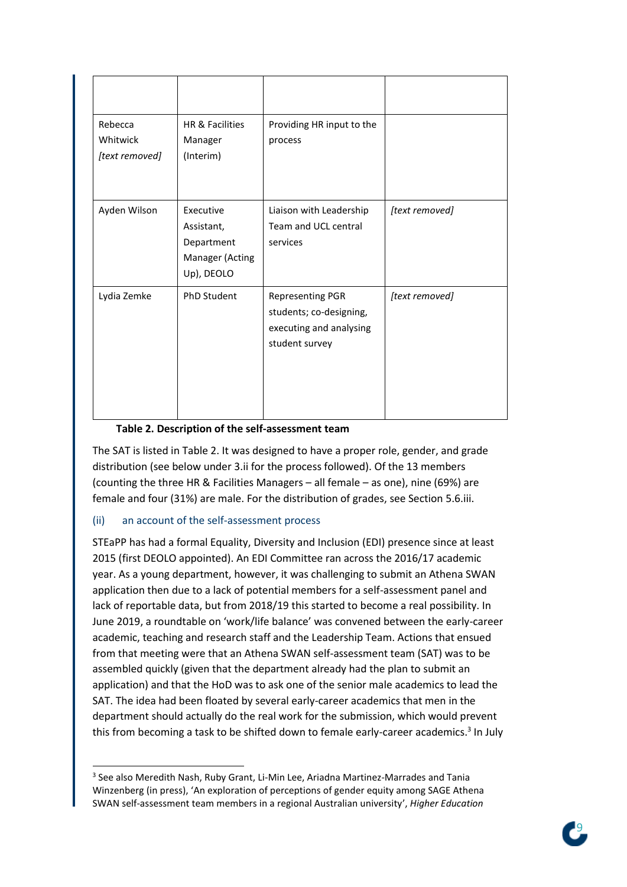| | | | |
|---|---|---|---|
| Rebecca Whitwick *[text removed]* | HR & Facilities Manager (Interim) | Providing HR input to the process | |
| Ayden Wilson | Executive Assistant, Department Manager (Acting Up), DEOLO | Liaison with Leadership Team and UCL central services | *[text removed]* |
| Lydia Zemke | PhD Student | Representing PGR students; co-designing, executing and analysing student survey | *[text removed]* |

**Table 2. Description of the self-assessment team**

The SAT is listed in Table 2. It was designed to have a proper role, gender, and grade distribution (see below under 3.ii for the process followed). Of the 13 members (counting the three HR & Facilities Managers – all female – as one), nine (69%) are female and four (31%) are male. For the distribution of grades, see Section 5.6.iii.

(ii) an account of the self-assessment process

STEaPP has had a formal Equality, Diversity and Inclusion (EDI) presence since at least 2015 (first DEOLO appointed). An EDI Committee ran across the 2016/17 academic year. As a young department, however, it was challenging to submit an Athena SWAN application then due to a lack of potential members for a self-assessment panel and lack of reportable data, but from 2018/19 this started to become a real possibility. In June 2019, a roundtable on 'work/life balance' was convened between the early-career academic, teaching and research staff and the Leadership Team. Actions that ensued from that meeting were that an Athena SWAN self-assessment team (SAT) was to be assembled quickly (given that the department already had the plan to submit an application) and that the HoD was to ask one of the senior male academics to lead the SAT. The idea had been floated by several early-career academics that men in the department should actually do the real work for the submission, which would prevent this from becoming a task to be shifted down to female early-career academics.[3] In July

[3] See also Meredith Nash, Ruby Grant, Li-Min Lee, Ariadna Martinez-Marrades and Tania Winzenberg (in press), 'An exploration of perceptions of gender equity among SAGE Athena SWAN self-assessment team members in a regional Australian university', *Higher Education*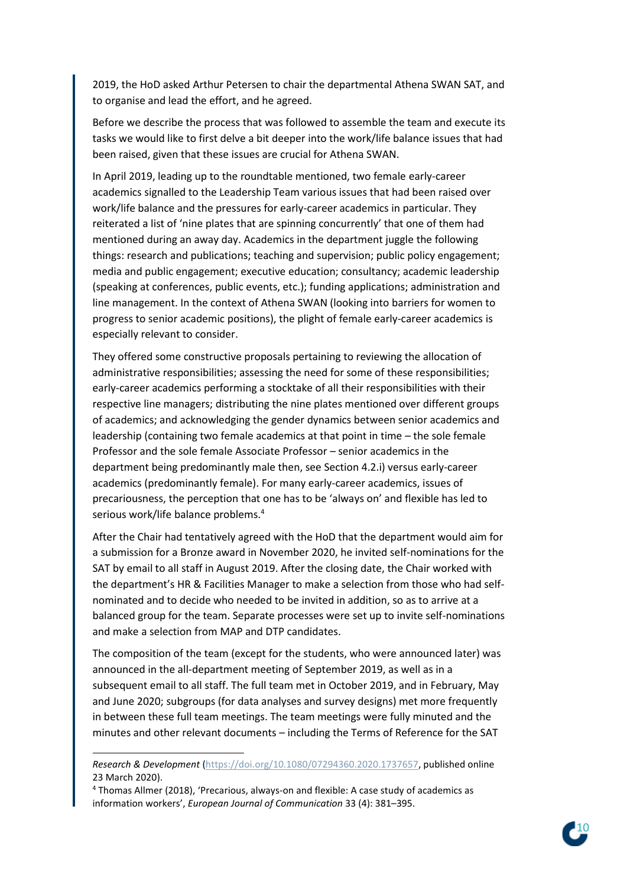2019, the HoD asked Arthur Petersen to chair the departmental Athena SWAN SAT, and to organise and lead the effort, and he agreed.

Before we describe the process that was followed to assemble the team and execute its tasks we would like to first delve a bit deeper into the work/life balance issues that had been raised, given that these issues are crucial for Athena SWAN.

In April 2019, leading up to the roundtable mentioned, two female early-career academics signalled to the Leadership Team various issues that had been raised over work/life balance and the pressures for early-career academics in particular. They reiterated a list of 'nine plates that are spinning concurrently' that one of them had mentioned during an away day. Academics in the department juggle the following things: research and publications; teaching and supervision; public policy engagement; media and public engagement; executive education; consultancy; academic leadership (speaking at conferences, public events, etc.); funding applications; administration and line management. In the context of Athena SWAN (looking into barriers for women to progress to senior academic positions), the plight of female early-career academics is especially relevant to consider.

They offered some constructive proposals pertaining to reviewing the allocation of administrative responsibilities; assessing the need for some of these responsibilities; early-career academics performing a stocktake of all their responsibilities with their respective line managers; distributing the nine plates mentioned over different groups of academics; and acknowledging the gender dynamics between senior academics and leadership (containing two female academics at that point in time – the sole female Professor and the sole female Associate Professor – senior academics in the department being predominantly male then, see Section 4.2.i) versus early-career academics (predominantly female). For many early-career academics, issues of precariousness, the perception that one has to be 'always on' and flexible has led to serious work/life balance problems.[4]

After the Chair had tentatively agreed with the HoD that the department would aim for a submission for a Bronze award in November 2020, he invited self-nominations for the SAT by email to all staff in August 2019. After the closing date, the Chair worked with the department's HR & Facilities Manager to make a selection from those who had self-nominated and to decide who needed to be invited in addition, so as to arrive at a balanced group for the team. Separate processes were set up to invite self-nominations and make a selection from MAP and DTP candidates.

The composition of the team (except for the students, who were announced later) was announced in the all-department meeting of September 2019, as well as in a subsequent email to all staff. The full team met in October 2019, and in February, May and June 2020; subgroups (for data analyses and survey designs) met more frequently in between these full team meetings. The team meetings were fully minuted and the minutes and other relevant documents – including the Terms of Reference for the SAT

---

*Research & Development* (https://doi.org/10.1080/07294360.2020.1737657, published online 23 March 2020).

[4] Thomas Allmer (2018), 'Precarious, always-on and flexible: A case study of academics as information workers', *European Journal of Communication* 33 (4): 381–395.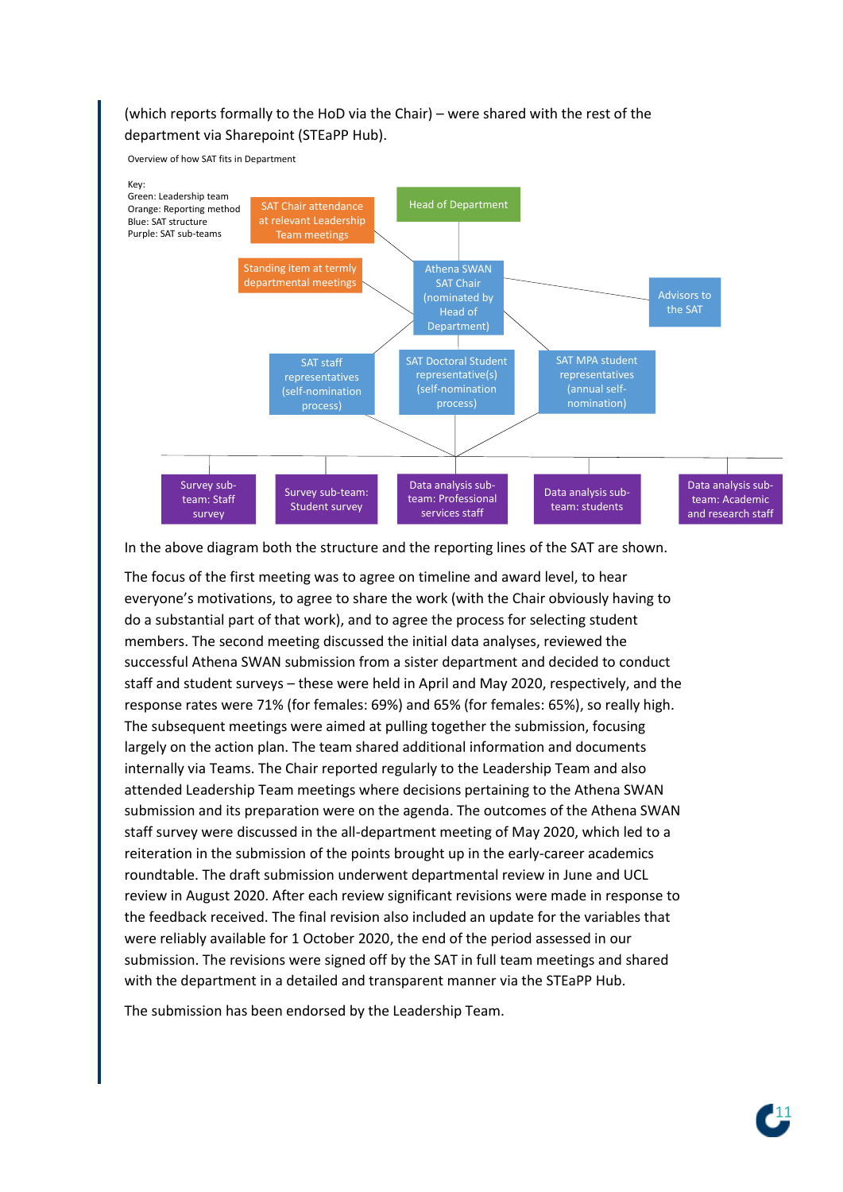(which reports formally to the HoD via the Chair) – were shared with the rest of the department via Sharepoint (STEaPP Hub).

Overview of how SAT fits in Department

Key:
Green: Leadership team
Orange: Reporting method
Blue: SAT structure
Purple: SAT sub-teams

- Head of Department
- SAT Chair attendance at relevant Leadership Team meetings
- Standing item at termly departmental meetings
- Athena SWAN SAT Chair (nominated by Head of Department)
- Advisors to the SAT
- SAT staff representatives (self-nomination process)
- SAT Doctoral Student representative(s) (self-nomination process)
- SAT MPA student representatives (annual self-nomination)
- Survey sub-team: Staff survey
- Survey sub-team: Student survey
- Data analysis sub-team: Professional services staff
- Data analysis sub-team: students
- Data analysis sub-team: Academic and research staff

In the above diagram both the structure and the reporting lines of the SAT are shown.

The focus of the first meeting was to agree on timeline and award level, to hear everyone's motivations, to agree to share the work (with the Chair obviously having to do a substantial part of that work), and to agree the process for selecting student members. The second meeting discussed the initial data analyses, reviewed the successful Athena SWAN submission from a sister department and decided to conduct staff and student surveys – these were held in April and May 2020, respectively, and the response rates were 71% (for females: 69%) and 65% (for females: 65%), so really high. The subsequent meetings were aimed at pulling together the submission, focusing largely on the action plan. The team shared additional information and documents internally via Teams. The Chair reported regularly to the Leadership Team and also attended Leadership Team meetings where decisions pertaining to the Athena SWAN submission and its preparation were on the agenda. The outcomes of the Athena SWAN staff survey were discussed in the all-department meeting of May 2020, which led to a reiteration in the submission of the points brought up in the early-career academics roundtable. The draft submission underwent departmental review in June and UCL review in August 2020. After each review significant revisions were made in response to the feedback received. The final revision also included an update for the variables that were reliably available for 1 October 2020, the end of the period assessed in our submission. The revisions were signed off by the SAT in full team meetings and shared with the department in a detailed and transparent manner via the STEaPP Hub.

The submission has been endorsed by the Leadership Team.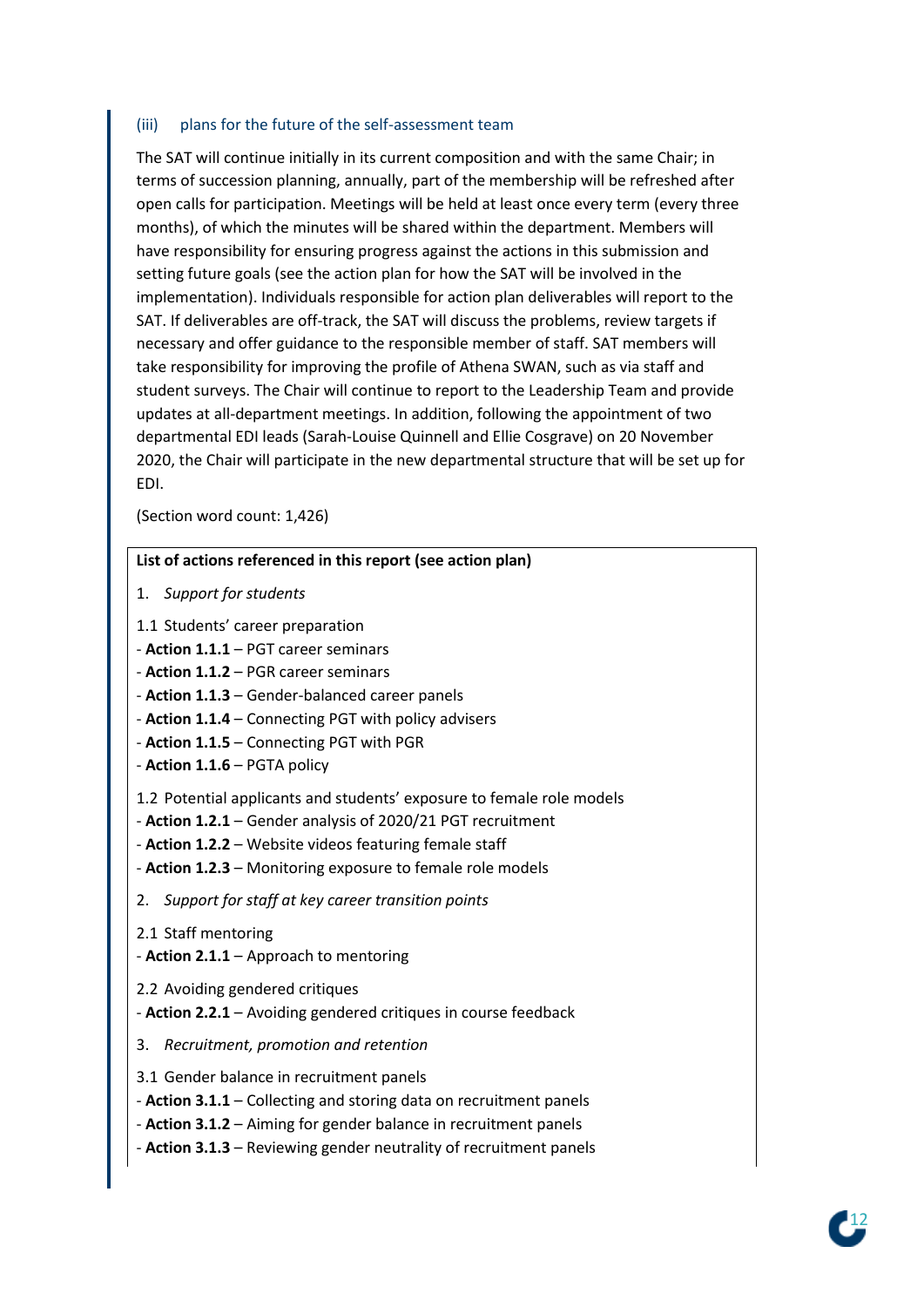### (iii) plans for the future of the self-assessment team

The SAT will continue initially in its current composition and with the same Chair; in terms of succession planning, annually, part of the membership will be refreshed after open calls for participation. Meetings will be held at least once every term (every three months), of which the minutes will be shared within the department. Members will have responsibility for ensuring progress against the actions in this submission and setting future goals (see the action plan for how the SAT will be involved in the implementation). Individuals responsible for action plan deliverables will report to the SAT. If deliverables are off-track, the SAT will discuss the problems, review targets if necessary and offer guidance to the responsible member of staff. SAT members will take responsibility for improving the profile of Athena SWAN, such as via staff and student surveys. The Chair will continue to report to the Leadership Team and provide updates at all-department meetings. In addition, following the appointment of two departmental EDI leads (Sarah-Louise Quinnell and Ellie Cosgrave) on 20 November 2020, the Chair will participate in the new departmental structure that will be set up for EDI.

(Section word count: 1,426)

**List of actions referenced in this report (see action plan)**

1. *Support for students*

1.1 Students' career preparation
- **Action 1.1.1** – PGT career seminars
- **Action 1.1.2** – PGR career seminars
- **Action 1.1.3** – Gender-balanced career panels
- **Action 1.1.4** – Connecting PGT with policy advisers
- **Action 1.1.5** – Connecting PGT with PGR
- **Action 1.1.6** – PGTA policy

1.2 Potential applicants and students' exposure to female role models
- **Action 1.2.1** – Gender analysis of 2020/21 PGT recruitment
- **Action 1.2.2** – Website videos featuring female staff
- **Action 1.2.3** – Monitoring exposure to female role models

2. *Support for staff at key career transition points*

2.1 Staff mentoring
- **Action 2.1.1** – Approach to mentoring

2.2 Avoiding gendered critiques
- **Action 2.2.1** – Avoiding gendered critiques in course feedback

3. *Recruitment, promotion and retention*

3.1 Gender balance in recruitment panels
- **Action 3.1.1** – Collecting and storing data on recruitment panels
- **Action 3.1.2** – Aiming for gender balance in recruitment panels
- **Action 3.1.3** – Reviewing gender neutrality of recruitment panels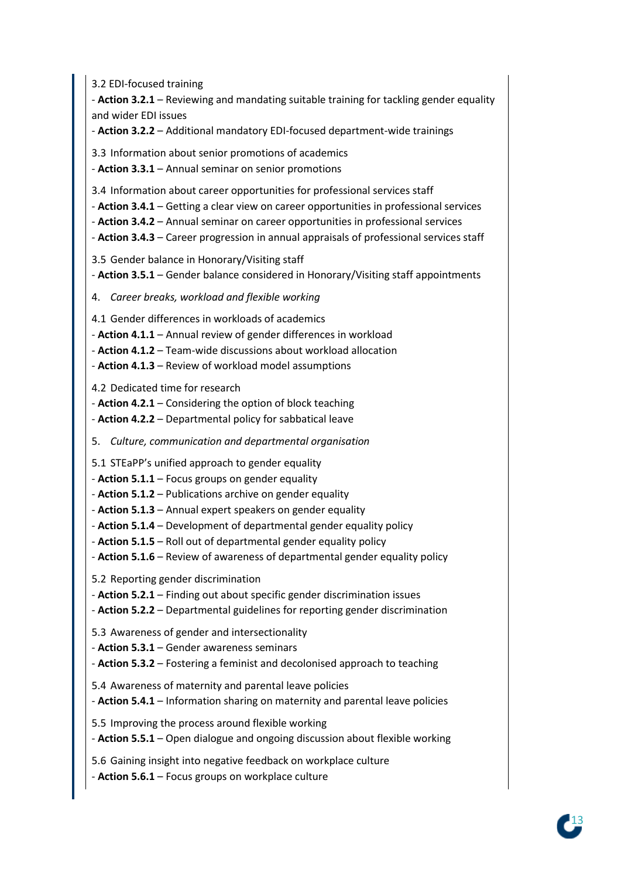3.2 EDI-focused training

- **Action 3.2.1** – Reviewing and mandating suitable training for tackling gender equality and wider EDI issues
- **Action 3.2.2** – Additional mandatory EDI-focused department-wide trainings

3.3 Information about senior promotions of academics

- **Action 3.3.1** – Annual seminar on senior promotions

3.4 Information about career opportunities for professional services staff

- **Action 3.4.1** – Getting a clear view on career opportunities in professional services
- **Action 3.4.2** – Annual seminar on career opportunities in professional services
- **Action 3.4.3** – Career progression in annual appraisals of professional services staff

3.5 Gender balance in Honorary/Visiting staff

- **Action 3.5.1** – Gender balance considered in Honorary/Visiting staff appointments

4. *Career breaks, workload and flexible working*

4.1 Gender differences in workloads of academics

- **Action 4.1.1** – Annual review of gender differences in workload
- **Action 4.1.2** – Team-wide discussions about workload allocation
- **Action 4.1.3** – Review of workload model assumptions

4.2 Dedicated time for research

- **Action 4.2.1** – Considering the option of block teaching
- **Action 4.2.2** – Departmental policy for sabbatical leave

5. *Culture, communication and departmental organisation*

5.1 STEaPP's unified approach to gender equality

- **Action 5.1.1** – Focus groups on gender equality
- **Action 5.1.2** – Publications archive on gender equality
- **Action 5.1.3** – Annual expert speakers on gender equality
- **Action 5.1.4** – Development of departmental gender equality policy
- **Action 5.1.5** – Roll out of departmental gender equality policy
- **Action 5.1.6** – Review of awareness of departmental gender equality policy

5.2 Reporting gender discrimination

- **Action 5.2.1** – Finding out about specific gender discrimination issues
- **Action 5.2.2** – Departmental guidelines for reporting gender discrimination

5.3 Awareness of gender and intersectionality

- **Action 5.3.1** – Gender awareness seminars
- **Action 5.3.2** – Fostering a feminist and decolonised approach to teaching

5.4 Awareness of maternity and parental leave policies

- **Action 5.4.1** – Information sharing on maternity and parental leave policies

5.5 Improving the process around flexible working

- **Action 5.5.1** – Open dialogue and ongoing discussion about flexible working

5.6 Gaining insight into negative feedback on workplace culture

- **Action 5.6.1** – Focus groups on workplace culture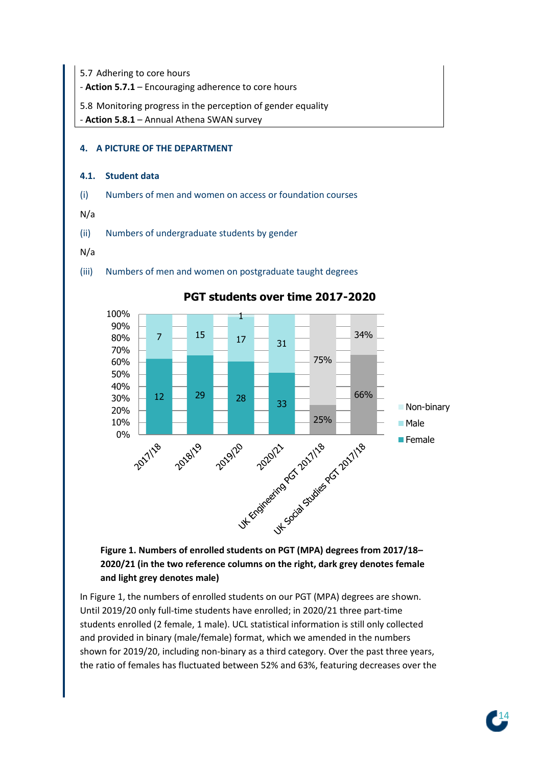5.7 Adhering to core hours
- **Action 5.7.1** – Encouraging adherence to core hours

5.8 Monitoring progress in the perception of gender equality
- **Action 5.8.1** – Annual Athena SWAN survey

## 4. A PICTURE OF THE DEPARTMENT

### 4.1. Student data

(i) Numbers of men and women on access or foundation courses

N/a

(ii) Numbers of undergraduate students by gender

N/a

(iii) Numbers of men and women on postgraduate taught degrees

**PGT students over time 2017-2020**

| | Female | Male | Non-binary |
|---|---|---|---|
| 2017/18 | 12 | 7 | |
| 2018/19 | 29 | 15 | |
| 2019/20 | 28 | 17 | 1 |
| 2020/21 | 33 | 31 | |
| UK Engineering PGT 2017/18 | 25% | 75% | |
| UK Social Studies PGT 2017/18 | 66% | 34% | |

**Figure 1. Numbers of enrolled students on PGT (MPA) degrees from 2017/18–2020/21 (in the two reference columns on the right, dark grey denotes female and light grey denotes male)**

In Figure 1, the numbers of enrolled students on our PGT (MPA) degrees are shown. Until 2019/20 only full-time students have enrolled; in 2020/21 three part-time students enrolled (2 female, 1 male). UCL statistical information is still only collected and provided in binary (male/female) format, which we amended in the numbers shown for 2019/20, including non-binary as a third category. Over the past three years, the ratio of females has fluctuated between 52% and 63%, featuring decreases over the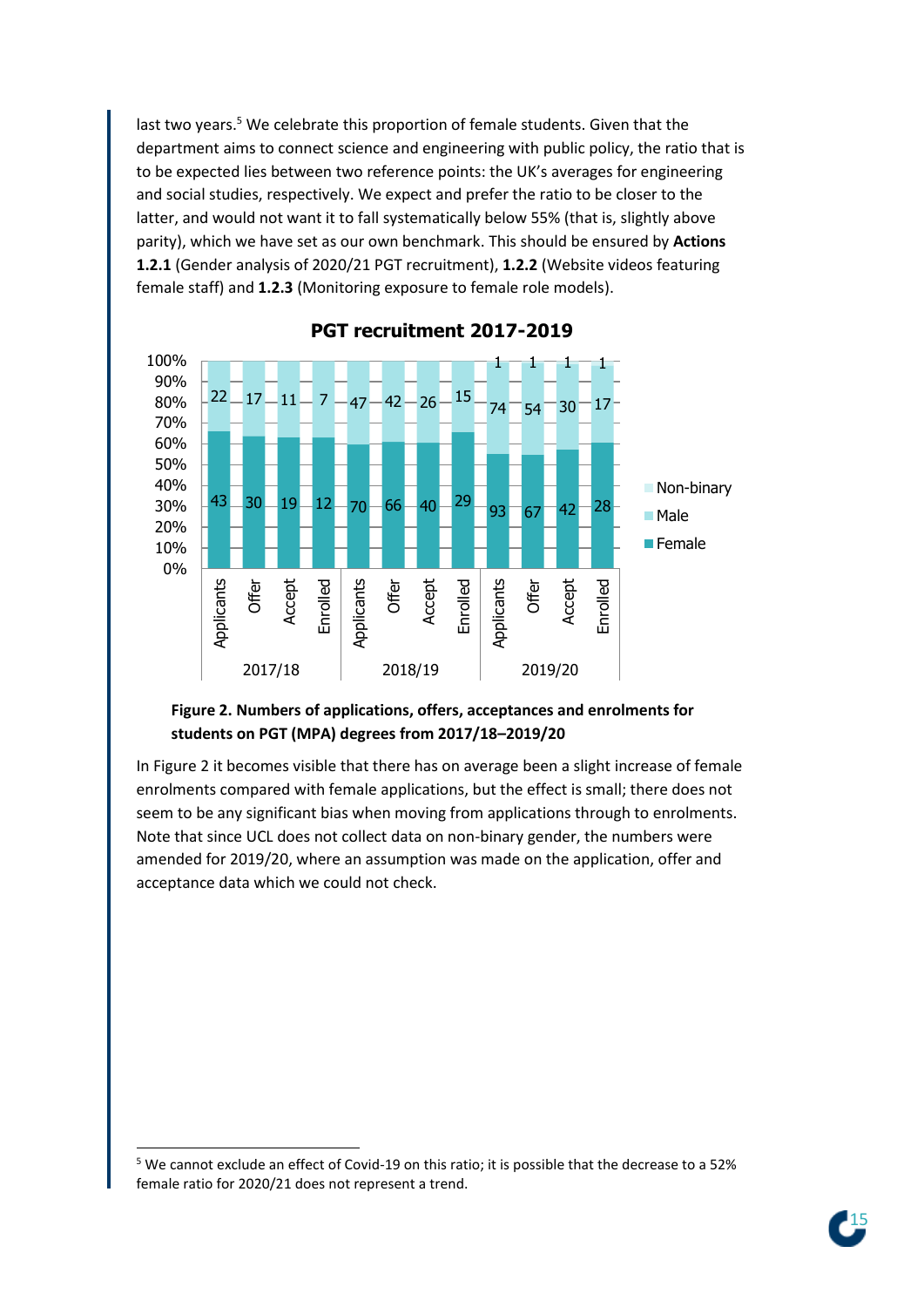last two years.[5] We celebrate this proportion of female students. Given that the department aims to connect science and engineering with public policy, the ratio that is to be expected lies between two reference points: the UK's averages for engineering and social studies, respectively. We expect and prefer the ratio to be closer to the latter, and would not want it to fall systematically below 55% (that is, slightly above parity), which we have set as our own benchmark. This should be ensured by **Actions 1.2.1** (Gender analysis of 2020/21 PGT recruitment), **1.2.2** (Website videos featuring female staff) and **1.2.3** (Monitoring exposure to female role models).

**PGT recruitment 2017-2019**

| Year | Stage | Female | Male | Non-binary |
|---|---|---|---|---|
| 2017/18 | Applicants | 43 | 22 | |
| | Offer | 30 | 17 | |
| | Accept | 19 | 11 | |
| | Enrolled | 12 | 7 | |
| 2018/19 | Applicants | 70 | 47 | |
| | Offer | 66 | 42 | |
| | Accept | 40 | 26 | |
| | Enrolled | 29 | 15 | |
| 2019/20 | Applicants | 93 | 74 | 1 |
| | Offer | 67 | 54 | 1 |
| | Accept | 42 | 30 | 1 |
| | Enrolled | 28 | 17 | 1 |

**Figure 2. Numbers of applications, offers, acceptances and enrolments for students on PGT (MPA) degrees from 2017/18–2019/20**

In Figure 2 it becomes visible that there has on average been a slight increase of female enrolments compared with female applications, but the effect is small; there does not seem to be any significant bias when moving from applications through to enrolments. Note that since UCL does not collect data on non-binary gender, the numbers were amended for 2019/20, where an assumption was made on the application, offer and acceptance data which we could not check.

[5] We cannot exclude an effect of Covid-19 on this ratio; it is possible that the decrease to a 52% female ratio for 2020/21 does not represent a trend.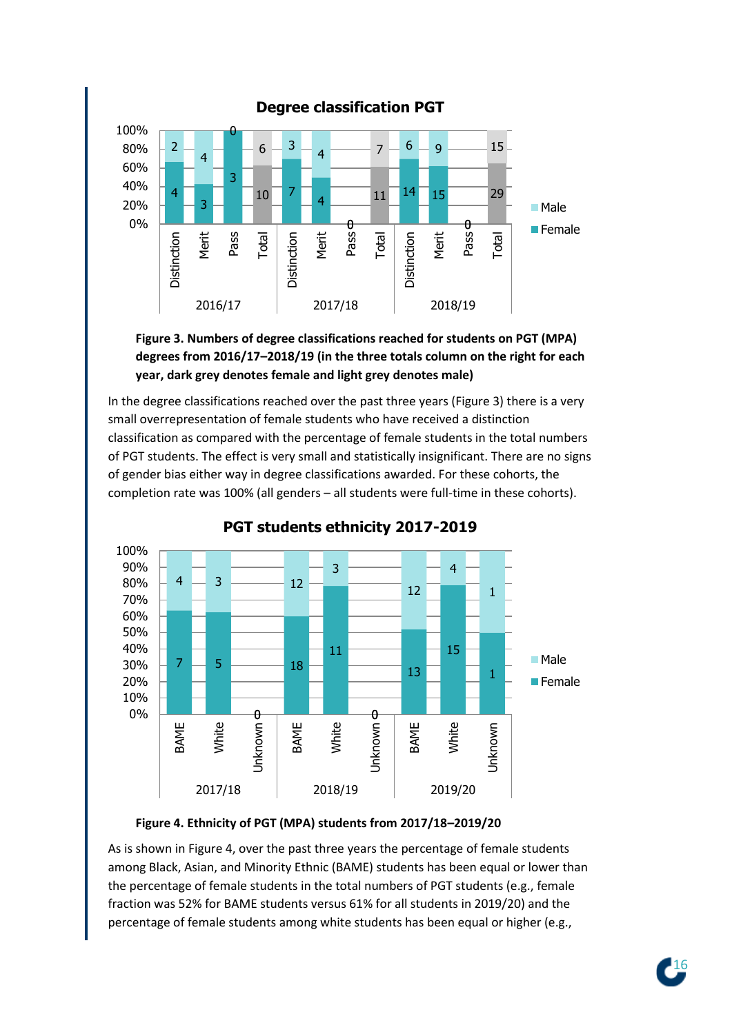**Degree classification PGT**

| Year | Classification | Female | Male |
|---|---|---|---|
| 2016/17 | Distinction | 4 | 2 |
| | Merit | 3 | 4 |
| | Pass | 3 | 0 |
| | Total | 10 | 6 |
| 2017/18 | Distinction | 7 | 3 |
| | Merit | 4 | 4 |
| | Pass | 0 | |
| | Total | 11 | 7 |
| 2018/19 | Distinction | 14 | 6 |
| | Merit | 15 | 9 |
| | Pass | 0 | |
| | Total | 29 | 15 |

**Figure 3. Numbers of degree classifications reached for students on PGT (MPA) degrees from 2016/17–2018/19 (in the three totals column on the right for each year, dark grey denotes female and light grey denotes male)**

In the degree classifications reached over the past three years (Figure 3) there is a very small overrepresentation of female students who have received a distinction classification as compared with the percentage of female students in the total numbers of PGT students. The effect is very small and statistically insignificant. There are no signs of gender bias either way in degree classifications awarded. For these cohorts, the completion rate was 100% (all genders – all students were full-time in these cohorts).

**PGT students ethnicity 2017-2019**

| Year | Ethnicity | Female | Male |
|---|---|---|---|
| 2017/18 | BAME | 7 | 4 |
| | White | 5 | 3 |
| | Unknown | 0 | |
| 2018/19 | BAME | 18 | 12 |
| | White | 11 | 3 |
| | Unknown | 0 | |
| 2019/20 | BAME | 13 | 12 |
| | White | 15 | 4 |
| | Unknown | 1 | 1 |

**Figure 4. Ethnicity of PGT (MPA) students from 2017/18–2019/20**

As is shown in Figure 4, over the past three years the percentage of female students among Black, Asian, and Minority Ethnic (BAME) students has been equal or lower than the percentage of female students in the total numbers of PGT students (e.g., female fraction was 52% for BAME students versus 61% for all students in 2019/20) and the percentage of female students among white students has been equal or higher (e.g.,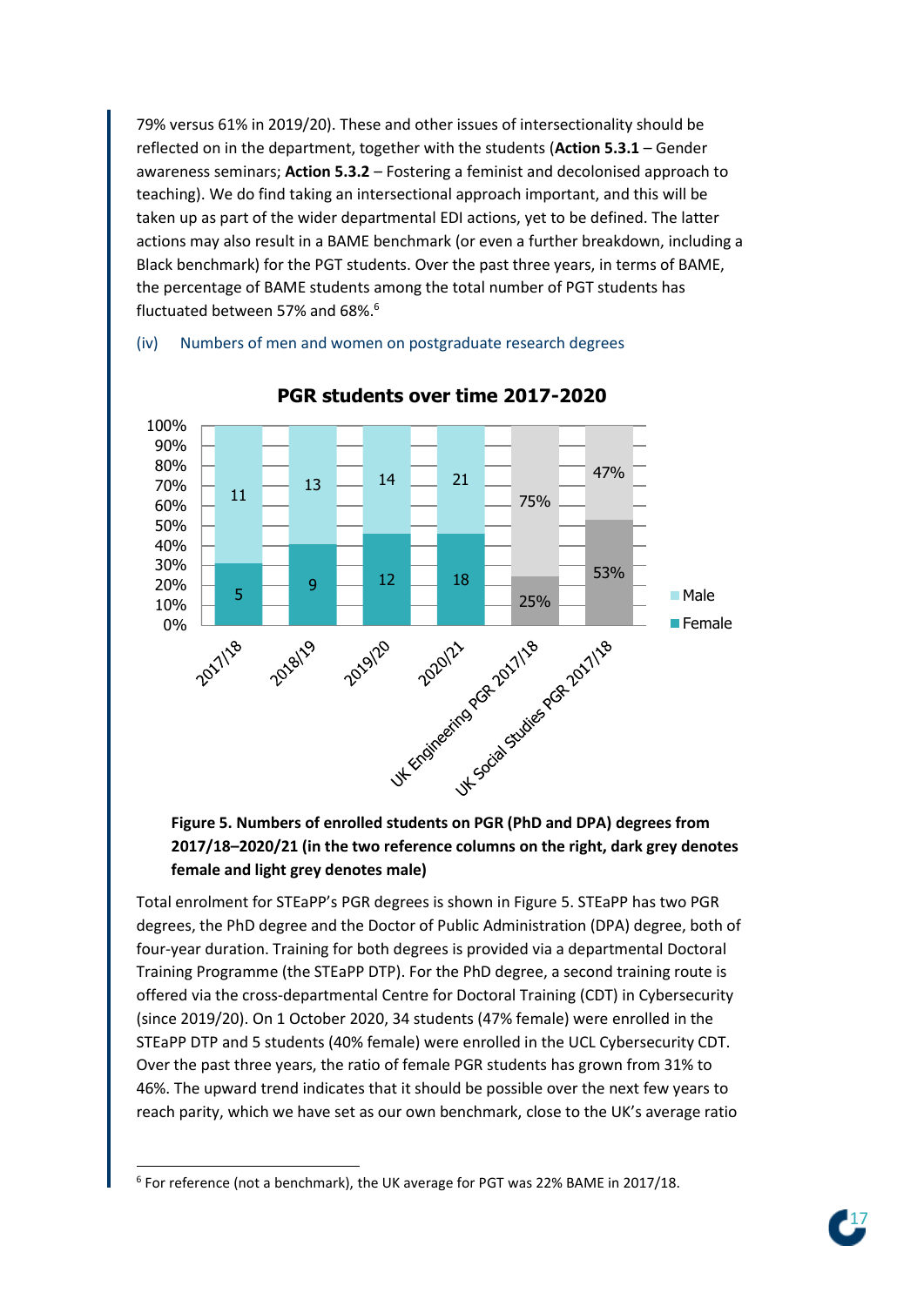79% versus 61% in 2019/20). These and other issues of intersectionality should be reflected on in the department, together with the students (**Action 5.3.1** – Gender awareness seminars; **Action 5.3.2** – Fostering a feminist and decolonised approach to teaching). We do find taking an intersectional approach important, and this will be taken up as part of the wider departmental EDI actions, yet to be defined. The latter actions may also result in a BAME benchmark (or even a further breakdown, including a Black benchmark) for the PGT students. Over the past three years, in terms of BAME, the percentage of BAME students among the total number of PGT students has fluctuated between 57% and 68%.[6]

(iv) Numbers of men and women on postgraduate research degrees

**PGR students over time 2017-2020**

| | 2017/18 | 2018/19 | 2019/20 | 2020/21 | UK Engineering PGR 2017/18 | UK Social Studies PGR 2017/18 |
|---|---|---|---|---|---|---|
| Male | 11 | 13 | 14 | 21 | 75% | 47% |
| Female | 5 | 9 | 12 | 18 | 25% | 53% |

**Figure 5. Numbers of enrolled students on PGR (PhD and DPA) degrees from 2017/18–2020/21 (in the two reference columns on the right, dark grey denotes female and light grey denotes male)**

Total enrolment for STEaPP's PGR degrees is shown in Figure 5. STEaPP has two PGR degrees, the PhD degree and the Doctor of Public Administration (DPA) degree, both of four-year duration. Training for both degrees is provided via a departmental Doctoral Training Programme (the STEaPP DTP). For the PhD degree, a second training route is offered via the cross-departmental Centre for Doctoral Training (CDT) in Cybersecurity (since 2019/20). On 1 October 2020, 34 students (47% female) were enrolled in the STEaPP DTP and 5 students (40% female) were enrolled in the UCL Cybersecurity CDT. Over the past three years, the ratio of female PGR students has grown from 31% to 46%. The upward trend indicates that it should be possible over the next few years to reach parity, which we have set as our own benchmark, close to the UK's average ratio

[6] For reference (not a benchmark), the UK average for PGT was 22% BAME in 2017/18.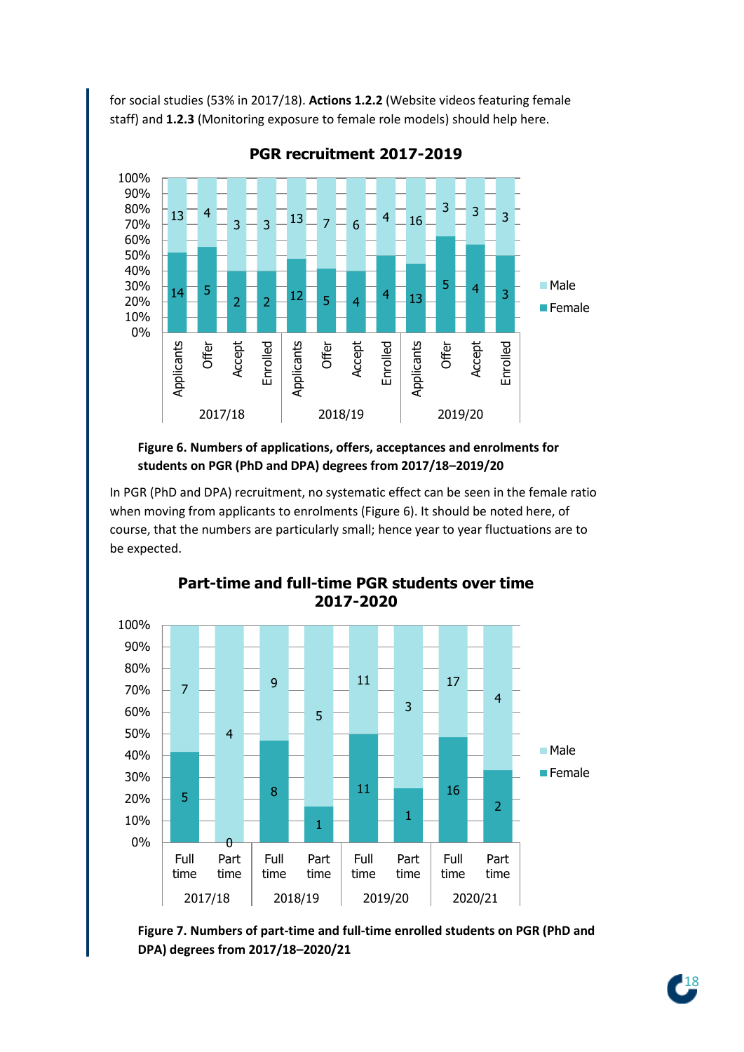for social studies (53% in 2017/18). **Actions 1.2.2** (Website videos featuring female staff) and **1.2.3** (Monitoring exposure to female role models) should help here.

**PGR recruitment 2017-2019**

| Year | Stage | Female | Male |
|---|---|---|---|
| 2017/18 | Applicants | 14 | 13 |
| 2017/18 | Offer | 5 | 4 |
| 2017/18 | Accept | 2 | 3 |
| 2017/18 | Enrolled | 2 | 3 |
| 2018/19 | Applicants | 12 | 13 |
| 2018/19 | Offer | 5 | 7 |
| 2018/19 | Accept | 4 | 6 |
| 2018/19 | Enrolled | 4 | 4 |
| 2019/20 | Applicants | 13 | 16 |
| 2019/20 | Offer | 5 | 3 |
| 2019/20 | Accept | 4 | 3 |
| 2019/20 | Enrolled | 3 | 3 |

**Figure 6. Numbers of applications, offers, acceptances and enrolments for students on PGR (PhD and DPA) degrees from 2017/18–2019/20**

In PGR (PhD and DPA) recruitment, no systematic effect can be seen in the female ratio when moving from applicants to enrolments (Figure 6). It should be noted here, of course, that the numbers are particularly small; hence year to year fluctuations are to be expected.

**Part-time and full-time PGR students over time 2017-2020**

| Year | Mode | Female | Male |
|---|---|---|---|
| 2017/18 | Full time | 5 | 7 |
| 2017/18 | Part time | 0 | 4 |
| 2018/19 | Full time | 8 | 9 |
| 2018/19 | Part time | 1 | 5 |
| 2019/20 | Full time | 11 | 11 |
| 2019/20 | Part time | 1 | 3 |
| 2020/21 | Full time | 16 | 17 |
| 2020/21 | Part time | 2 | 4 |

**Figure 7. Numbers of part-time and full-time enrolled students on PGR (PhD and DPA) degrees from 2017/18–2020/21**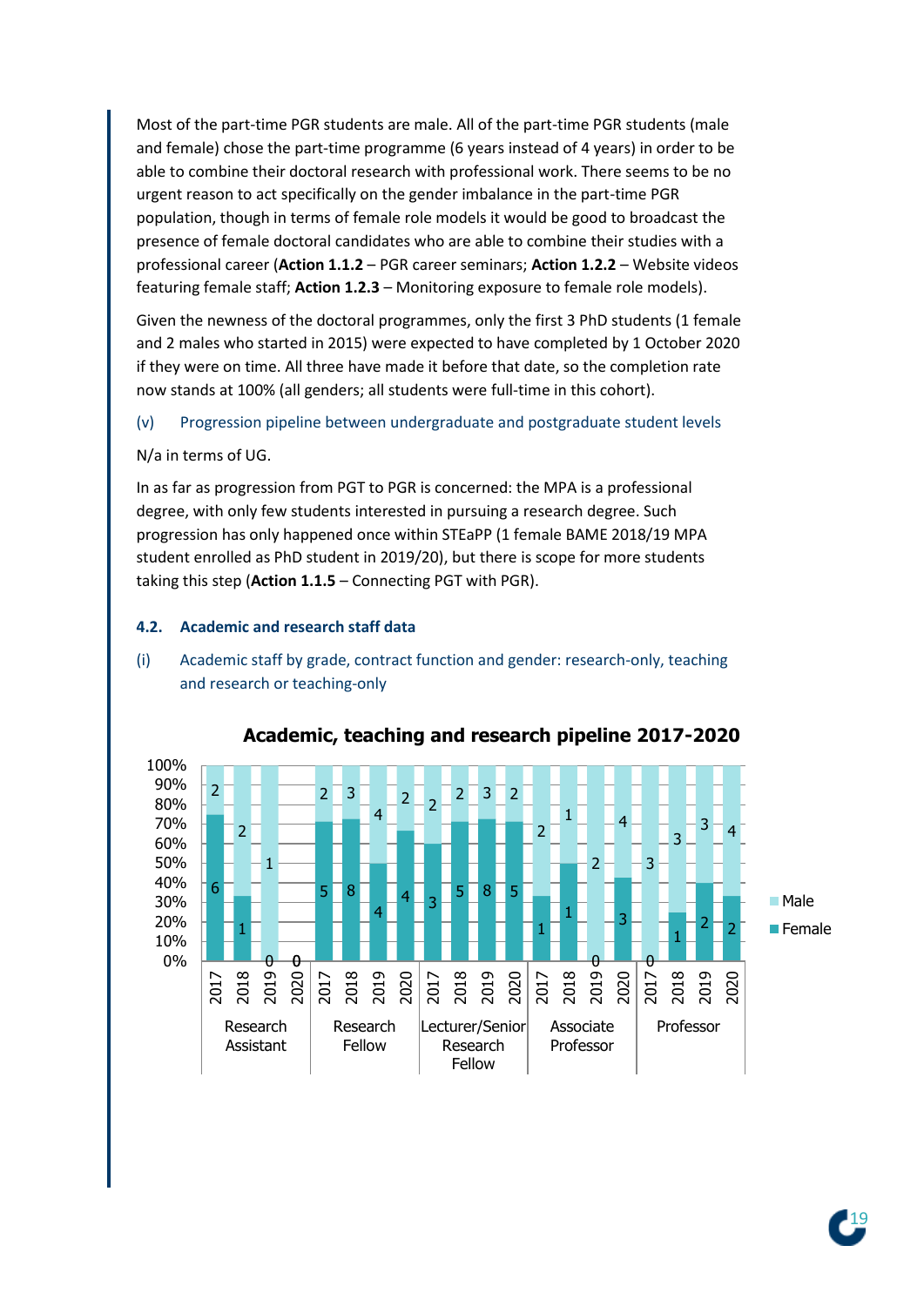Most of the part-time PGR students are male. All of the part-time PGR students (male and female) chose the part-time programme (6 years instead of 4 years) in order to be able to combine their doctoral research with professional work. There seems to be no urgent reason to act specifically on the gender imbalance in the part-time PGR population, though in terms of female role models it would be good to broadcast the presence of female doctoral candidates who are able to combine their studies with a professional career (**Action 1.1.2** – PGR career seminars; **Action 1.2.2** – Website videos featuring female staff; **Action 1.2.3** – Monitoring exposure to female role models).

Given the newness of the doctoral programmes, only the first 3 PhD students (1 female and 2 males who started in 2015) were expected to have completed by 1 October 2020 if they were on time. All three have made it before that date, so the completion rate now stands at 100% (all genders; all students were full-time in this cohort).

(v) Progression pipeline between undergraduate and postgraduate student levels

N/a in terms of UG.

In as far as progression from PGT to PGR is concerned: the MPA is a professional degree, with only few students interested in pursuing a research degree. Such progression has only happened once within STEaPP (1 female BAME 2018/19 MPA student enrolled as PhD student in 2019/20), but there is scope for more students taking this step (**Action 1.1.5** – Connecting PGT with PGR).

### 4.2. Academic and research staff data

(i) Academic staff by grade, contract function and gender: research-only, teaching and research or teaching-only

**Academic, teaching and research pipeline 2017-2020**

| Grade | Year | Female | Male |
|---|---|---|---|
| Research Assistant | 2017 | 6 | 2 |
| | 2018 | 1 | 2 |
| | 2019 | 0 | 1 |
| | 2020 | 0 | |
| Research Fellow | 2017 | 5 | 2 |
| | 2018 | 8 | 3 |
| | 2019 | 4 | 4 |
| | 2020 | 4 | 2 |
| Lecturer/Senior Research Fellow | 2017 | 3 | 2 |
| | 2018 | 5 | 2 |
| | 2019 | 8 | 3 |
| | 2020 | 5 | 2 |
| Associate Professor | 2017 | 1 | 2 |
| | 2018 | 1 | 1 |
| | 2019 | 0 | 2 |
| | 2020 | 3 | 4 |
| Professor | 2017 | 0 | 3 |
| | 2018 | 1 | 3 |
| | 2019 | 2 | 3 |
| | 2020 | 2 | 4 |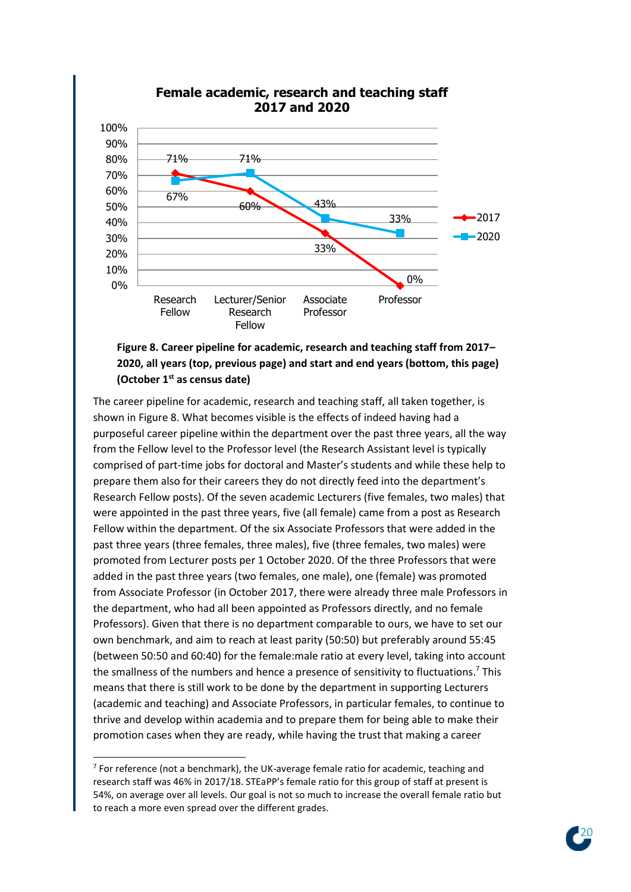**Female academic, research and teaching staff 2017 and 2020**

| | Research Fellow | Lecturer/Senior Research Fellow | Associate Professor | Professor |
|---|---|---|---|---|
| 2017 | 71% | 60% | 33% | 0% |
| 2020 | 67% | 71% | 43% | 33% |

**Figure 8. Career pipeline for academic, research and teaching staff from 2017–2020, all years (top, previous page) and start and end years (bottom, this page) (October 1st as census date)**

The career pipeline for academic, research and teaching staff, all taken together, is shown in Figure 8. What becomes visible is the effects of indeed having had a purposeful career pipeline within the department over the past three years, all the way from the Fellow level to the Professor level (the Research Assistant level is typically comprised of part-time jobs for doctoral and Master's students and while these help to prepare them also for their careers they do not directly feed into the department's Research Fellow posts). Of the seven academic Lecturers (five females, two males) that were appointed in the past three years, five (all female) came from a post as Research Fellow within the department. Of the six Associate Professors that were added in the past three years (three females, three males), five (three females, two males) were promoted from Lecturer posts per 1 October 2020. Of the three Professors that were added in the past three years (two females, one male), one (female) was promoted from Associate Professor (in October 2017, there were already three male Professors in the department, who had all been appointed as Professors directly, and no female Professors). Given that there is no department comparable to ours, we have to set our own benchmark, and aim to reach at least parity (50:50) but preferably around 55:45 (between 50:50 and 60:40) for the female:male ratio at every level, taking into account the smallness of the numbers and hence a presence of sensitivity to fluctuations.[7] This means that there is still work to be done by the department in supporting Lecturers (academic and teaching) and Associate Professors, in particular females, to continue to thrive and develop within academia and to prepare them for being able to make their promotion cases when they are ready, while having the trust that making a career

---

[7] For reference (not a benchmark), the UK-average female ratio for academic, teaching and research staff was 46% in 2017/18. STEaPP's female ratio for this group of staff at present is 54%, on average over all levels. Our goal is not so much to increase the overall female ratio but to reach a more even spread over the different grades.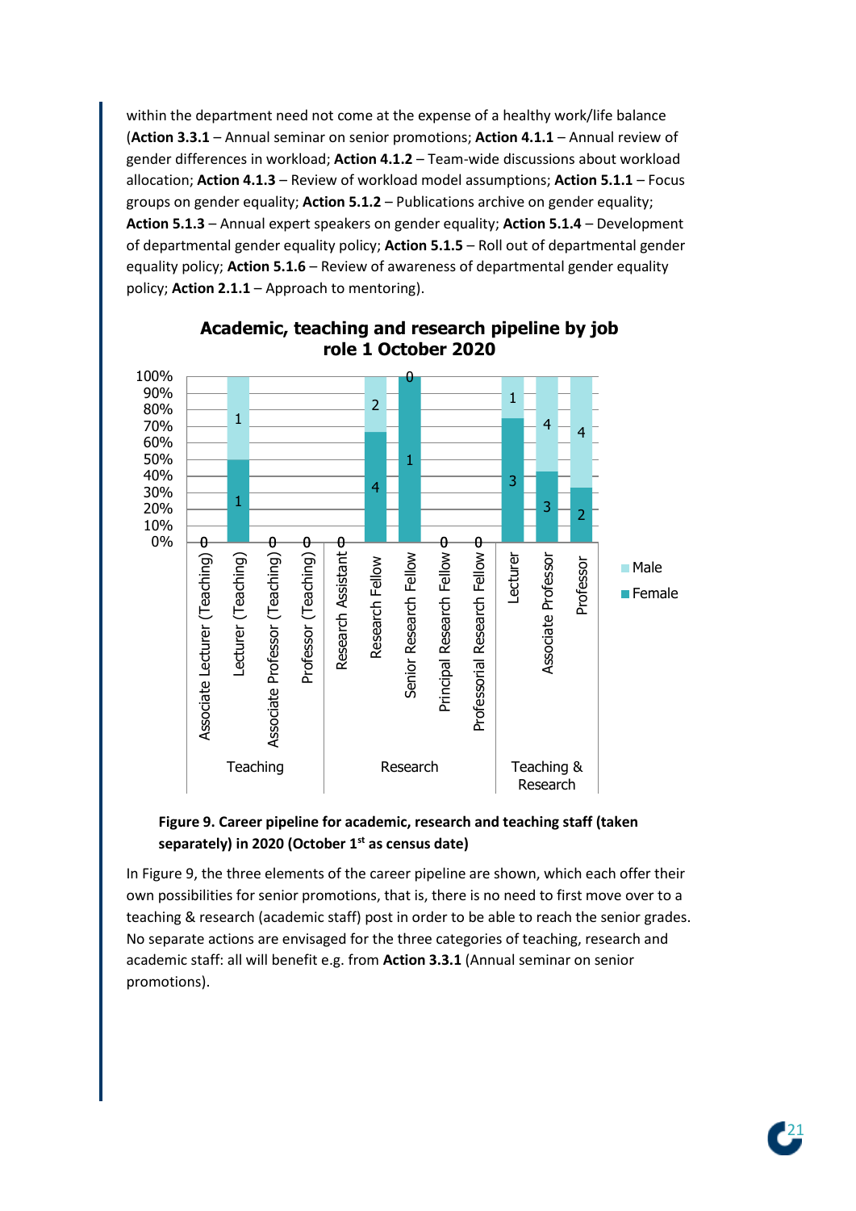within the department need not come at the expense of a healthy work/life balance (**Action 3.3.1** – Annual seminar on senior promotions; **Action 4.1.1** – Annual review of gender differences in workload; **Action 4.1.2** – Team-wide discussions about workload allocation; **Action 4.1.3** – Review of workload model assumptions; **Action 5.1.1** – Focus groups on gender equality; **Action 5.1.2** – Publications archive on gender equality; **Action 5.1.3** – Annual expert speakers on gender equality; **Action 5.1.4** – Development of departmental gender equality policy; **Action 5.1.5** – Roll out of departmental gender equality policy; **Action 5.1.6** – Review of awareness of departmental gender equality policy; **Action 2.1.1** – Approach to mentoring).

**Academic, teaching and research pipeline by job role 1 October 2020**

| Category | Job role | Female | Male |
|---|---|---|---|
| Teaching | Associate Lecturer (Teaching) | 0 | 0 |
| Teaching | Lecturer (Teaching) | 1 | 1 |
| Teaching | Associate Professor (Teaching) | 0 | 0 |
| Teaching | Professor (Teaching) | 0 | 0 |
| Research | Research Assistant | 0 | 0 |
| Research | Research Fellow | 4 | 2 |
| Research | Senior Research Fellow | 1 | 0 |
| Research | Principal Research Fellow | 0 | 0 |
| Research | Professorial Research Fellow | 0 | 0 |
| Teaching & Research | Lecturer | 3 | 1 |
| Teaching & Research | Associate Professor | 3 | 4 |
| Teaching & Research | Professor | 2 | 4 |

**Figure 9. Career pipeline for academic, research and teaching staff (taken separately) in 2020 (October 1st as census date)**

In Figure 9, the three elements of the career pipeline are shown, which each offer their own possibilities for senior promotions, that is, there is no need to first move over to a teaching & research (academic staff) post in order to be able to reach the senior grades. No separate actions are envisaged for the three categories of teaching, research and academic staff: all will benefit e.g. from **Action 3.3.1** (Annual seminar on senior promotions).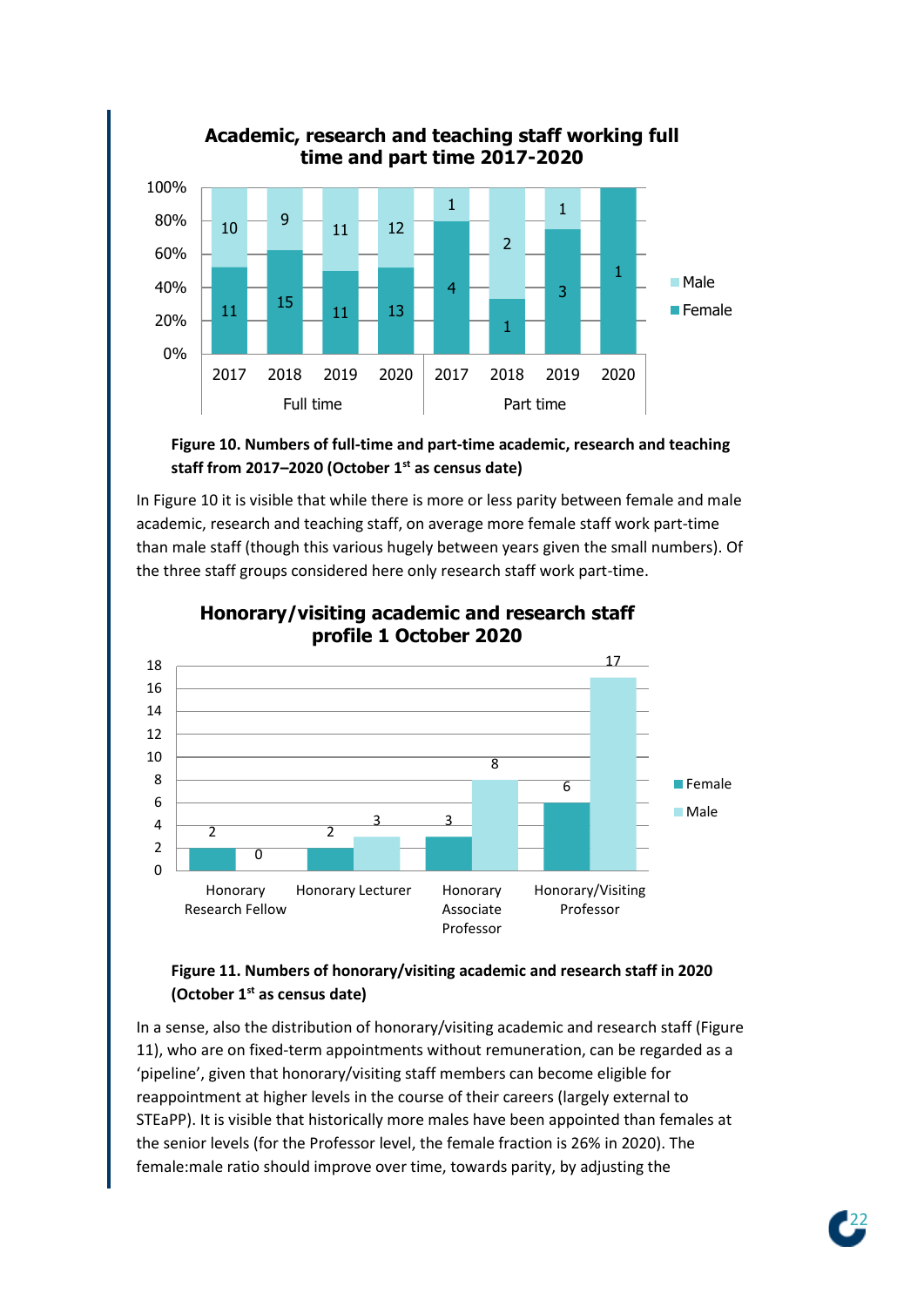**Academic, research and teaching staff working full time and part time 2017-2020**

| | Year | Female | Male |
|---|---|---|---|
| Full time | 2017 | 11 | 10 |
| | 2018 | 15 | 9 |
| | 2019 | 11 | 11 |
| | 2020 | 13 | 12 |
| Part time | 2017 | 4 | 1 |
| | 2018 | 1 | 2 |
| | 2019 | 3 | 1 |
| | 2020 | 1 | |

**Figure 10. Numbers of full-time and part-time academic, research and teaching staff from 2017–2020 (October 1st as census date)**

In Figure 10 it is visible that while there is more or less parity between female and male academic, research and teaching staff, on average more female staff work part-time than male staff (though this various hugely between years given the small numbers). Of the three staff groups considered here only research staff work part-time.

**Honorary/visiting academic and research staff profile 1 October 2020**

| | Female | Male |
|---|---|---|
| Honorary Research Fellow | 2 | 0 |
| Honorary Lecturer | 2 | 3 |
| Honorary Associate Professor | 3 | 8 |
| Honorary/Visiting Professor | 6 | 17 |

**Figure 11. Numbers of honorary/visiting academic and research staff in 2020 (October 1st as census date)**

In a sense, also the distribution of honorary/visiting academic and research staff (Figure 11), who are on fixed-term appointments without remuneration, can be regarded as a 'pipeline', given that honorary/visiting staff members can become eligible for reappointment at higher levels in the course of their careers (largely external to STEaPP). It is visible that historically more males have been appointed than females at the senior levels (for the Professor level, the female fraction is 26% in 2020). The female:male ratio should improve over time, towards parity, by adjusting the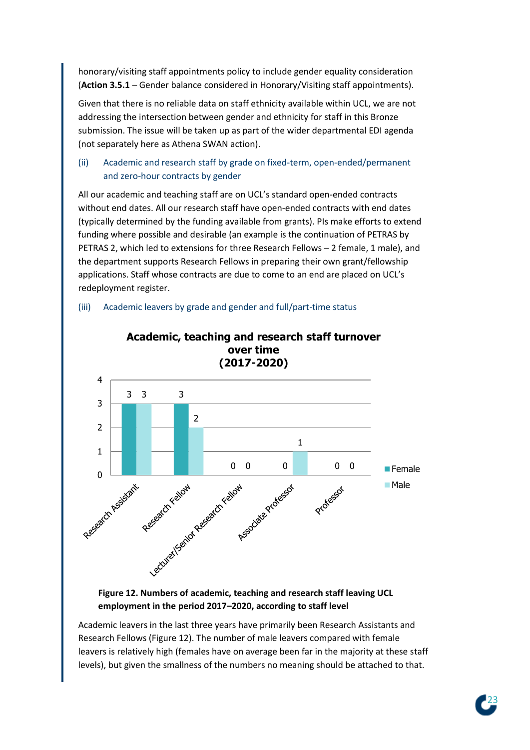honorary/visiting staff appointments policy to include gender equality consideration (**Action 3.5.1** – Gender balance considered in Honorary/Visiting staff appointments).

Given that there is no reliable data on staff ethnicity available within UCL, we are not addressing the intersection between gender and ethnicity for staff in this Bronze submission. The issue will be taken up as part of the wider departmental EDI agenda (not separately here as Athena SWAN action).

### (ii) Academic and research staff by grade on fixed-term, open-ended/permanent and zero-hour contracts by gender

All our academic and teaching staff are on UCL's standard open-ended contracts without end dates. All our research staff have open-ended contracts with end dates (typically determined by the funding available from grants). PIs make efforts to extend funding where possible and desirable (an example is the continuation of PETRAS by PETRAS 2, which led to extensions for three Research Fellows – 2 female, 1 male), and the department supports Research Fellows in preparing their own grant/fellowship applications. Staff whose contracts are due to come to an end are placed on UCL's redeployment register.

### (iii) Academic leavers by grade and gender and full/part-time status

**Academic, teaching and research staff turnover over time (2017-2020)**

| Staff level | Female | Male |
|---|---|---|
| Research Assistant | 3 | 3 |
| Research Fellow | 3 | 2 |
| Lecturer/Senior Research Fellow | 0 | 0 |
| Associate Professor | 0 | 1 |
| Professor | 0 | 0 |

**Figure 12. Numbers of academic, teaching and research staff leaving UCL employment in the period 2017–2020, according to staff level**

Academic leavers in the last three years have primarily been Research Assistants and Research Fellows (Figure 12). The number of male leavers compared with female leavers is relatively high (females have on average been far in the majority at these staff levels), but given the smallness of the numbers no meaning should be attached to that.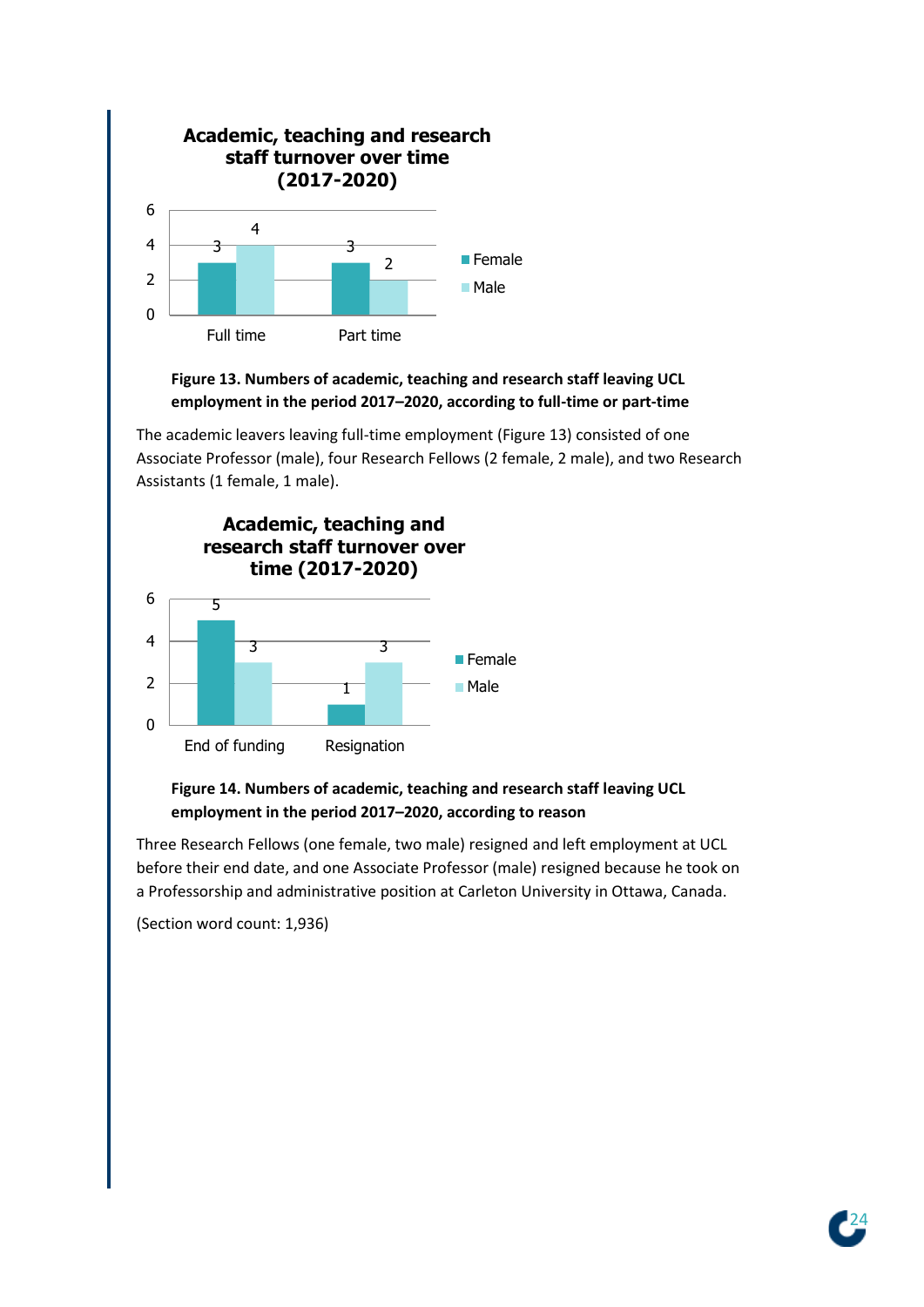**Academic, teaching and research staff turnover over time (2017-2020)**

| | Female | Male |
|---|---|---|
| Full time | 3 | 4 |
| Part time | 3 | 2 |

**Figure 13. Numbers of academic, teaching and research staff leaving UCL employment in the period 2017–2020, according to full-time or part-time**

The academic leavers leaving full-time employment (Figure 13) consisted of one Associate Professor (male), four Research Fellows (2 female, 2 male), and two Research Assistants (1 female, 1 male).

**Academic, teaching and research staff turnover over time (2017-2020)**

| | Female | Male |
|---|---|---|
| End of funding | 5 | 3 |
| Resignation | 1 | 3 |

**Figure 14. Numbers of academic, teaching and research staff leaving UCL employment in the period 2017–2020, according to reason**

Three Research Fellows (one female, two male) resigned and left employment at UCL before their end date, and one Associate Professor (male) resigned because he took on a Professorship and administrative position at Carleton University in Ottawa, Canada.

(Section word count: 1,936)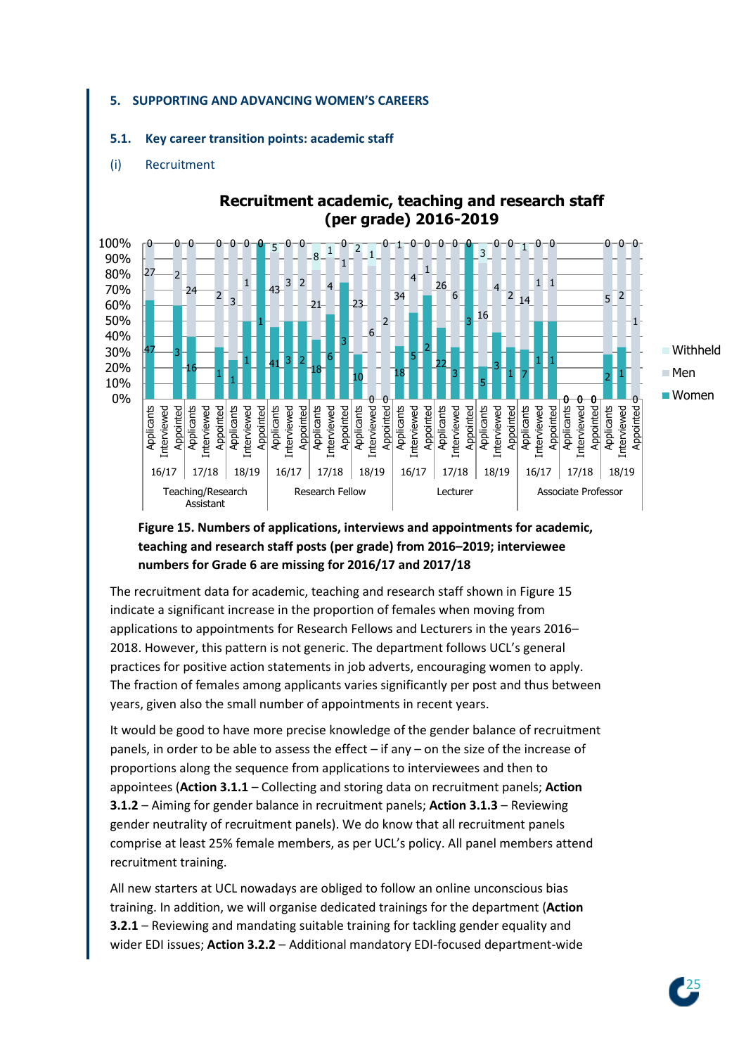## 5. SUPPORTING AND ADVANCING WOMEN'S CAREERS

### 5.1. Key career transition points: academic staff

#### (i) Recruitment

**Figure 15. Numbers of applications, interviews and appointments for academic, teaching and research staff posts (per grade) from 2016–2019; interviewee numbers for Grade 6 are missing for 2016/17 and 2017/18**

The recruitment data for academic, teaching and research staff shown in Figure 15 indicate a significant increase in the proportion of females when moving from applications to appointments for Research Fellows and Lecturers in the years 2016–2018. However, this pattern is not generic. The department follows UCL's general practices for positive action statements in job adverts, encouraging women to apply. The fraction of females among applicants varies significantly per post and thus between years, given also the small number of appointments in recent years.

It would be good to have more precise knowledge of the gender balance of recruitment panels, in order to be able to assess the effect – if any – on the size of the increase of proportions along the sequence from applications to interviewees and then to appointees (**Action 3.1.1** – Collecting and storing data on recruitment panels; **Action 3.1.2** – Aiming for gender balance in recruitment panels; **Action 3.1.3** – Reviewing gender neutrality of recruitment panels). We do know that all recruitment panels comprise at least 25% female members, as per UCL's policy. All panel members attend recruitment training.

All new starters at UCL nowadays are obliged to follow an online unconscious bias training. In addition, we will organise dedicated trainings for the department (**Action 3.2.1** – Reviewing and mandating suitable training for tackling gender equality and wider EDI issues; **Action 3.2.2** – Additional mandatory EDI-focused department-wide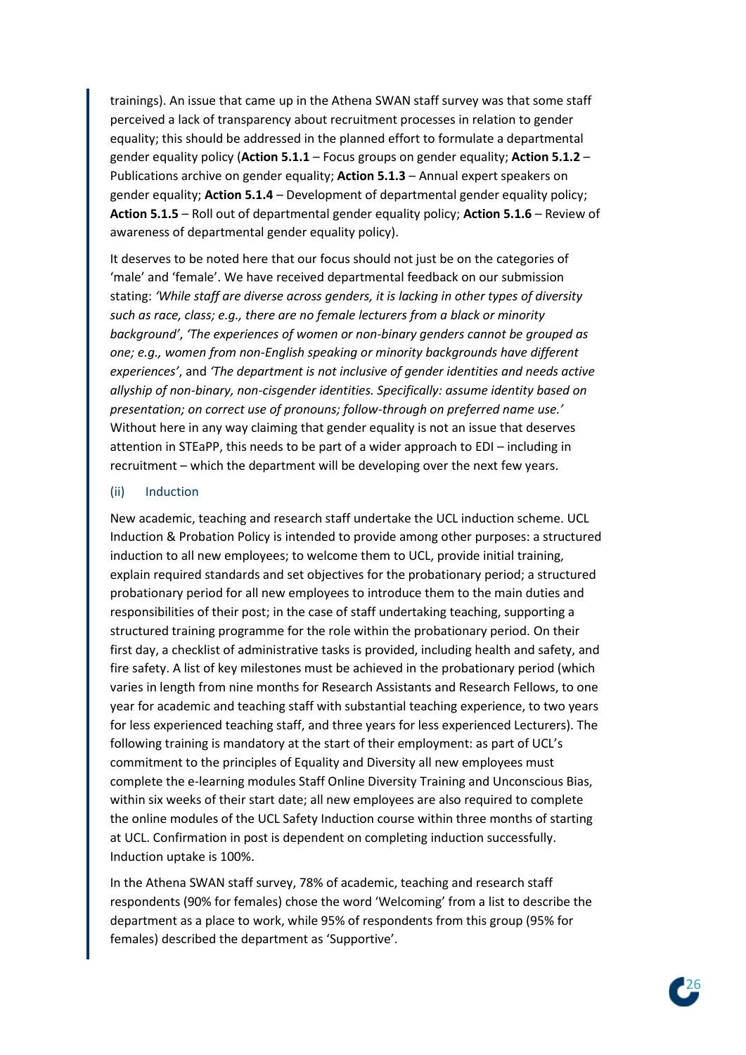trainings). An issue that came up in the Athena SWAN staff survey was that some staff perceived a lack of transparency about recruitment processes in relation to gender equality; this should be addressed in the planned effort to formulate a departmental gender equality policy (**Action 5.1.1** – Focus groups on gender equality; **Action 5.1.2** – Publications archive on gender equality; **Action 5.1.3** – Annual expert speakers on gender equality; **Action 5.1.4** – Development of departmental gender equality policy; **Action 5.1.5** – Roll out of departmental gender equality policy; **Action 5.1.6** – Review of awareness of departmental gender equality policy).

It deserves to be noted here that our focus should not just be on the categories of 'male' and 'female'. We have received departmental feedback on our submission stating: *'While staff are diverse across genders, it is lacking in other types of diversity such as race, class; e.g., there are no female lecturers from a black or minority background'*, *'The experiences of women or non-binary genders cannot be grouped as one; e.g., women from non-English speaking or minority backgrounds have different experiences'*, and *'The department is not inclusive of gender identities and needs active allyship of non-binary, non-cisgender identities. Specifically: assume identity based on presentation; on correct use of pronouns; follow-through on preferred name use.'* Without here in any way claiming that gender equality is not an issue that deserves attention in STEaPP, this needs to be part of a wider approach to EDI – including in recruitment – which the department will be developing over the next few years.

### (ii) Induction

New academic, teaching and research staff undertake the UCL induction scheme. UCL Induction & Probation Policy is intended to provide among other purposes: a structured induction to all new employees; to welcome them to UCL, provide initial training, explain required standards and set objectives for the probationary period; a structured probationary period for all new employees to introduce them to the main duties and responsibilities of their post; in the case of staff undertaking teaching, supporting a structured training programme for the role within the probationary period. On their first day, a checklist of administrative tasks is provided, including health and safety, and fire safety. A list of key milestones must be achieved in the probationary period (which varies in length from nine months for Research Assistants and Research Fellows, to one year for academic and teaching staff with substantial teaching experience, to two years for less experienced teaching staff, and three years for less experienced Lecturers). The following training is mandatory at the start of their employment: as part of UCL's commitment to the principles of Equality and Diversity all new employees must complete the e-learning modules Staff Online Diversity Training and Unconscious Bias, within six weeks of their start date; all new employees are also required to complete the online modules of the UCL Safety Induction course within three months of starting at UCL. Confirmation in post is dependent on completing induction successfully. Induction uptake is 100%.

In the Athena SWAN staff survey, 78% of academic, teaching and research staff respondents (90% for females) chose the word 'Welcoming' from a list to describe the department as a place to work, while 95% of respondents from this group (95% for females) described the department as 'Supportive'.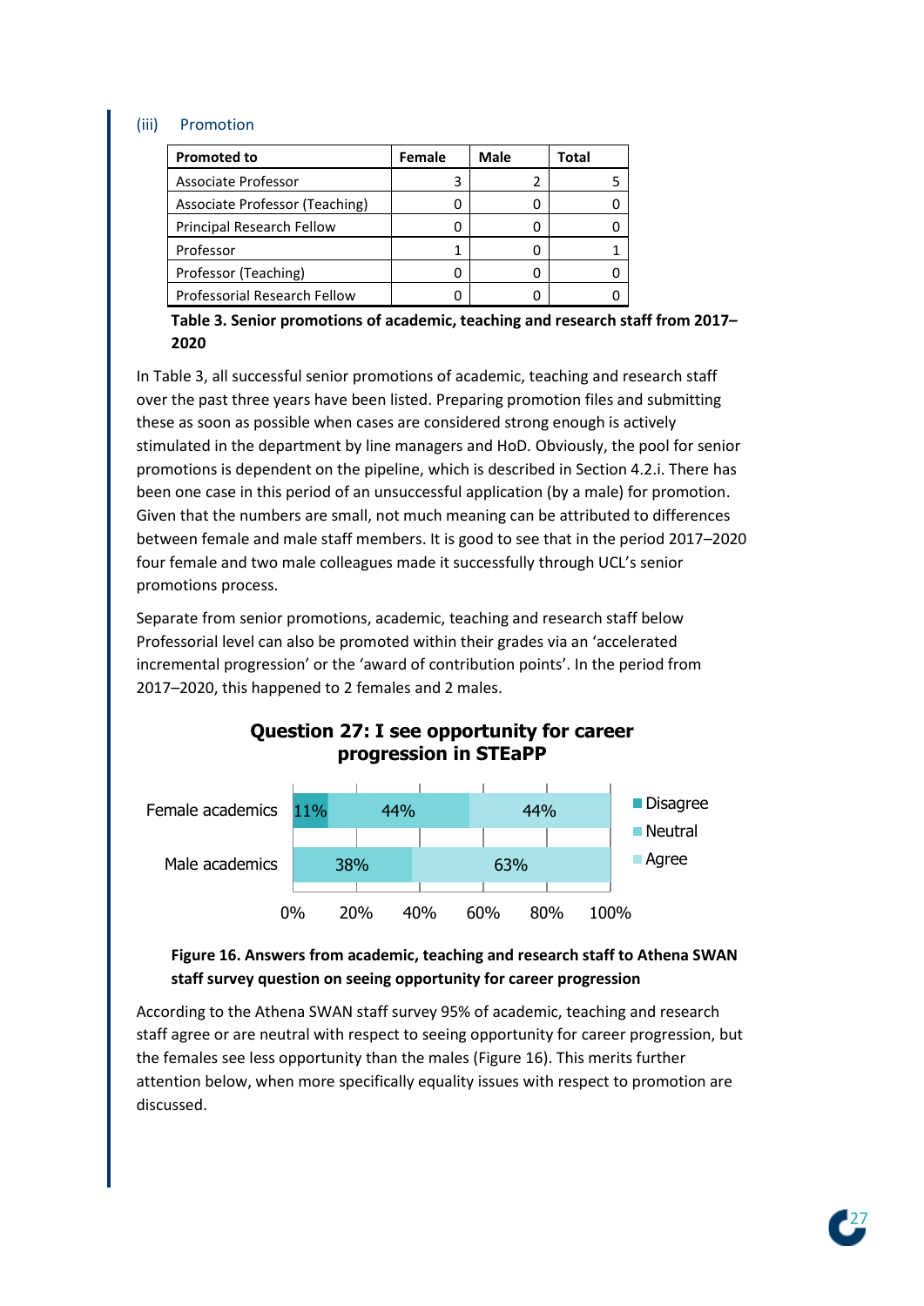### (iii) Promotion

| Promoted to | Female | Male | Total |
|---|---|---|---|
| Associate Professor | 3 | 2 | 5 |
| Associate Professor (Teaching) | 0 | 0 | 0 |
| Principal Research Fellow | 0 | 0 | 0 |
| Professor | 1 | 0 | 1 |
| Professor (Teaching) | 0 | 0 | 0 |
| Professorial Research Fellow | 0 | 0 | 0 |

**Table 3. Senior promotions of academic, teaching and research staff from 2017–2020**

In Table 3, all successful senior promotions of academic, teaching and research staff over the past three years have been listed. Preparing promotion files and submitting these as soon as possible when cases are considered strong enough is actively stimulated in the department by line managers and HoD. Obviously, the pool for senior promotions is dependent on the pipeline, which is described in Section 4.2.i. There has been one case in this period of an unsuccessful application (by a male) for promotion. Given that the numbers are small, not much meaning can be attributed to differences between female and male staff members. It is good to see that in the period 2017–2020 four female and two male colleagues made it successfully through UCL's senior promotions process.

Separate from senior promotions, academic, teaching and research staff below Professorial level can also be promoted within their grades via an 'accelerated incremental progression' or the 'award of contribution points'. In the period from 2017–2020, this happened to 2 females and 2 males.

**Question 27: I see opportunity for career progression in STEaPP**

| | Disagree | Neutral | Agree |
|---|---|---|---|
| Female academics | 11% | 44% | 44% |
| Male academics | | 38% | 63% |

**Figure 16. Answers from academic, teaching and research staff to Athena SWAN staff survey question on seeing opportunity for career progression**

According to the Athena SWAN staff survey 95% of academic, teaching and research staff agree or are neutral with respect to seeing opportunity for career progression, but the females see less opportunity than the males (Figure 16). This merits further attention below, when more specifically equality issues with respect to promotion are discussed.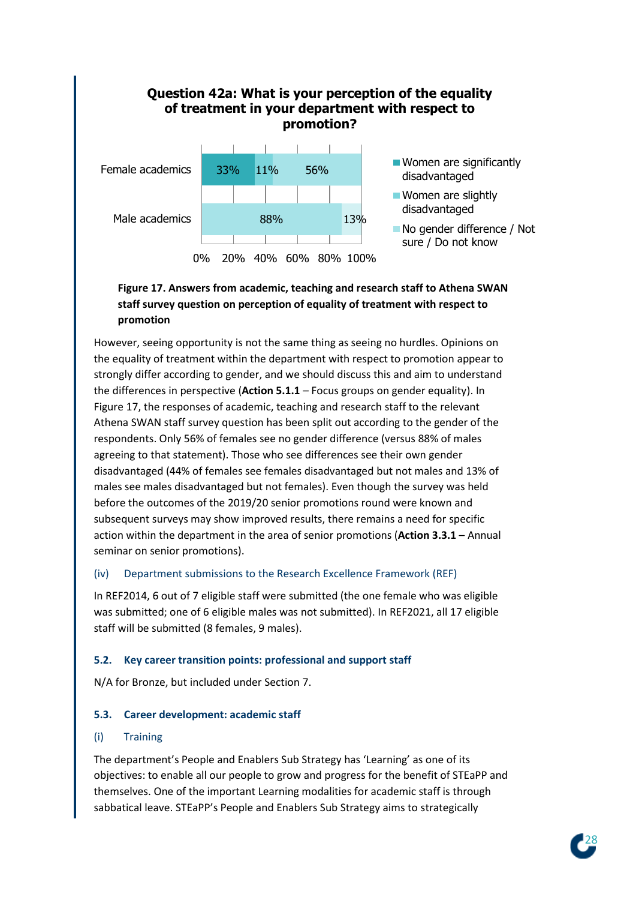**Question 42a: What is your perception of the equality of treatment in your department with respect to promotion?**

| | Women are significantly disadvantaged | Women are slightly disadvantaged | No gender difference / Not sure / Do not know | |
|---|---|---|---|---|
| Female academics | 33% | 11% | 56% | |
| Male academics | | | 88% | 13% |

**Figure 17. Answers from academic, teaching and research staff to Athena SWAN staff survey question on perception of equality of treatment with respect to promotion**

However, seeing opportunity is not the same thing as seeing no hurdles. Opinions on the equality of treatment within the department with respect to promotion appear to strongly differ according to gender, and we should discuss this and aim to understand the differences in perspective (**Action 5.1.1** – Focus groups on gender equality). In Figure 17, the responses of academic, teaching and research staff to the relevant Athena SWAN staff survey question has been split out according to the gender of the respondents. Only 56% of females see no gender difference (versus 88% of males agreeing to that statement). Those who see differences see their own gender disadvantaged (44% of females see females disadvantaged but not males and 13% of males see males disadvantaged but not females). Even though the survey was held before the outcomes of the 2019/20 senior promotions round were known and subsequent surveys may show improved results, there remains a need for specific action within the department in the area of senior promotions (**Action 3.3.1** – Annual seminar on senior promotions).

### (iv) Department submissions to the Research Excellence Framework (REF)

In REF2014, 6 out of 7 eligible staff were submitted (the one female who was eligible was submitted; one of 6 eligible males was not submitted). In REF2021, all 17 eligible staff will be submitted (8 females, 9 males).

## 5.2. Key career transition points: professional and support staff

N/A for Bronze, but included under Section 7.

## 5.3. Career development: academic staff

### (i) Training

The department's People and Enablers Sub Strategy has 'Learning' as one of its objectives: to enable all our people to grow and progress for the benefit of STEaPP and themselves. One of the important Learning modalities for academic staff is through sabbatical leave. STEaPP's People and Enablers Sub Strategy aims to strategically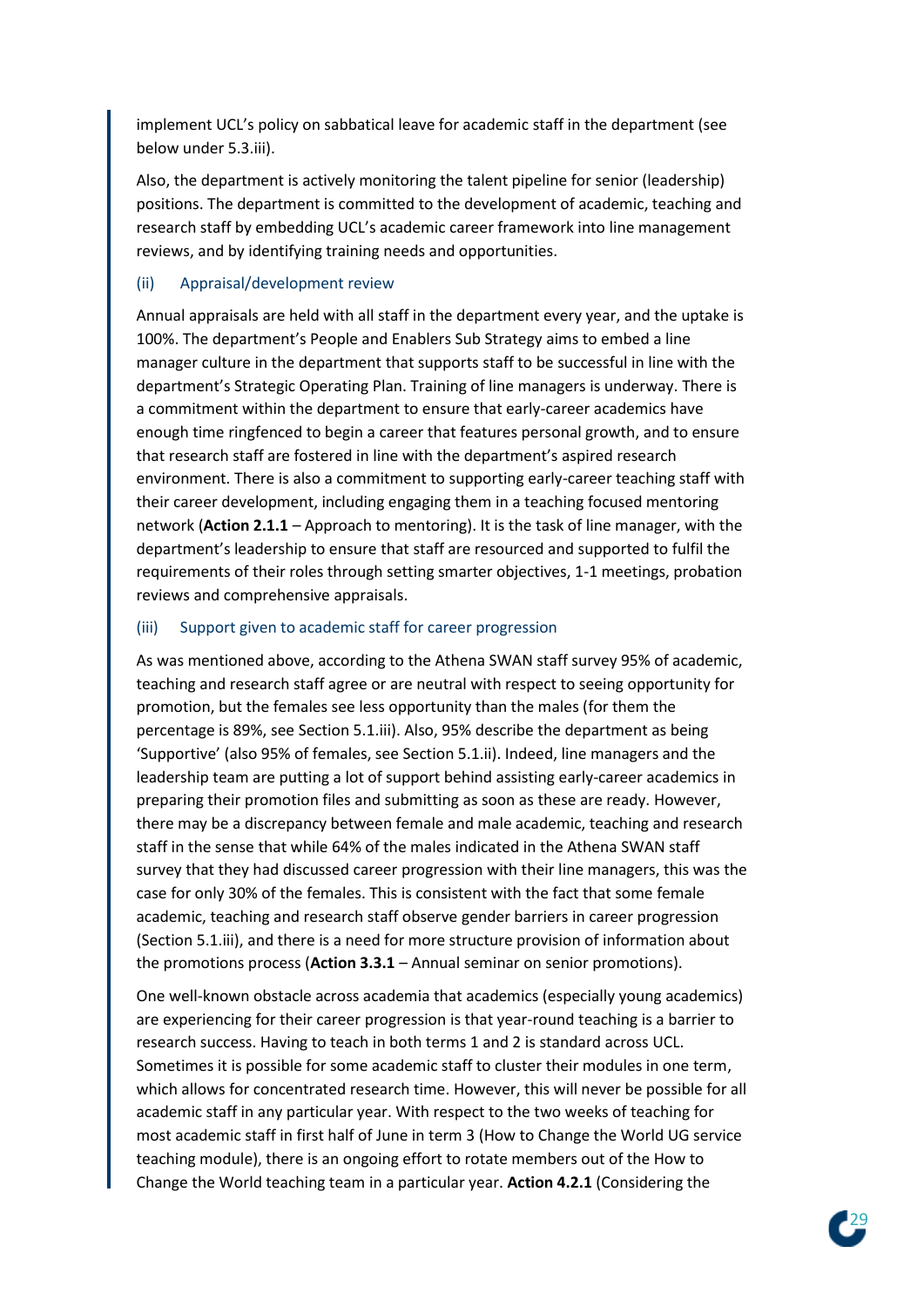implement UCL's policy on sabbatical leave for academic staff in the department (see below under 5.3.iii).

Also, the department is actively monitoring the talent pipeline for senior (leadership) positions. The department is committed to the development of academic, teaching and research staff by embedding UCL's academic career framework into line management reviews, and by identifying training needs and opportunities.

### (ii) Appraisal/development review

Annual appraisals are held with all staff in the department every year, and the uptake is 100%. The department's People and Enablers Sub Strategy aims to embed a line manager culture in the department that supports staff to be successful in line with the department's Strategic Operating Plan. Training of line managers is underway. There is a commitment within the department to ensure that early-career academics have enough time ringfenced to begin a career that features personal growth, and to ensure that research staff are fostered in line with the department's aspired research environment. There is also a commitment to supporting early-career teaching staff with their career development, including engaging them in a teaching focused mentoring network (**Action 2.1.1** – Approach to mentoring). It is the task of line manager, with the department's leadership to ensure that staff are resourced and supported to fulfil the requirements of their roles through setting smarter objectives, 1-1 meetings, probation reviews and comprehensive appraisals.

### (iii) Support given to academic staff for career progression

As was mentioned above, according to the Athena SWAN staff survey 95% of academic, teaching and research staff agree or are neutral with respect to seeing opportunity for promotion, but the females see less opportunity than the males (for them the percentage is 89%, see Section 5.1.iii). Also, 95% describe the department as being 'Supportive' (also 95% of females, see Section 5.1.ii). Indeed, line managers and the leadership team are putting a lot of support behind assisting early-career academics in preparing their promotion files and submitting as soon as these are ready. However, there may be a discrepancy between female and male academic, teaching and research staff in the sense that while 64% of the males indicated in the Athena SWAN staff survey that they had discussed career progression with their line managers, this was the case for only 30% of the females. This is consistent with the fact that some female academic, teaching and research staff observe gender barriers in career progression (Section 5.1.iii), and there is a need for more structure provision of information about the promotions process (**Action 3.3.1** – Annual seminar on senior promotions).

One well-known obstacle across academia that academics (especially young academics) are experiencing for their career progression is that year-round teaching is a barrier to research success. Having to teach in both terms 1 and 2 is standard across UCL. Sometimes it is possible for some academic staff to cluster their modules in one term, which allows for concentrated research time. However, this will never be possible for all academic staff in any particular year. With respect to the two weeks of teaching for most academic staff in first half of June in term 3 (How to Change the World UG service teaching module), there is an ongoing effort to rotate members out of the How to Change the World teaching team in a particular year. **Action 4.2.1** (Considering the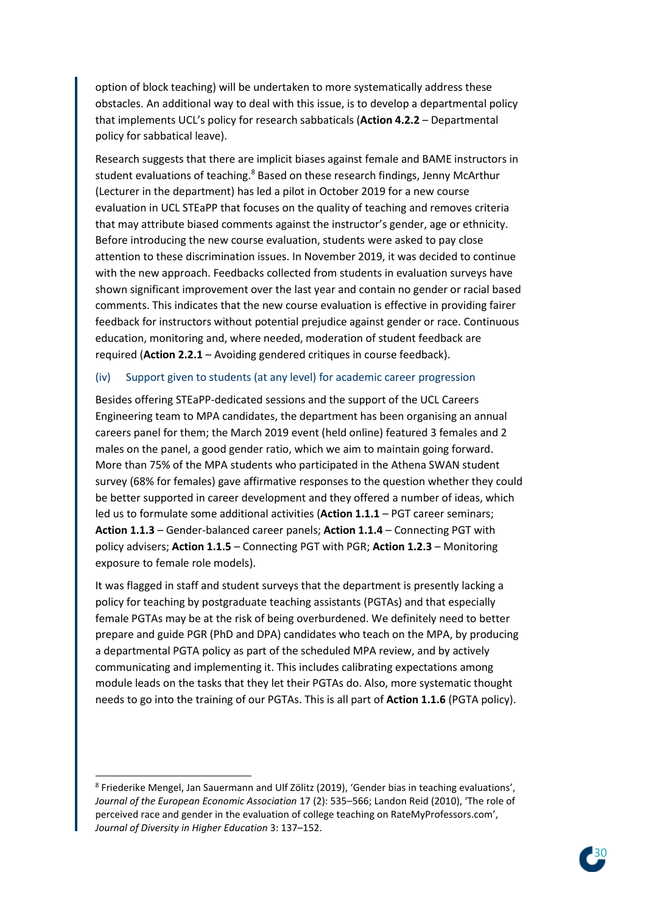option of block teaching) will be undertaken to more systematically address these obstacles. An additional way to deal with this issue, is to develop a departmental policy that implements UCL's policy for research sabbaticals (**Action 4.2.2** – Departmental policy for sabbatical leave).

Research suggests that there are implicit biases against female and BAME instructors in student evaluations of teaching.[8] Based on these research findings, Jenny McArthur (Lecturer in the department) has led a pilot in October 2019 for a new course evaluation in UCL STEaPP that focuses on the quality of teaching and removes criteria that may attribute biased comments against the instructor's gender, age or ethnicity. Before introducing the new course evaluation, students were asked to pay close attention to these discrimination issues. In November 2019, it was decided to continue with the new approach. Feedbacks collected from students in evaluation surveys have shown significant improvement over the last year and contain no gender or racial based comments. This indicates that the new course evaluation is effective in providing fairer feedback for instructors without potential prejudice against gender or race. Continuous education, monitoring and, where needed, moderation of student feedback are required (**Action 2.2.1** – Avoiding gendered critiques in course feedback).

### (iv) Support given to students (at any level) for academic career progression

Besides offering STEaPP-dedicated sessions and the support of the UCL Careers Engineering team to MPA candidates, the department has been organising an annual careers panel for them; the March 2019 event (held online) featured 3 females and 2 males on the panel, a good gender ratio, which we aim to maintain going forward. More than 75% of the MPA students who participated in the Athena SWAN student survey (68% for females) gave affirmative responses to the question whether they could be better supported in career development and they offered a number of ideas, which led us to formulate some additional activities (**Action 1.1.1** – PGT career seminars; **Action 1.1.3** – Gender-balanced career panels; **Action 1.1.4** – Connecting PGT with policy advisers; **Action 1.1.5** – Connecting PGT with PGR; **Action 1.2.3** – Monitoring exposure to female role models).

It was flagged in staff and student surveys that the department is presently lacking a policy for teaching by postgraduate teaching assistants (PGTAs) and that especially female PGTAs may be at the risk of being overburdened. We definitely need to better prepare and guide PGR (PhD and DPA) candidates who teach on the MPA, by producing a departmental PGTA policy as part of the scheduled MPA review, and by actively communicating and implementing it. This includes calibrating expectations among module leads on the tasks that they let their PGTAs do. Also, more systematic thought needs to go into the training of our PGTAs. This is all part of **Action 1.1.6** (PGTA policy).

---

[8] Friederike Mengel, Jan Sauermann and Ulf Zölitz (2019), 'Gender bias in teaching evaluations', *Journal of the European Economic Association* 17 (2): 535–566; Landon Reid (2010), 'The role of perceived race and gender in the evaluation of college teaching on RateMyProfessors.com', *Journal of Diversity in Higher Education* 3: 137–152.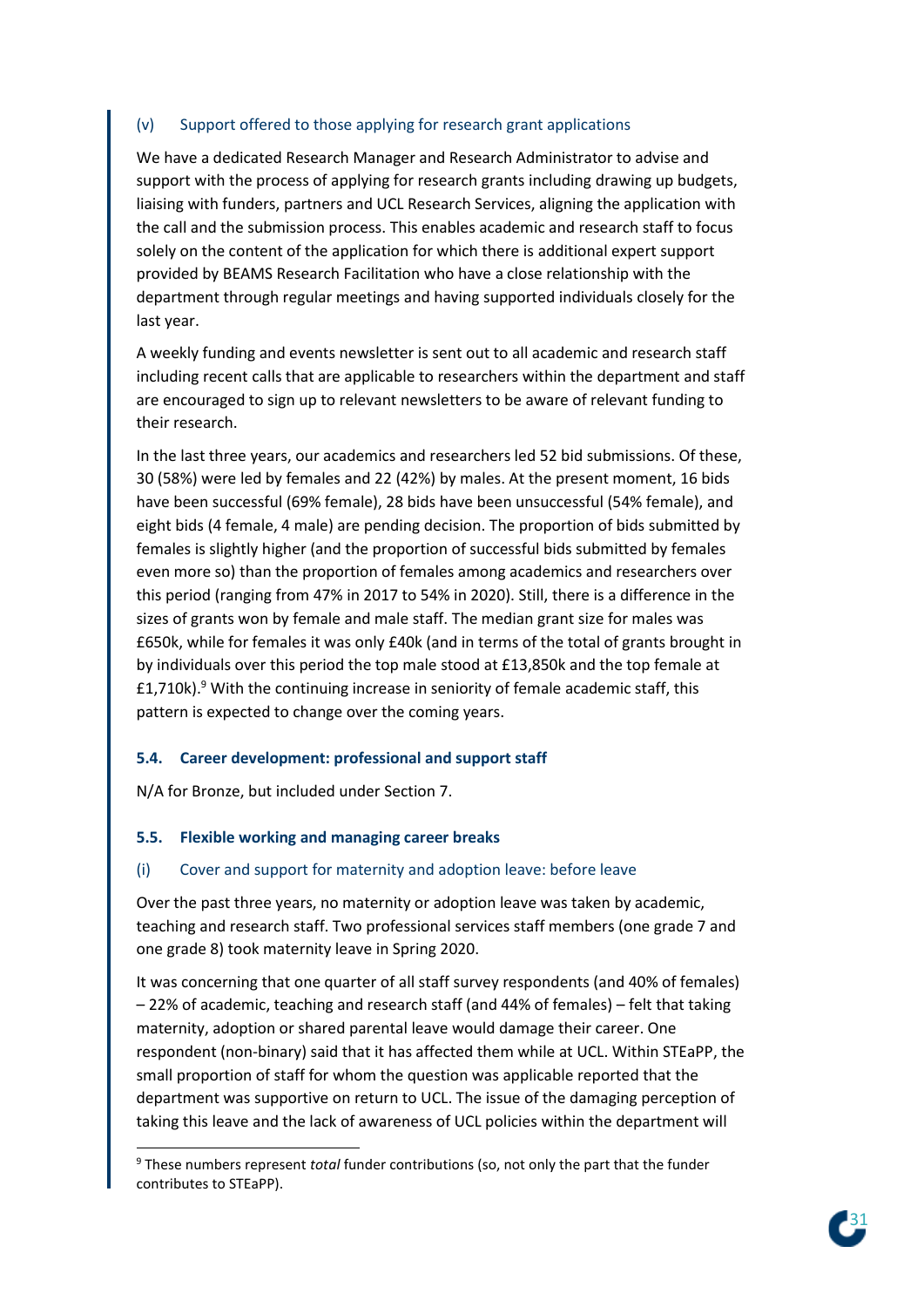#### (v) Support offered to those applying for research grant applications

We have a dedicated Research Manager and Research Administrator to advise and support with the process of applying for research grants including drawing up budgets, liaising with funders, partners and UCL Research Services, aligning the application with the call and the submission process. This enables academic and research staff to focus solely on the content of the application for which there is additional expert support provided by BEAMS Research Facilitation who have a close relationship with the department through regular meetings and having supported individuals closely for the last year.

A weekly funding and events newsletter is sent out to all academic and research staff including recent calls that are applicable to researchers within the department and staff are encouraged to sign up to relevant newsletters to be aware of relevant funding to their research.

In the last three years, our academics and researchers led 52 bid submissions. Of these, 30 (58%) were led by females and 22 (42%) by males. At the present moment, 16 bids have been successful (69% female), 28 bids have been unsuccessful (54% female), and eight bids (4 female, 4 male) are pending decision. The proportion of bids submitted by females is slightly higher (and the proportion of successful bids submitted by females even more so) than the proportion of females among academics and researchers over this period (ranging from 47% in 2017 to 54% in 2020). Still, there is a difference in the sizes of grants won by female and male staff. The median grant size for males was £650k, while for females it was only £40k (and in terms of the total of grants brought in by individuals over this period the top male stood at £13,850k and the top female at £1,710k).[9] With the continuing increase in seniority of female academic staff, this pattern is expected to change over the coming years.

### 5.4. Career development: professional and support staff

N/A for Bronze, but included under Section 7.

### 5.5. Flexible working and managing career breaks

#### (i) Cover and support for maternity and adoption leave: before leave

Over the past three years, no maternity or adoption leave was taken by academic, teaching and research staff. Two professional services staff members (one grade 7 and one grade 8) took maternity leave in Spring 2020.

It was concerning that one quarter of all staff survey respondents (and 40% of females) – 22% of academic, teaching and research staff (and 44% of females) – felt that taking maternity, adoption or shared parental leave would damage their career. One respondent (non-binary) said that it has affected them while at UCL. Within STEaPP, the small proportion of staff for whom the question was applicable reported that the department was supportive on return to UCL. The issue of the damaging perception of taking this leave and the lack of awareness of UCL policies within the department will

---

[9] These numbers represent *total* funder contributions (so, not only the part that the funder contributes to STEaPP).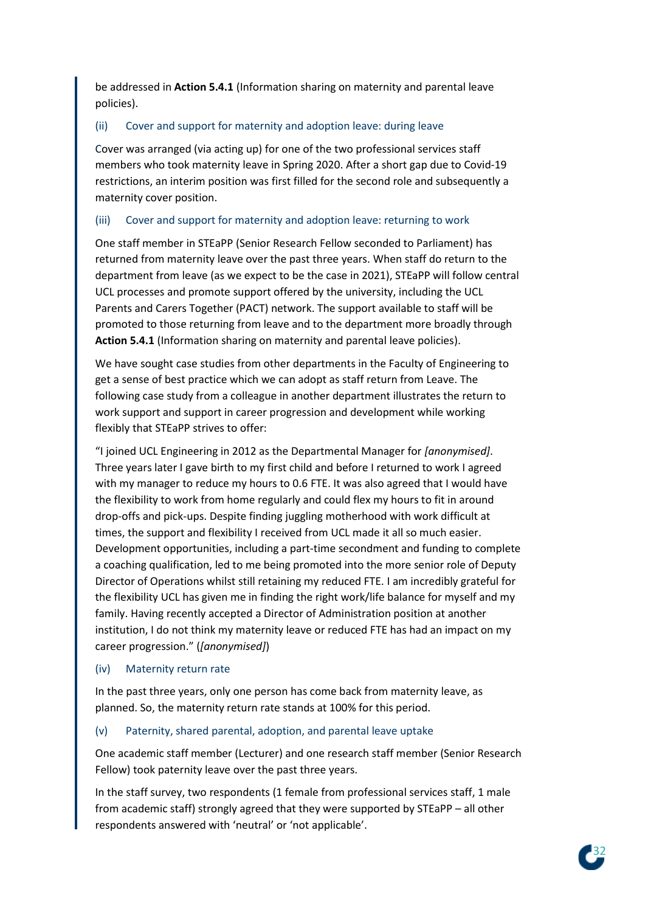be addressed in **Action 5.4.1** (Information sharing on maternity and parental leave policies).

### (ii) Cover and support for maternity and adoption leave: during leave

Cover was arranged (via acting up) for one of the two professional services staff members who took maternity leave in Spring 2020. After a short gap due to Covid-19 restrictions, an interim position was first filled for the second role and subsequently a maternity cover position.

### (iii) Cover and support for maternity and adoption leave: returning to work

One staff member in STEaPP (Senior Research Fellow seconded to Parliament) has returned from maternity leave over the past three years. When staff do return to the department from leave (as we expect to be the case in 2021), STEaPP will follow central UCL processes and promote support offered by the university, including the UCL Parents and Carers Together (PACT) network. The support available to staff will be promoted to those returning from leave and to the department more broadly through **Action 5.4.1** (Information sharing on maternity and parental leave policies).

We have sought case studies from other departments in the Faculty of Engineering to get a sense of best practice which we can adopt as staff return from Leave. The following case study from a colleague in another department illustrates the return to work support and support in career progression and development while working flexibly that STEaPP strives to offer:

"I joined UCL Engineering in 2012 as the Departmental Manager for *[anonymised]*. Three years later I gave birth to my first child and before I returned to work I agreed with my manager to reduce my hours to 0.6 FTE. It was also agreed that I would have the flexibility to work from home regularly and could flex my hours to fit in around drop-offs and pick-ups. Despite finding juggling motherhood with work difficult at times, the support and flexibility I received from UCL made it all so much easier. Development opportunities, including a part-time secondment and funding to complete a coaching qualification, led to me being promoted into the more senior role of Deputy Director of Operations whilst still retaining my reduced FTE. I am incredibly grateful for the flexibility UCL has given me in finding the right work/life balance for myself and my family. Having recently accepted a Director of Administration position at another institution, I do not think my maternity leave or reduced FTE has had an impact on my career progression." (*[anonymised]*)

### (iv) Maternity return rate

In the past three years, only one person has come back from maternity leave, as planned. So, the maternity return rate stands at 100% for this period.

### (v) Paternity, shared parental, adoption, and parental leave uptake

One academic staff member (Lecturer) and one research staff member (Senior Research Fellow) took paternity leave over the past three years.

In the staff survey, two respondents (1 female from professional services staff, 1 male from academic staff) strongly agreed that they were supported by STEaPP – all other respondents answered with 'neutral' or 'not applicable'.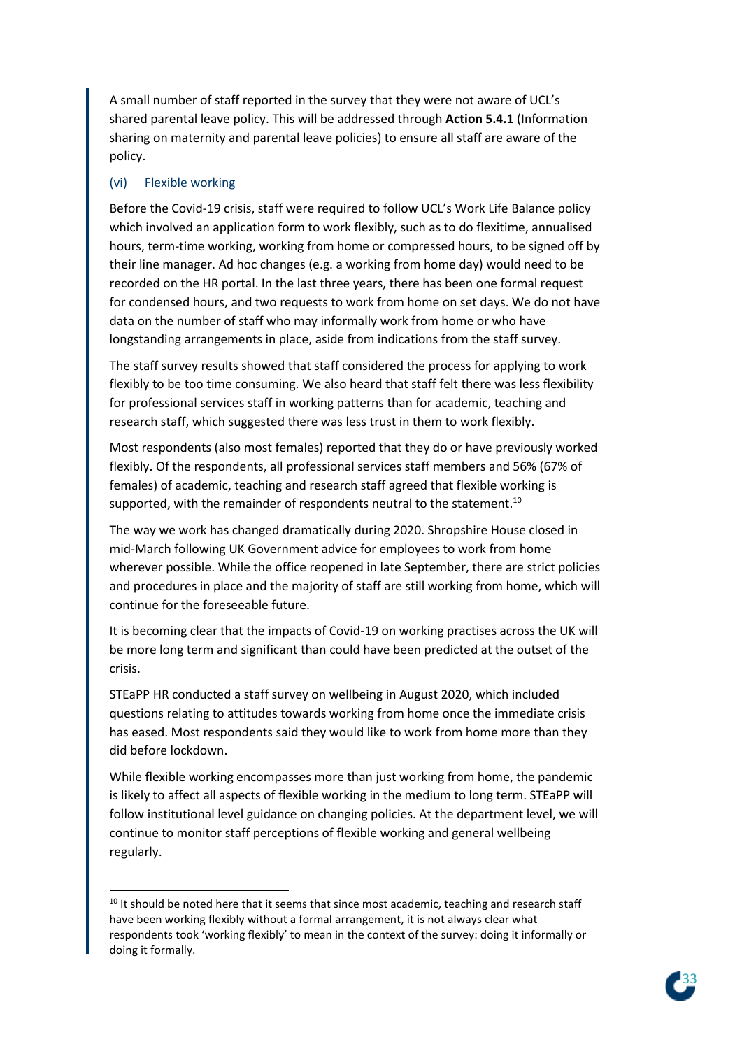A small number of staff reported in the survey that they were not aware of UCL's shared parental leave policy. This will be addressed through **Action 5.4.1** (Information sharing on maternity and parental leave policies) to ensure all staff are aware of the policy.

### (vi) Flexible working

Before the Covid-19 crisis, staff were required to follow UCL's Work Life Balance policy which involved an application form to work flexibly, such as to do flexitime, annualised hours, term-time working, working from home or compressed hours, to be signed off by their line manager. Ad hoc changes (e.g. a working from home day) would need to be recorded on the HR portal. In the last three years, there has been one formal request for condensed hours, and two requests to work from home on set days. We do not have data on the number of staff who may informally work from home or who have longstanding arrangements in place, aside from indications from the staff survey.

The staff survey results showed that staff considered the process for applying to work flexibly to be too time consuming. We also heard that staff felt there was less flexibility for professional services staff in working patterns than for academic, teaching and research staff, which suggested there was less trust in them to work flexibly.

Most respondents (also most females) reported that they do or have previously worked flexibly. Of the respondents, all professional services staff members and 56% (67% of females) of academic, teaching and research staff agreed that flexible working is supported, with the remainder of respondents neutral to the statement.[10]

The way we work has changed dramatically during 2020. Shropshire House closed in mid-March following UK Government advice for employees to work from home wherever possible. While the office reopened in late September, there are strict policies and procedures in place and the majority of staff are still working from home, which will continue for the foreseeable future.

It is becoming clear that the impacts of Covid-19 on working practises across the UK will be more long term and significant than could have been predicted at the outset of the crisis.

STEaPP HR conducted a staff survey on wellbeing in August 2020, which included questions relating to attitudes towards working from home once the immediate crisis has eased. Most respondents said they would like to work from home more than they did before lockdown.

While flexible working encompasses more than just working from home, the pandemic is likely to affect all aspects of flexible working in the medium to long term. STEaPP will follow institutional level guidance on changing policies. At the department level, we will continue to monitor staff perceptions of flexible working and general wellbeing regularly.

---

[10] It should be noted here that it seems that since most academic, teaching and research staff have been working flexibly without a formal arrangement, it is not always clear what respondents took 'working flexibly' to mean in the context of the survey: doing it informally or doing it formally.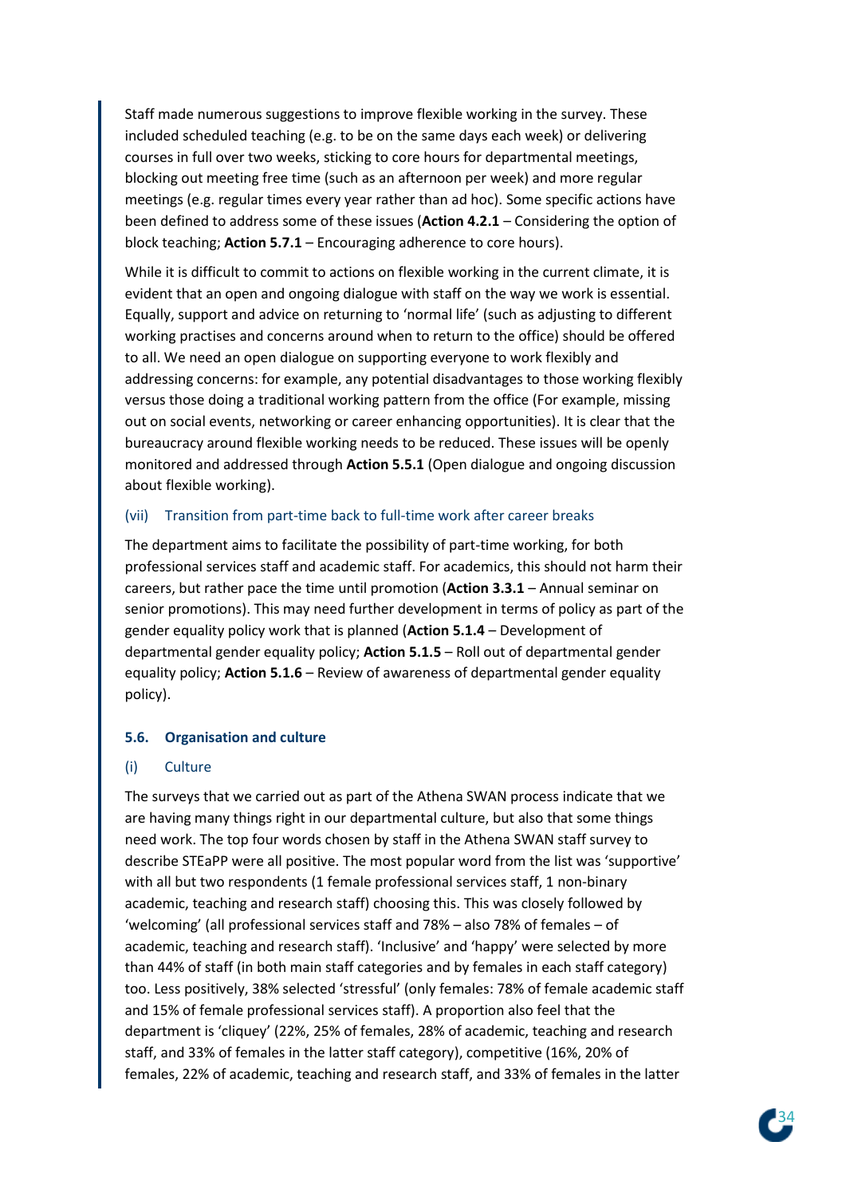Staff made numerous suggestions to improve flexible working in the survey. These included scheduled teaching (e.g. to be on the same days each week) or delivering courses in full over two weeks, sticking to core hours for departmental meetings, blocking out meeting free time (such as an afternoon per week) and more regular meetings (e.g. regular times every year rather than ad hoc). Some specific actions have been defined to address some of these issues (**Action 4.2.1** – Considering the option of block teaching; **Action 5.7.1** – Encouraging adherence to core hours).

While it is difficult to commit to actions on flexible working in the current climate, it is evident that an open and ongoing dialogue with staff on the way we work is essential. Equally, support and advice on returning to 'normal life' (such as adjusting to different working practises and concerns around when to return to the office) should be offered to all. We need an open dialogue on supporting everyone to work flexibly and addressing concerns: for example, any potential disadvantages to those working flexibly versus those doing a traditional working pattern from the office (For example, missing out on social events, networking or career enhancing opportunities). It is clear that the bureaucracy around flexible working needs to be reduced. These issues will be openly monitored and addressed through **Action 5.5.1** (Open dialogue and ongoing discussion about flexible working).

#### (vii) Transition from part-time back to full-time work after career breaks

The department aims to facilitate the possibility of part-time working, for both professional services staff and academic staff. For academics, this should not harm their careers, but rather pace the time until promotion (**Action 3.3.1** – Annual seminar on senior promotions). This may need further development in terms of policy as part of the gender equality policy work that is planned (**Action 5.1.4** – Development of departmental gender equality policy; **Action 5.1.5** – Roll out of departmental gender equality policy; **Action 5.1.6** – Review of awareness of departmental gender equality policy).

### 5.6. Organisation and culture

#### (i) Culture

The surveys that we carried out as part of the Athena SWAN process indicate that we are having many things right in our departmental culture, but also that some things need work. The top four words chosen by staff in the Athena SWAN staff survey to describe STEaPP were all positive. The most popular word from the list was 'supportive' with all but two respondents (1 female professional services staff, 1 non-binary academic, teaching and research staff) choosing this. This was closely followed by 'welcoming' (all professional services staff and 78% – also 78% of females – of academic, teaching and research staff). 'Inclusive' and 'happy' were selected by more than 44% of staff (in both main staff categories and by females in each staff category) too. Less positively, 38% selected 'stressful' (only females: 78% of female academic staff and 15% of female professional services staff). A proportion also feel that the department is 'cliquey' (22%, 25% of females, 28% of academic, teaching and research staff, and 33% of females in the latter staff category), competitive (16%, 20% of females, 22% of academic, teaching and research staff, and 33% of females in the latter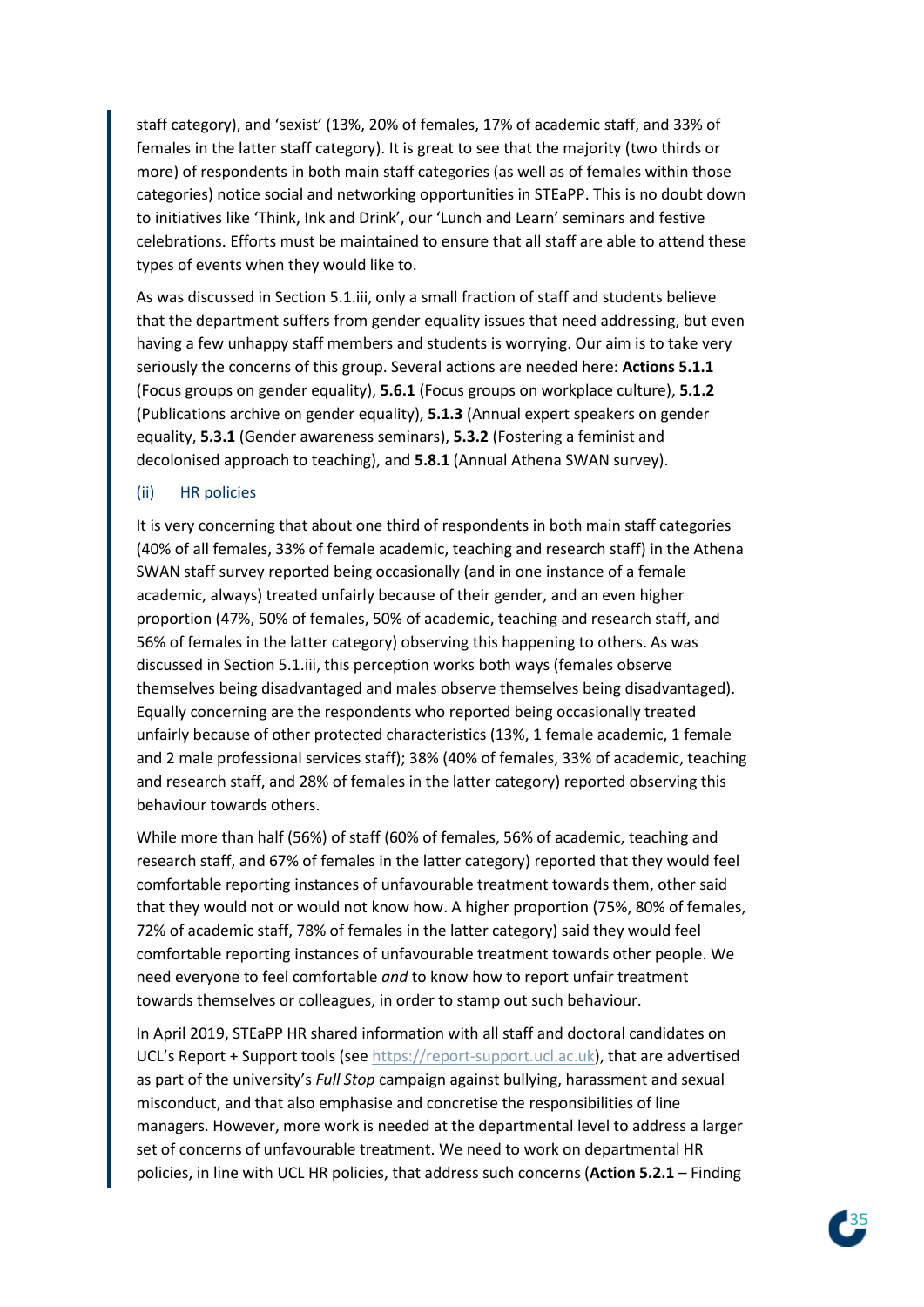staff category), and 'sexist' (13%, 20% of females, 17% of academic staff, and 33% of females in the latter staff category). It is great to see that the majority (two thirds or more) of respondents in both main staff categories (as well as of females within those categories) notice social and networking opportunities in STEaPP. This is no doubt down to initiatives like 'Think, Ink and Drink', our 'Lunch and Learn' seminars and festive celebrations. Efforts must be maintained to ensure that all staff are able to attend these types of events when they would like to.

As was discussed in Section 5.1.iii, only a small fraction of staff and students believe that the department suffers from gender equality issues that need addressing, but even having a few unhappy staff members and students is worrying. Our aim is to take very seriously the concerns of this group. Several actions are needed here: **Actions 5.1.1** (Focus groups on gender equality), **5.6.1** (Focus groups on workplace culture), **5.1.2** (Publications archive on gender equality), **5.1.3** (Annual expert speakers on gender equality, **5.3.1** (Gender awareness seminars), **5.3.2** (Fostering a feminist and decolonised approach to teaching), and **5.8.1** (Annual Athena SWAN survey).

### (ii) HR policies

It is very concerning that about one third of respondents in both main staff categories (40% of all females, 33% of female academic, teaching and research staff) in the Athena SWAN staff survey reported being occasionally (and in one instance of a female academic, always) treated unfairly because of their gender, and an even higher proportion (47%, 50% of females, 50% of academic, teaching and research staff, and 56% of females in the latter category) observing this happening to others. As was discussed in Section 5.1.iii, this perception works both ways (females observe themselves being disadvantaged and males observe themselves being disadvantaged). Equally concerning are the respondents who reported being occasionally treated unfairly because of other protected characteristics (13%, 1 female academic, 1 female and 2 male professional services staff); 38% (40% of females, 33% of academic, teaching and research staff, and 28% of females in the latter category) reported observing this behaviour towards others.

While more than half (56%) of staff (60% of females, 56% of academic, teaching and research staff, and 67% of females in the latter category) reported that they would feel comfortable reporting instances of unfavourable treatment towards them, other said that they would not or would not know how. A higher proportion (75%, 80% of females, 72% of academic staff, 78% of females in the latter category) said they would feel comfortable reporting instances of unfavourable treatment towards other people. We need everyone to feel comfortable *and* to know how to report unfair treatment towards themselves or colleagues, in order to stamp out such behaviour.

In April 2019, STEaPP HR shared information with all staff and doctoral candidates on UCL's Report + Support tools (see https://report-support.ucl.ac.uk), that are advertised as part of the university's *Full Stop* campaign against bullying, harassment and sexual misconduct, and that also emphasise and concretise the responsibilities of line managers. However, more work is needed at the departmental level to address a larger set of concerns of unfavourable treatment. We need to work on departmental HR policies, in line with UCL HR policies, that address such concerns (**Action 5.2.1** – Finding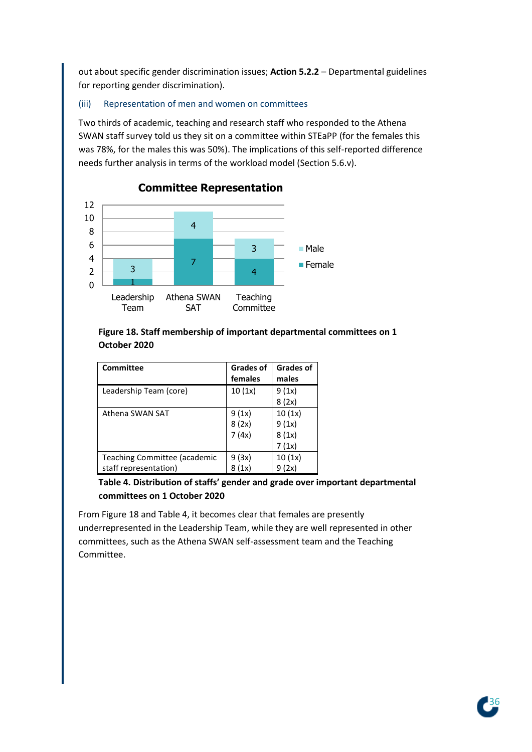out about specific gender discrimination issues; **Action 5.2.2** – Departmental guidelines for reporting gender discrimination).

### (iii) Representation of men and women on committees

Two thirds of academic, teaching and research staff who responded to the Athena SWAN staff survey told us they sit on a committee within STEaPP (for the females this was 78%, for the males this was 50%). The implications of this self-reported difference needs further analysis in terms of the workload model (Section 5.6.v).

**Committee Representation**

| | Leadership Team | Athena SWAN SAT | Teaching Committee |
|---|---|---|---|
| Male | 3 | 4 | 3 |
| Female | 1 | 7 | 4 |

**Figure 18. Staff membership of important departmental committees on 1 October 2020**

| Committee | Grades of females | Grades of males |
|---|---|---|
| Leadership Team (core) | 10 (1x) | 9 (1x)<br>8 (2x) |
| Athena SWAN SAT | 9 (1x)<br>8 (2x)<br>7 (4x) | 10 (1x)<br>9 (1x)<br>8 (1x)<br>7 (1x) |
| Teaching Committee (academic staff representation) | 9 (3x)<br>8 (1x) | 10 (1x)<br>9 (2x) |

**Table 4. Distribution of staffs' gender and grade over important departmental committees on 1 October 2020**

From Figure 18 and Table 4, it becomes clear that females are presently underrepresented in the Leadership Team, while they are well represented in other committees, such as the Athena SWAN self-assessment team and the Teaching Committee.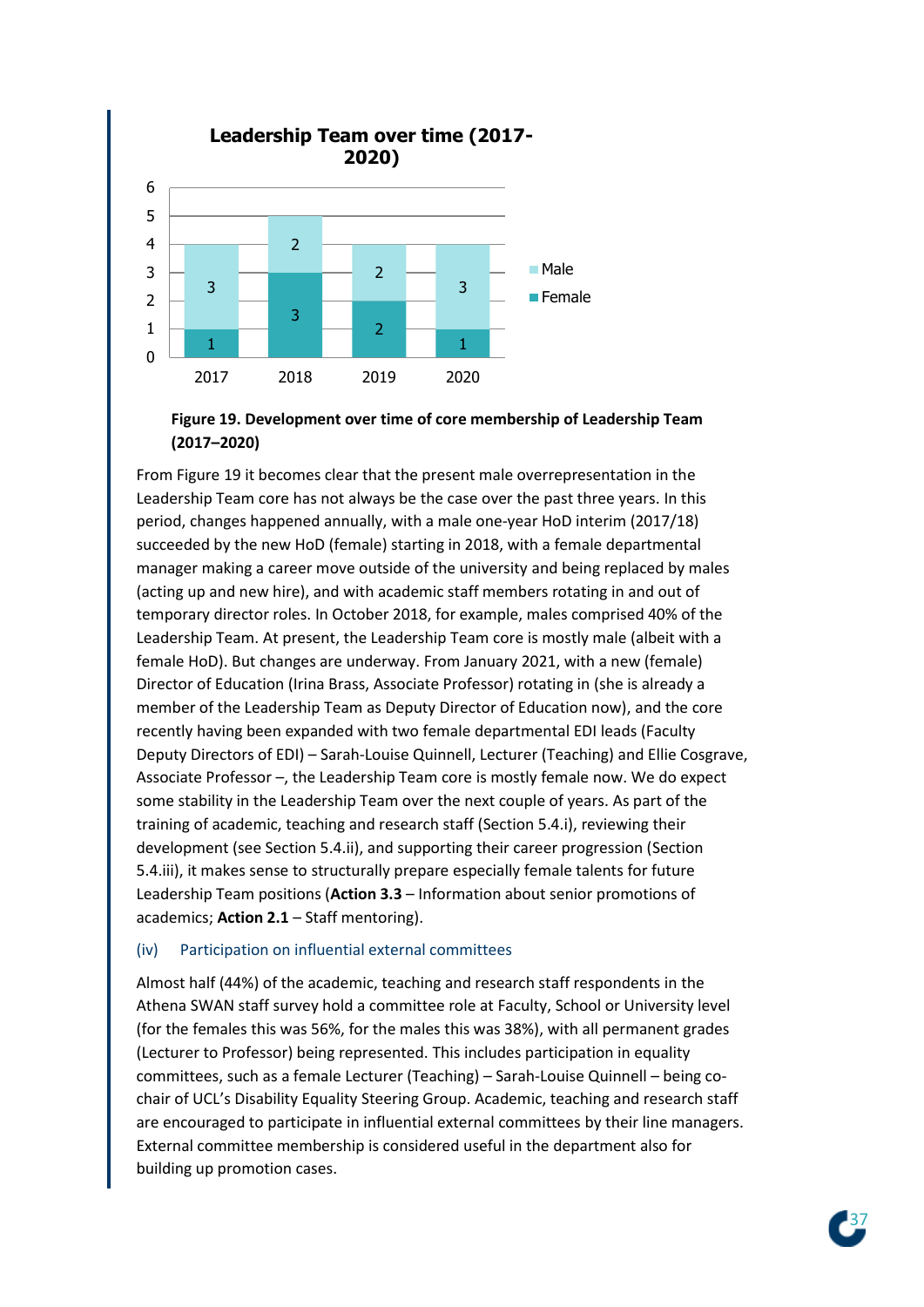**Leadership Team over time (2017-2020)**

| Year | Female | Male |
|---|---|---|
| 2017 | 1 | 3 |
| 2018 | 3 | 2 |
| 2019 | 2 | 2 |
| 2020 | 1 | 3 |

**Figure 19. Development over time of core membership of Leadership Team (2017–2020)**

From Figure 19 it becomes clear that the present male overrepresentation in the Leadership Team core has not always be the case over the past three years. In this period, changes happened annually, with a male one-year HoD interim (2017/18) succeeded by the new HoD (female) starting in 2018, with a female departmental manager making a career move outside of the university and being replaced by males (acting up and new hire), and with academic staff members rotating in and out of temporary director roles. In October 2018, for example, males comprised 40% of the Leadership Team. At present, the Leadership Team is mostly male (albeit with a female HoD). But changes are underway. From January 2021, with a new (female) Director of Education (Irina Brass, Associate Professor) rotating in (she is already a member of the Leadership Team as Deputy Director of Education now), and the core recently having been expanded with two female departmental EDI leads (Faculty Deputy Directors of EDI) – Sarah-Louise Quinnell, Lecturer (Teaching) and Ellie Cosgrave, Associate Professor –, the Leadership Team core is mostly female now. We do expect some stability in the Leadership Team over the next couple of years. As part of the training of academic, teaching and research staff (Section 5.4.i), reviewing their development (see Section 5.4.ii), and supporting their career progression (Section 5.4.iii), it makes sense to structurally prepare especially female talents for future Leadership Team positions (**Action 3.3** – Information about senior promotions of academics; **Action 2.1** – Staff mentoring).

### (iv) Participation on influential external committees

Almost half (44%) of the academic, teaching and research staff respondents in the Athena SWAN staff survey hold a committee role at Faculty, School or University level (for the females this was 56%, for the males this was 38%), with all permanent grades (Lecturer to Professor) being represented. This includes participation in equality committees, such as a female Lecturer (Teaching) – Sarah-Louise Quinnell – being co-chair of UCL's Disability Equality Steering Group. Academic, teaching and research staff are encouraged to participate in influential external committees by their line managers. External committee membership is considered useful in the department also for building up promotion cases.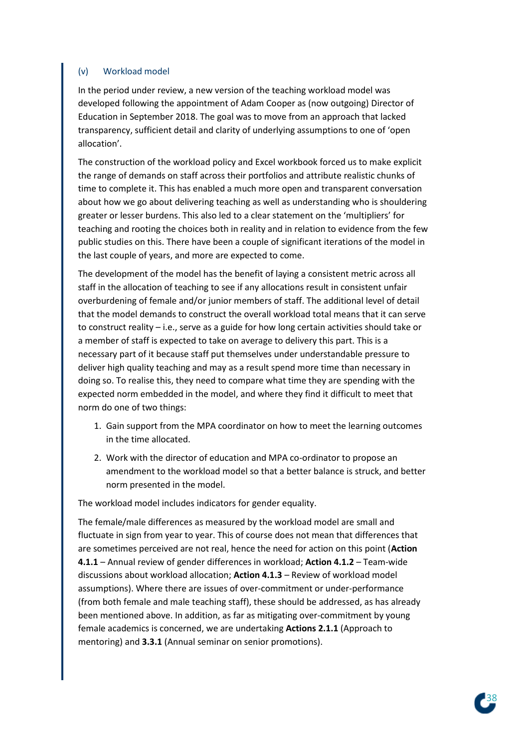### (v) Workload model

In the period under review, a new version of the teaching workload model was developed following the appointment of Adam Cooper as (now outgoing) Director of Education in September 2018. The goal was to move from an approach that lacked transparency, sufficient detail and clarity of underlying assumptions to one of 'open allocation'.

The construction of the workload policy and Excel workbook forced us to make explicit the range of demands on staff across their portfolios and attribute realistic chunks of time to complete it. This has enabled a much more open and transparent conversation about how we go about delivering teaching as well as understanding who is shouldering greater or lesser burdens. This also led to a clear statement on the 'multipliers' for teaching and rooting the choices both in reality and in relation to evidence from the few public studies on this. There have been a couple of significant iterations of the model in the last couple of years, and more are expected to come.

The development of the model has the benefit of laying a consistent metric across all staff in the allocation of teaching to see if any allocations result in consistent unfair overburdening of female and/or junior members of staff. The additional level of detail that the model demands to construct the overall workload total means that it can serve to construct reality – i.e., serve as a guide for how long certain activities should take or a member of staff is expected to take on average to delivery this part. This is a necessary part of it because staff put themselves under understandable pressure to deliver high quality teaching and may as a result spend more time than necessary in doing so. To realise this, they need to compare what time they are spending with the expected norm embedded in the model, and where they find it difficult to meet that norm do one of two things:

1. Gain support from the MPA coordinator on how to meet the learning outcomes in the time allocated.
2. Work with the director of education and MPA co-ordinator to propose an amendment to the workload model so that a better balance is struck, and better norm presented in the model.

The workload model includes indicators for gender equality.

The female/male differences as measured by the workload model are small and fluctuate in sign from year to year. This of course does not mean that differences that are sometimes perceived are not real, hence the need for action on this point (**Action 4.1.1** – Annual review of gender differences in workload; **Action 4.1.2** – Team-wide discussions about workload allocation; **Action 4.1.3** – Review of workload model assumptions). Where there are issues of over-commitment or under-performance (from both female and male teaching staff), these should be addressed, as has already been mentioned above. In addition, as far as mitigating over-commitment by young female academics is concerned, we are undertaking **Actions 2.1.1** (Approach to mentoring) and **3.3.1** (Annual seminar on senior promotions).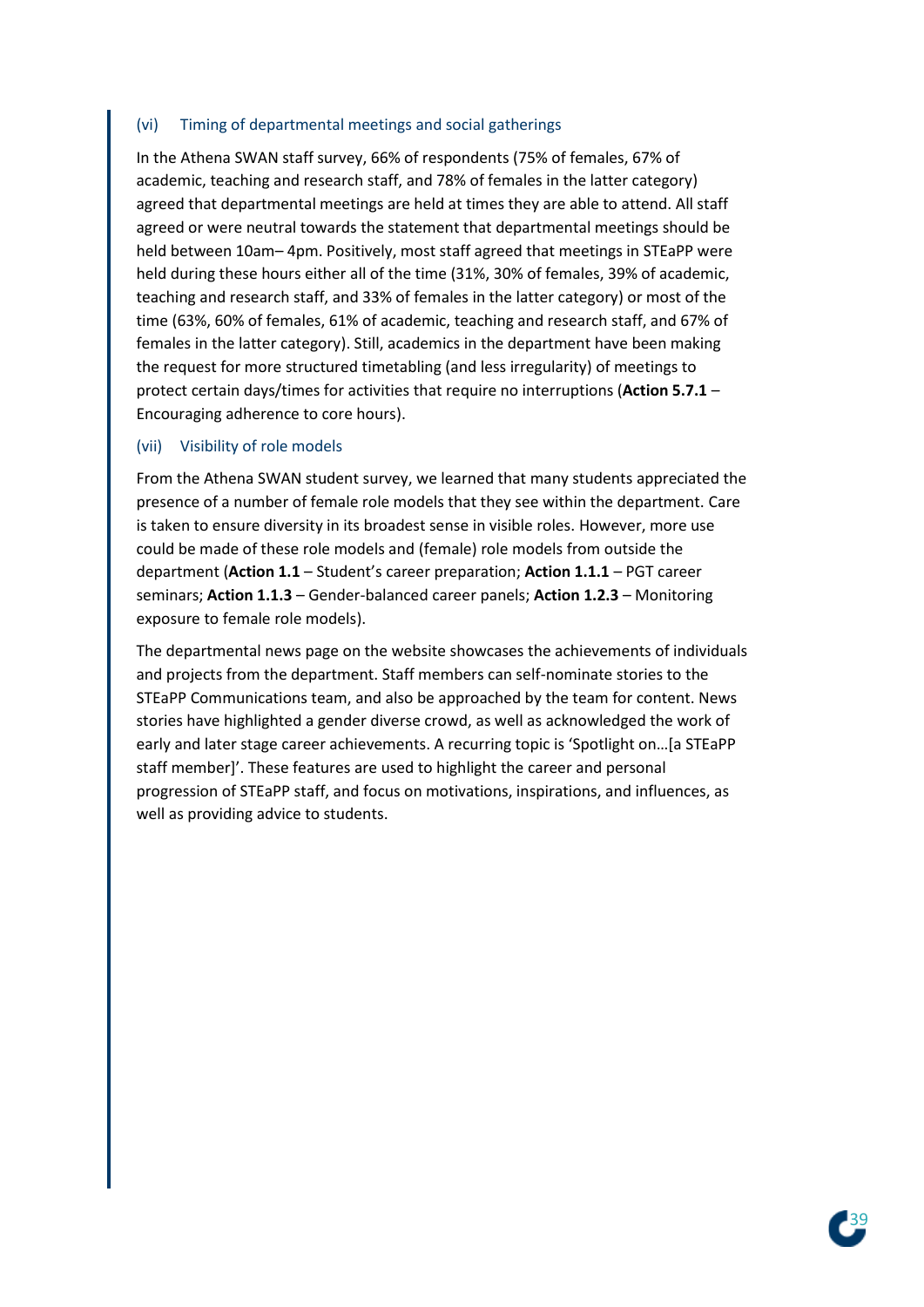### (vi) Timing of departmental meetings and social gatherings

In the Athena SWAN staff survey, 66% of respondents (75% of females, 67% of academic, teaching and research staff, and 78% of females in the latter category) agreed that departmental meetings are held at times they are able to attend. All staff agreed or were neutral towards the statement that departmental meetings should be held between 10am– 4pm. Positively, most staff agreed that meetings in STEaPP were held during these hours either all of the time (31%, 30% of females, 39% of academic, teaching and research staff, and 33% of females in the latter category) or most of the time (63%, 60% of females, 61% of academic, teaching and research staff, and 67% of females in the latter category). Still, academics in the department have been making the request for more structured timetabling (and less irregularity) of meetings to protect certain days/times for activities that require no interruptions (**Action 5.7.1** – Encouraging adherence to core hours).

### (vii) Visibility of role models

From the Athena SWAN student survey, we learned that many students appreciated the presence of a number of female role models that they see within the department. Care is taken to ensure diversity in its broadest sense in visible roles. However, more use could be made of these role models and (female) role models from outside the department (**Action 1.1** – Student's career preparation; **Action 1.1.1** – PGT career seminars; **Action 1.1.3** – Gender-balanced career panels; **Action 1.2.3** – Monitoring exposure to female role models).

The departmental news page on the website showcases the achievements of individuals and projects from the department. Staff members can self-nominate stories to the STEaPP Communications team, and also be approached by the team for content. News stories have highlighted a gender diverse crowd, as well as acknowledged the work of early and later stage career achievements. A recurring topic is 'Spotlight on…[a STEaPP staff member]'. These features are used to highlight the career and personal progression of STEaPP staff, and focus on motivations, inspirations, and influences, as well as providing advice to students.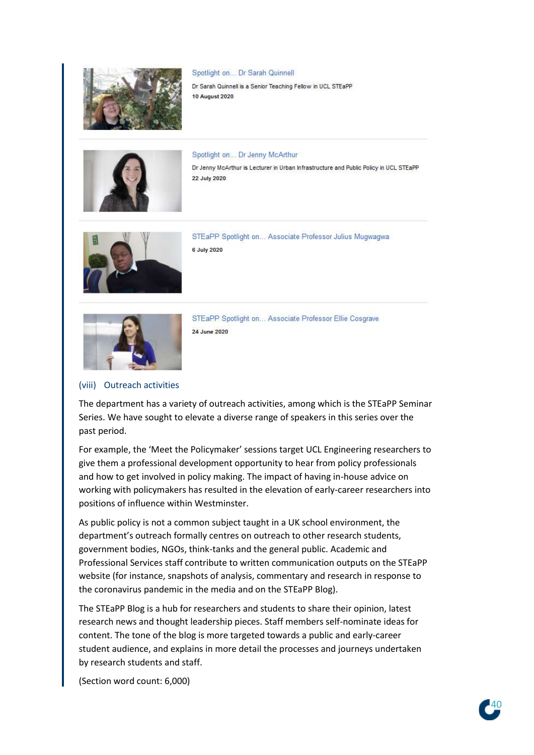Spotlight on... Dr Sarah Quinnell

Dr Sarah Quinnell is a Senior Teaching Fellow in UCL STEaPP

**10 August 2020**

Spotlight on... Dr Jenny McArthur

Dr Jenny McArthur is Lecturer in Urban Infrastructure and Public Policy in UCL STEaPP

**22 July 2020**

STEaPP Spotlight on... Associate Professor Julius Mugwagwa

**6 July 2020**

STEaPP Spotlight on... Associate Professor Ellie Cosgrave

**24 June 2020**

### (viii) Outreach activities

The department has a variety of outreach activities, among which is the STEaPP Seminar Series. We have sought to elevate a diverse range of speakers in this series over the past period.

For example, the 'Meet the Policymaker' sessions target UCL Engineering researchers to give them a professional development opportunity to hear from policy professionals and how to get involved in policy making. The impact of having in-house advice on working with policymakers has resulted in the elevation of early-career researchers into positions of influence within Westminster.

As public policy is not a common subject taught in a UK school environment, the department's outreach formally centres on outreach to other research students, government bodies, NGOs, think-tanks and the general public. Academic and Professional Services staff contribute to written communication outputs on the STEaPP website (for instance, snapshots of analysis, commentary and research in response to the coronavirus pandemic in the media and on the STEaPP Blog).

The STEaPP Blog is a hub for researchers and students to share their opinion, latest research news and thought leadership pieces. Staff members self-nominate ideas for content. The tone of the blog is more targeted towards a public and early-career student audience, and explains in more detail the processes and journeys undertaken by research students and staff.

(Section word count: 6,000)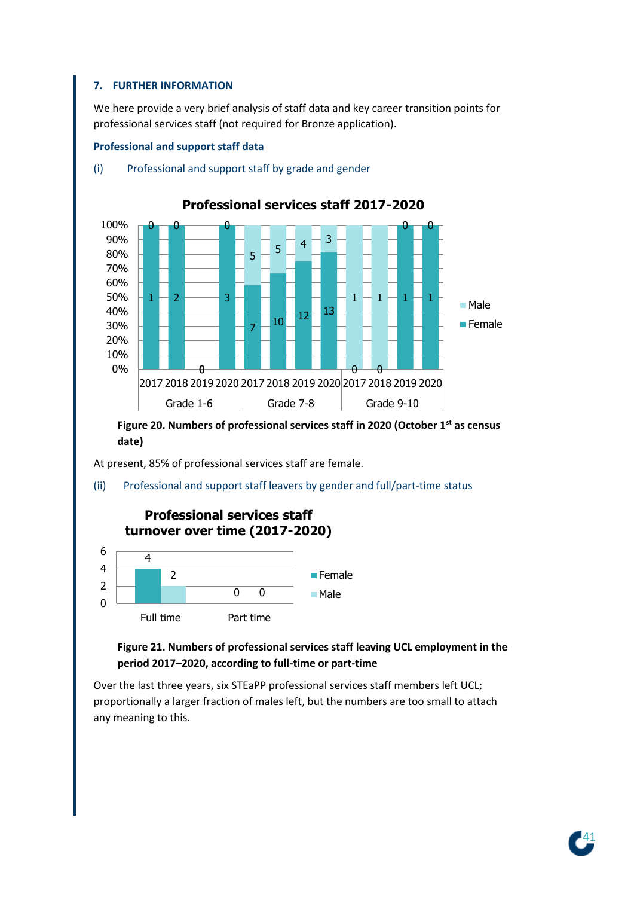## 7. FURTHER INFORMATION

We here provide a very brief analysis of staff data and key career transition points for professional services staff (not required for Bronze application).

### Professional and support staff data

(i) Professional and support staff by grade and gender

**Professional services staff 2017-2020**

| Grade | Year | Female | Male |
|---|---|---|---|
| Grade 1-6 | 2017 | 1 | 0 |
| Grade 1-6 | 2018 | 2 | 0 |
| Grade 1-6 | 2019 | 0 | |
| Grade 1-6 | 2020 | 3 | 0 |
| Grade 7-8 | 2017 | 7 | 5 |
| Grade 7-8 | 2018 | 10 | 5 |
| Grade 7-8 | 2019 | 12 | 4 |
| Grade 7-8 | 2020 | 13 | 3 |
| Grade 9-10 | 2017 | 0 | 1 |
| Grade 9-10 | 2018 | 0 | 1 |
| Grade 9-10 | 2019 | 1 | 0 |
| Grade 9-10 | 2020 | 1 | 0 |

**Figure 20. Numbers of professional services staff in 2020 (October 1st as census date)**

At present, 85% of professional services staff are female.

(ii) Professional and support staff leavers by gender and full/part-time status

**Professional services staff turnover over time (2017-2020)**

| | Female | Male |
|---|---|---|
| Full time | 4 | 2 |
| Part time | 0 | 0 |

**Figure 21. Numbers of professional services staff leaving UCL employment in the period 2017–2020, according to full-time or part-time**

Over the last three years, six STEaPP professional services staff members left UCL; proportionally a larger fraction of males left, but the numbers are too small to attach any meaning to this.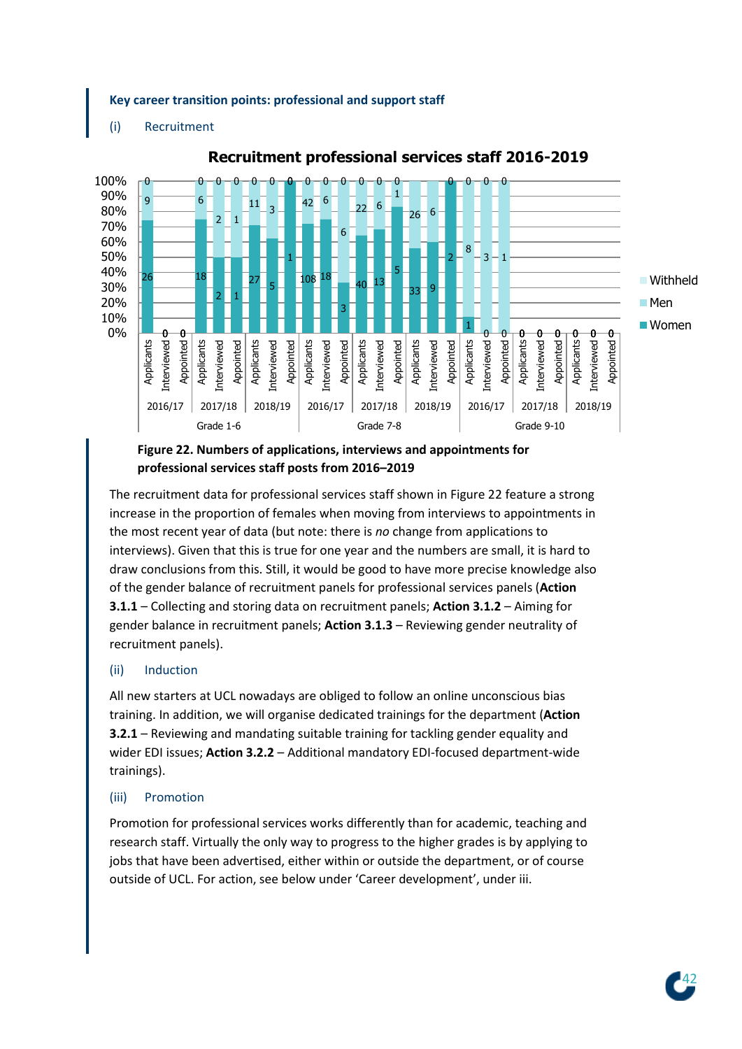**Key career transition points: professional and support staff**

(i) Recruitment

**Recruitment professional services staff 2016-2019**

| Grade | Year | Stage | Women | Men | Withheld |
|---|---|---|---|---|---|
| Grade 1-6 | 2016/17 | Applicants | 26 | 9 | 0 |
| | | Interviewed | 0 | 0 | |
| | | Appointed | 0 | 0 | |
| | 2017/18 | Applicants | 18 | 6 | 0 |
| | | Interviewed | 2 | 2 | 0 |
| | | Appointed | 1 | 1 | 0 |
| | 2018/19 | Applicants | 27 | 11 | 0 |
| | | Interviewed | 5 | 3 | 0 |
| | | Appointed | 1 | 0 | 0 |
| Grade 7-8 | 2016/17 | Applicants | 108 | 42 | 0 |
| | | Interviewed | 18 | 6 | 0 |
| | | Appointed | 3 | 6 | 0 |
| | 2017/18 | Applicants | 40 | 22 | 0 |
| | | Interviewed | 13 | 6 | 0 |
| | | Appointed | 5 | 1 | 0 |
| | 2018/19 | Applicants | 33 | 26 | |
| | | Interviewed | 9 | 6 | |
| | | Appointed | 2 | 0 | |
| Grade 9-10 | 2016/17 | Applicants | 1 | 8 | 0 |
| | | Interviewed | 0 | 3 | 0 |
| | | Appointed | 0 | 1 | 0 |
| | 2017/18 | Applicants | 0 | | |
| | | Interviewed | 0 | | |
| | | Appointed | 0 | | |
| | 2018/19 | Applicants | 0 | | |
| | | Interviewed | 0 | | |
| | | Appointed | 0 | | |

**Figure 22. Numbers of applications, interviews and appointments for professional services staff posts from 2016–2019**

The recruitment data for professional services staff shown in Figure 22 feature a strong increase in the proportion of females when moving from interviews to appointments in the most recent year of data (but note: there is *no* change from applications to interviews). Given that this is true for one year and the numbers are small, it is hard to draw conclusions from this. Still, it would be good to have more precise knowledge also of the gender balance of recruitment panels for professional services panels (**Action 3.1.1** – Collecting and storing data on recruitment panels; **Action 3.1.2** – Aiming for gender balance in recruitment panels; **Action 3.1.3** – Reviewing gender neutrality of recruitment panels).

(ii) Induction

All new starters at UCL nowadays are obliged to follow an online unconscious bias training. In addition, we will organise dedicated trainings for the department (**Action 3.2.1** – Reviewing and mandating suitable training for tackling gender equality and wider EDI issues; **Action 3.2.2** – Additional mandatory EDI-focused department-wide trainings).

(iii) Promotion

Promotion for professional services works differently than for academic, teaching and research staff. Virtually the only way to progress to the higher grades is by applying to jobs that have been advertised, either within or outside the department, or of course outside of UCL. For action, see below under 'Career development', under iii.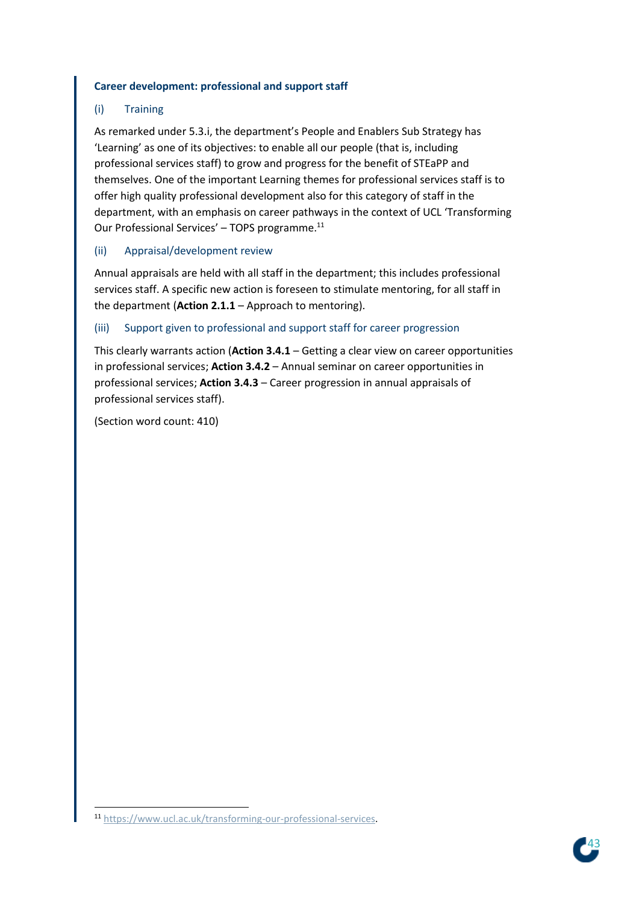### Career development: professional and support staff

#### (i) Training

As remarked under 5.3.i, the department's People and Enablers Sub Strategy has 'Learning' as one of its objectives: to enable all our people (that is, including professional services staff) to grow and progress for the benefit of STEaPP and themselves. One of the important Learning themes for professional services staff is to offer high quality professional development also for this category of staff in the department, with an emphasis on career pathways in the context of UCL 'Transforming Our Professional Services' – TOPS programme.[11]

#### (ii) Appraisal/development review

Annual appraisals are held with all staff in the department; this includes professional services staff. A specific new action is foreseen to stimulate mentoring, for all staff in the department (**Action 2.1.1** – Approach to mentoring).

#### (iii) Support given to professional and support staff for career progression

This clearly warrants action (**Action 3.4.1** – Getting a clear view on career opportunities in professional services; **Action 3.4.2** – Annual seminar on career opportunities in professional services; **Action 3.4.3** – Career progression in annual appraisals of professional services staff).

(Section word count: 410)

[11] https://www.ucl.ac.uk/transforming-our-professional-services.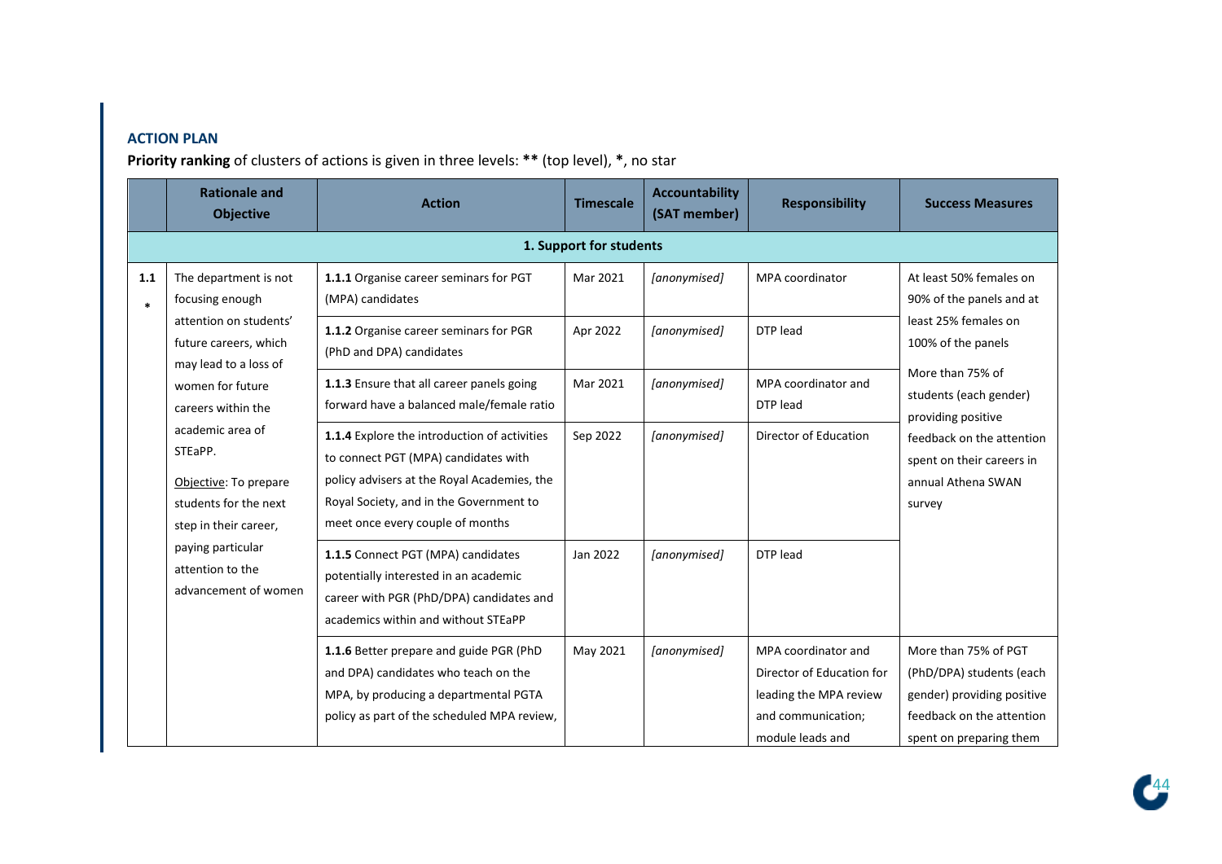**ACTION PLAN**

**Priority ranking** of clusters of actions is given in three levels: **** (top level), *, no star

| | Rationale and Objective | Action | Timescale | Accountability (SAT member) | Responsibility | Success Measures |
|---|---|---|---|---|---|---|
| **1. Support for students** | | | | | | |
| **1.1** * | The department is not focusing enough attention on students' future careers, which may lead to a loss of women for future careers within the academic area of STEaPP. <br><br> <u>Objective</u>: To prepare students for the next step in their career, paying particular attention to the advancement of women | **1.1.1** Organise career seminars for PGT (MPA) candidates | Mar 2021 | *[anonymised]* | MPA coordinator | At least 50% females on 90% of the panels and at least 25% females on 100% of the panels <br><br> More than 75% of students (each gender) providing positive feedback on the attention spent on their careers in annual Athena SWAN survey |
| | | **1.1.2** Organise career seminars for PGR (PhD and DPA) candidates | Apr 2022 | *[anonymised]* | DTP lead | |
| | | **1.1.3** Ensure that all career panels going forward have a balanced male/female ratio | Mar 2021 | *[anonymised]* | MPA coordinator and DTP lead | |
| | | **1.1.4** Explore the introduction of activities to connect PGT (MPA) candidates with policy advisers at the Royal Academies, the Royal Society, and in the Government to meet once every couple of months | Sep 2022 | *[anonymised]* | Director of Education | |
| | | **1.1.5** Connect PGT (MPA) candidates potentially interested in an academic career with PGR (PhD/DPA) candidates and academics within and without STEaPP | Jan 2022 | *[anonymised]* | DTP lead | |
| | | **1.1.6** Better prepare and guide PGR (PhD and DPA) candidates who teach on the MPA, by producing a departmental PGTA policy as part of the scheduled MPA review, | May 2021 | *[anonymised]* | MPA coordinator and Director of Education for leading the MPA review and communication; module leads and | More than 75% of PGT (PhD/DPA) students (each gender) providing positive feedback on the attention spent on preparing them |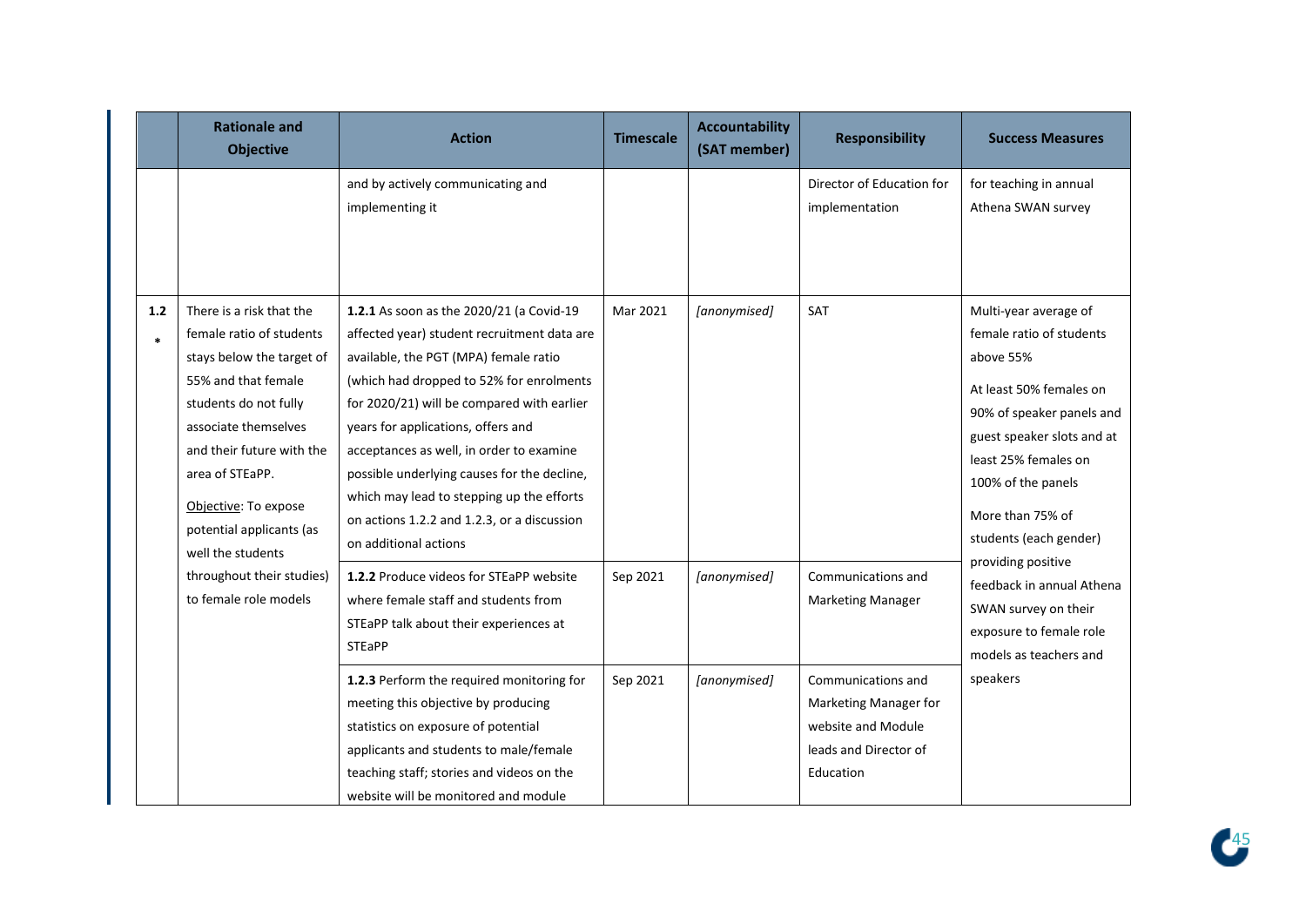| | Rationale and Objective | Action | Timescale | Accountability (SAT member) | Responsibility | Success Measures |
|---|---|---|---|---|---|---|
| | | and by actively communicating and implementing it | | | Director of Education for implementation | for teaching in annual Athena SWAN survey |
| 1.2 * | There is a risk that the female ratio of students stays below the target of 55% and that female students do not fully associate themselves and their future with the area of STEaPP. Objective: To expose potential applicants (as well the students throughout their studies) to female role models | **1.2.1** As soon as the 2020/21 (a Covid-19 affected year) student recruitment data are available, the PGT (MPA) female ratio (which had dropped to 52% for enrolments for 2020/21) will be compared with earlier years for applications, offers and acceptances as well, in order to examine possible underlying causes for the decline, which may lead to stepping up the efforts on actions 1.2.2 and 1.2.3, or a discussion on additional actions | Mar 2021 | *[anonymised]* | SAT | Multi-year average of female ratio of students above 55%<br><br>At least 50% females on 90% of speaker panels and guest speaker slots and at least 25% females on 100% of the panels<br><br>More than 75% of students (each gender) providing positive feedback in annual Athena SWAN survey on their exposure to female role models as teachers and speakers |
| | | **1.2.2** Produce videos for STEaPP website where female staff and students from STEaPP talk about their experiences at STEaPP | Sep 2021 | *[anonymised]* | Communications and Marketing Manager | |
| | | **1.2.3** Perform the required monitoring for meeting this objective by producing statistics on exposure of potential applicants and students to male/female teaching staff; stories and videos on the website will be monitored and module | Sep 2021 | *[anonymised]* | Communications and Marketing Manager for website and Module leads and Director of Education | |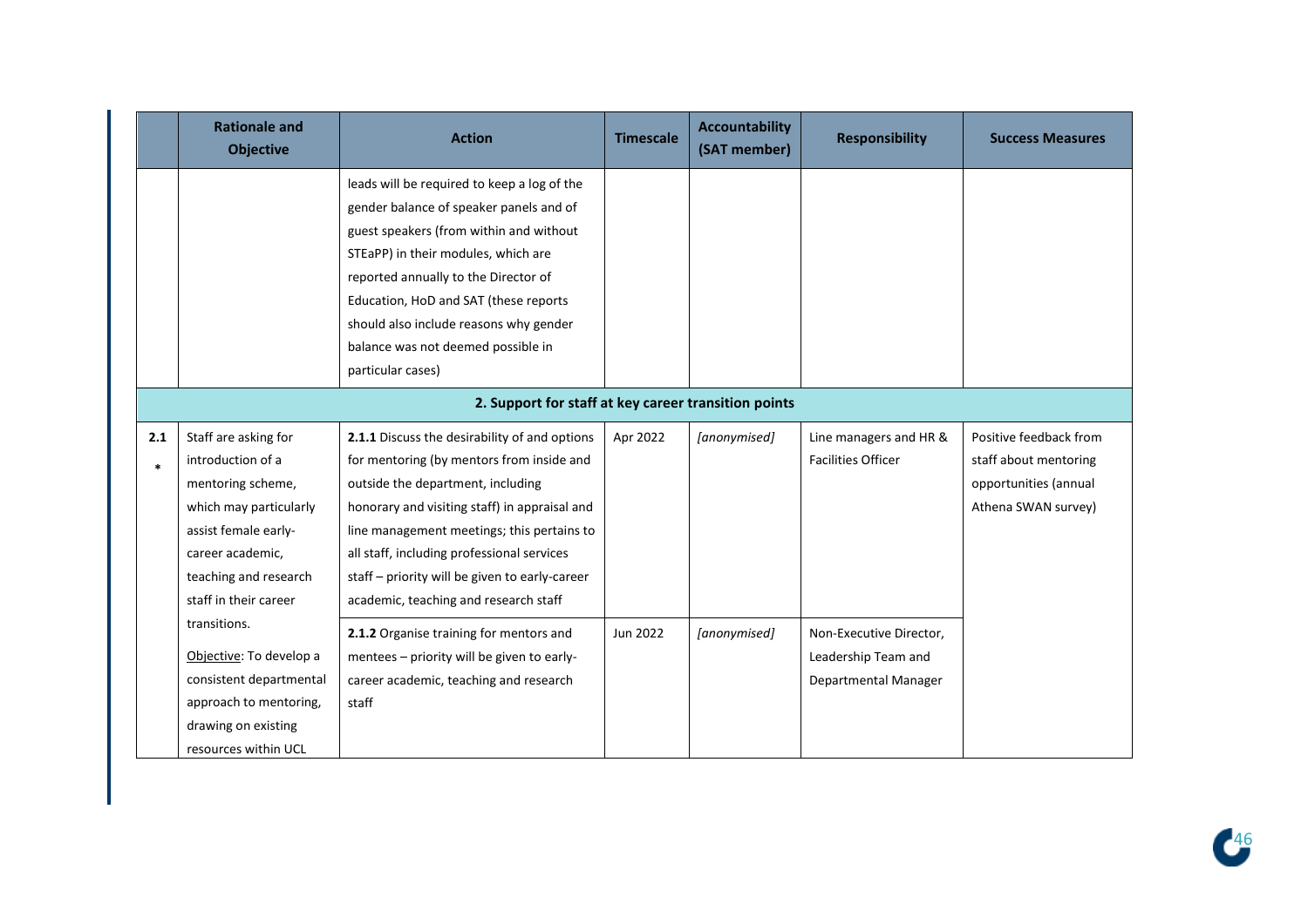| | Rationale and Objective | Action | Timescale | Accountability (SAT member) | Responsibility | Success Measures |
|---|---|---|---|---|---|---|
| | | leads will be required to keep a log of the gender balance of speaker panels and of guest speakers (from within and without STEaPP) in their modules, which are reported annually to the Director of Education, HoD and SAT (these reports should also include reasons why gender balance was not deemed possible in particular cases) | | | | |
| | | **2. Support for staff at key career transition points** | | | | |
| **2.1 *** | Staff are asking for introduction of a mentoring scheme, which may particularly assist female early-career academic, teaching and research staff in their career transitions. Objective: To develop a consistent departmental approach to mentoring, drawing on existing resources within UCL | **2.1.1** Discuss the desirability of and options for mentoring (by mentors from inside and outside the department, including honorary and visiting staff) in appraisal and line management meetings; this pertains to all staff, including professional services staff – priority will be given to early-career academic, teaching and research staff | Apr 2022 | *[anonymised]* | Line managers and HR & Facilities Officer | Positive feedback from staff about mentoring opportunities (annual Athena SWAN survey) |
| | | **2.1.2** Organise training for mentors and mentees – priority will be given to early-career academic, teaching and research staff | Jun 2022 | *[anonymised]* | Non-Executive Director, Leadership Team and Departmental Manager | |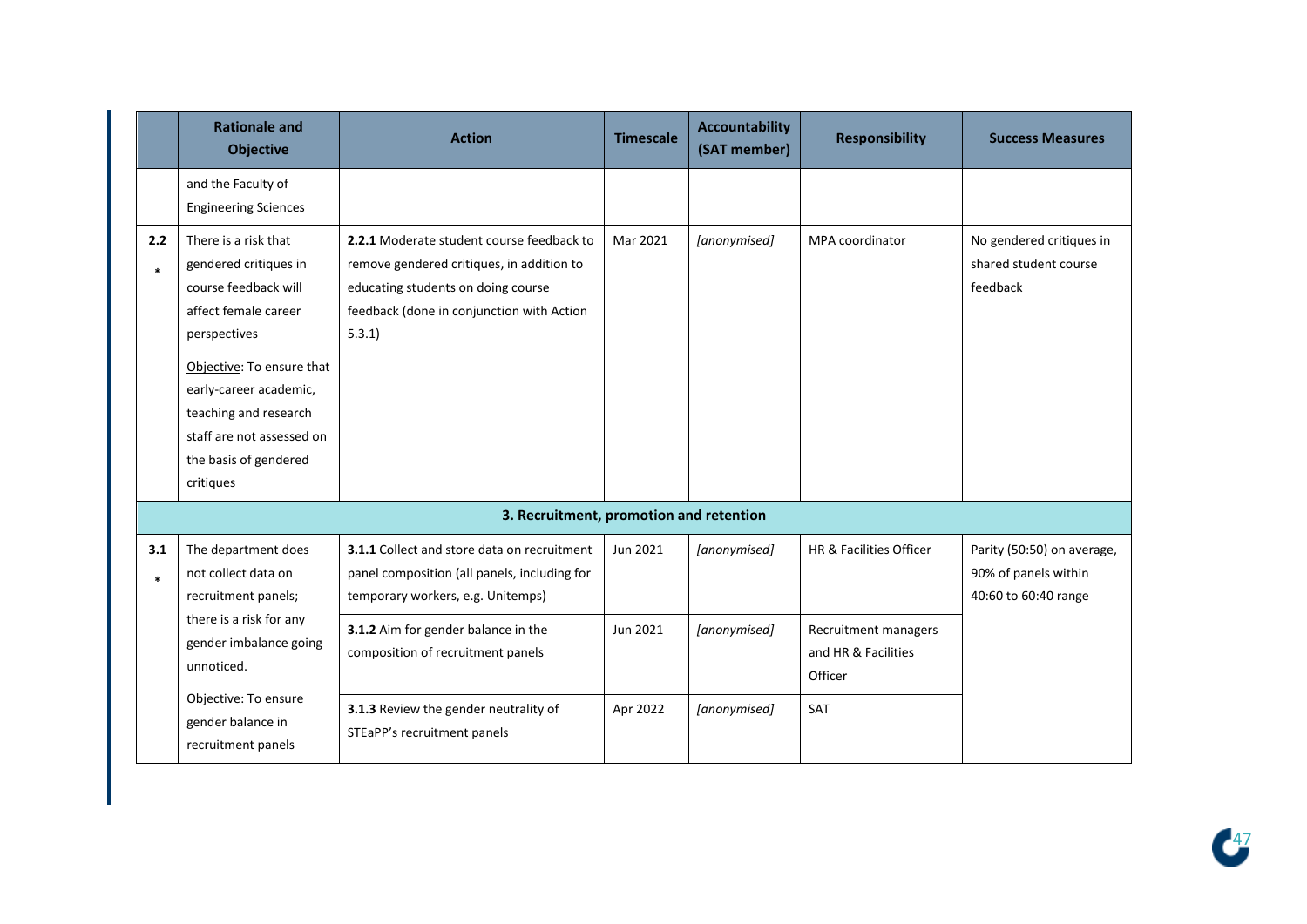| | Rationale and Objective | Action | Timescale | Accountability (SAT member) | Responsibility | Success Measures |
|---|---|---|---|---|---|---|
| | and the Faculty of Engineering Sciences | | | | | |
| 2.2 * | There is a risk that gendered critiques in course feedback will affect female career perspectives<br><br>Objective: To ensure that early-career academic, teaching and research staff are not assessed on the basis of gendered critiques | **2.2.1** Moderate student course feedback to remove gendered critiques, in addition to educating students on doing course feedback (done in conjunction with Action 5.3.1) | Mar 2021 | *[anonymised]* | MPA coordinator | No gendered critiques in shared student course feedback |
| | | **3. Recruitment, promotion and retention** | | | | |
| 3.1 * | The department does not collect data on recruitment panels; there is a risk for any gender imbalance going unnoticed.<br><br>Objective: To ensure gender balance in recruitment panels | **3.1.1** Collect and store data on recruitment panel composition (all panels, including for temporary workers, e.g. Unitemps) | Jun 2021 | *[anonymised]* | HR & Facilities Officer | Parity (50:50) on average, 90% of panels within 40:60 to 60:40 range |
| | | **3.1.2** Aim for gender balance in the composition of recruitment panels | Jun 2021 | *[anonymised]* | Recruitment managers and HR & Facilities Officer | |
| | | **3.1.3** Review the gender neutrality of STEaPP's recruitment panels | Apr 2022 | *[anonymised]* | SAT | |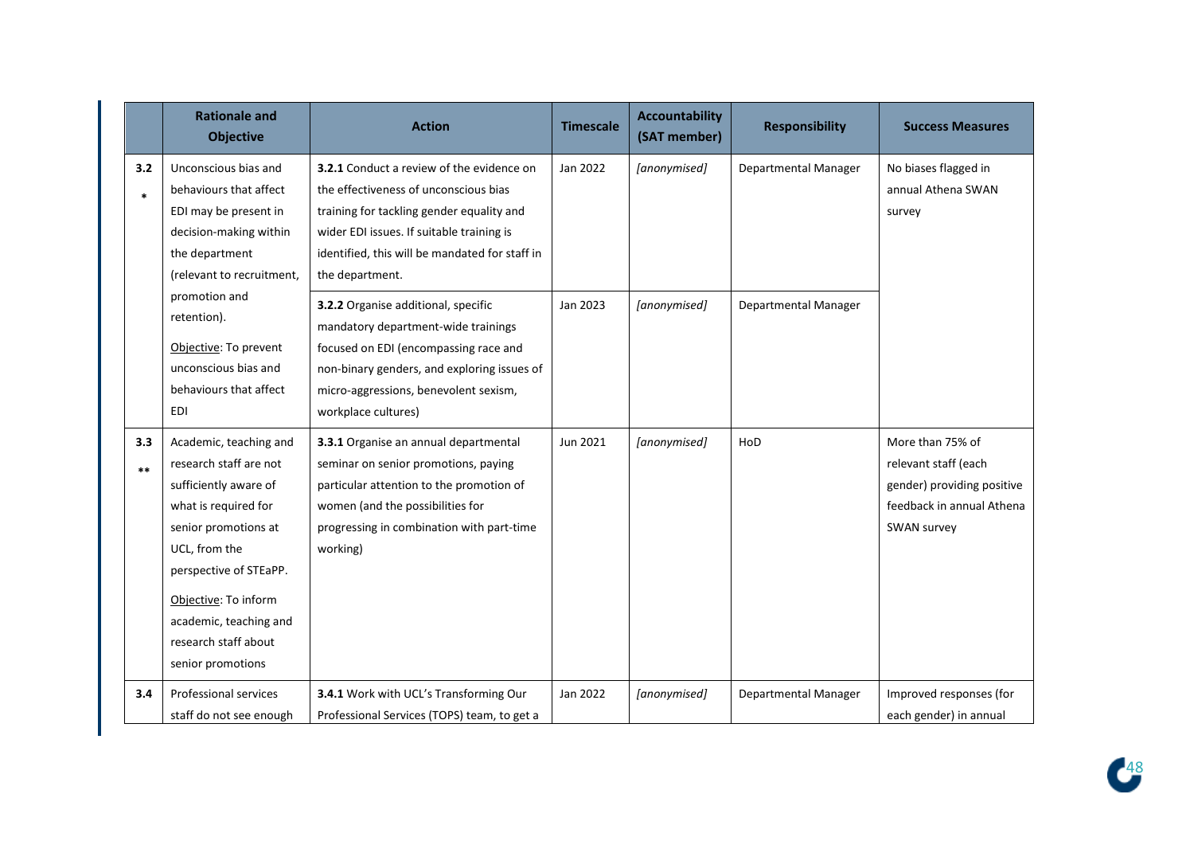| | Rationale and Objective | Action | Timescale | Accountability (SAT member) | Responsibility | Success Measures |
|---|---|---|---|---|---|---|
| 3.2 * | Unconscious bias and behaviours that affect EDI may be present in decision-making within the department (relevant to recruitment, promotion and retention).<br><br>Objective: To prevent unconscious bias and behaviours that affect EDI | **3.2.1** Conduct a review of the evidence on the effectiveness of unconscious bias training for tackling gender equality and wider EDI issues. If suitable training is identified, this will be mandated for staff in the department. | Jan 2022 | *[anonymised]* | Departmental Manager | No biases flagged in annual Athena SWAN survey |
| | | **3.2.2** Organise additional, specific mandatory department-wide trainings focused on EDI (encompassing race and non-binary genders, and exploring issues of micro-aggressions, benevolent sexism, workplace cultures) | Jan 2023 | *[anonymised]* | Departmental Manager | |
| 3.3 ** | Academic, teaching and research staff are not sufficiently aware of what is required for senior promotions at UCL, from the perspective of STEaPP.<br><br>Objective: To inform academic, teaching and research staff about senior promotions | **3.3.1** Organise an annual departmental seminar on senior promotions, paying particular attention to the promotion of women (and the possibilities for progressing in combination with part-time working) | Jun 2021 | *[anonymised]* | HoD | More than 75% of relevant staff (each gender) providing positive feedback in annual Athena SWAN survey |
| 3.4 | Professional services staff do not see enough | **3.4.1** Work with UCL's Transforming Our Professional Services (TOPS) team, to get a | Jan 2022 | *[anonymised]* | Departmental Manager | Improved responses (for each gender) in annual |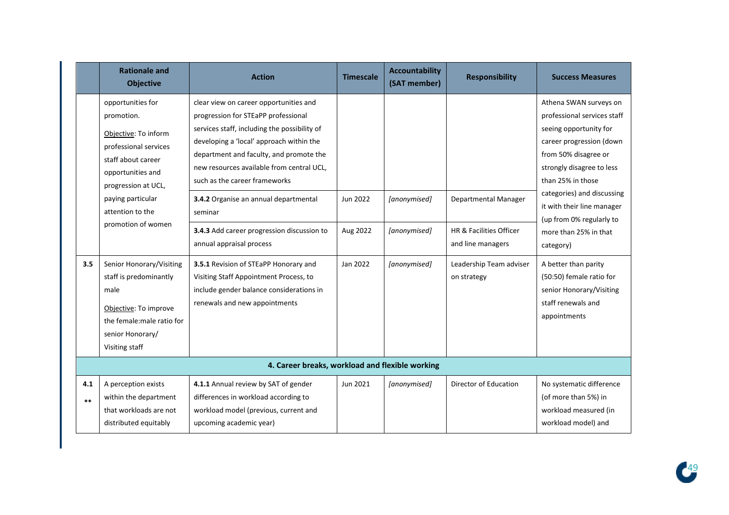| | Rationale and Objective | Action | Timescale | Accountability (SAT member) | Responsibility | Success Measures |
|---|---|---|---|---|---|---|
| | opportunities for promotion.<br><br>Objective: To inform professional services staff about career opportunities and progression at UCL, paying particular attention to the promotion of women | clear view on career opportunities and progression for STEaPP professional services staff, including the possibility of developing a 'local' approach within the department and faculty, and promote the new resources available from central UCL, such as the career frameworks | | | | Athena SWAN surveys on professional services staff seeing opportunity for career progression (down from 50% disagree or strongly disagree to less than 25% in those categories) and discussing it with their line manager (up from 0% regularly to more than 25% in that category) |
| | | **3.4.2** Organise an annual departmental seminar | Jun 2022 | *[anonymised]* | Departmental Manager | |
| | | **3.4.3** Add career progression discussion to annual appraisal process | Aug 2022 | *[anonymised]* | HR & Facilities Officer and line managers | |
| **3.5** | Senior Honorary/Visiting staff is predominantly male<br><br>Objective: To improve the female:male ratio for senior Honorary/ Visiting staff | **3.5.1** Revision of STEaPP Honorary and Visiting Staff Appointment Process, to include gender balance considerations in renewals and new appointments | Jan 2022 | *[anonymised]* | Leadership Team adviser on strategy | A better than parity (50:50) female ratio for senior Honorary/Visiting staff renewals and appointments |
| | | **4. Career breaks, workload and flexible working** | | | | |
| **4.1 \*\*** | A perception exists within the department that workloads are not distributed equitably | **4.1.1** Annual review by SAT of gender differences in workload according to workload model (previous, current and upcoming academic year) | Jun 2021 | *[anonymised]* | Director of Education | No systematic difference (of more than 5%) in workload measured (in workload model) and |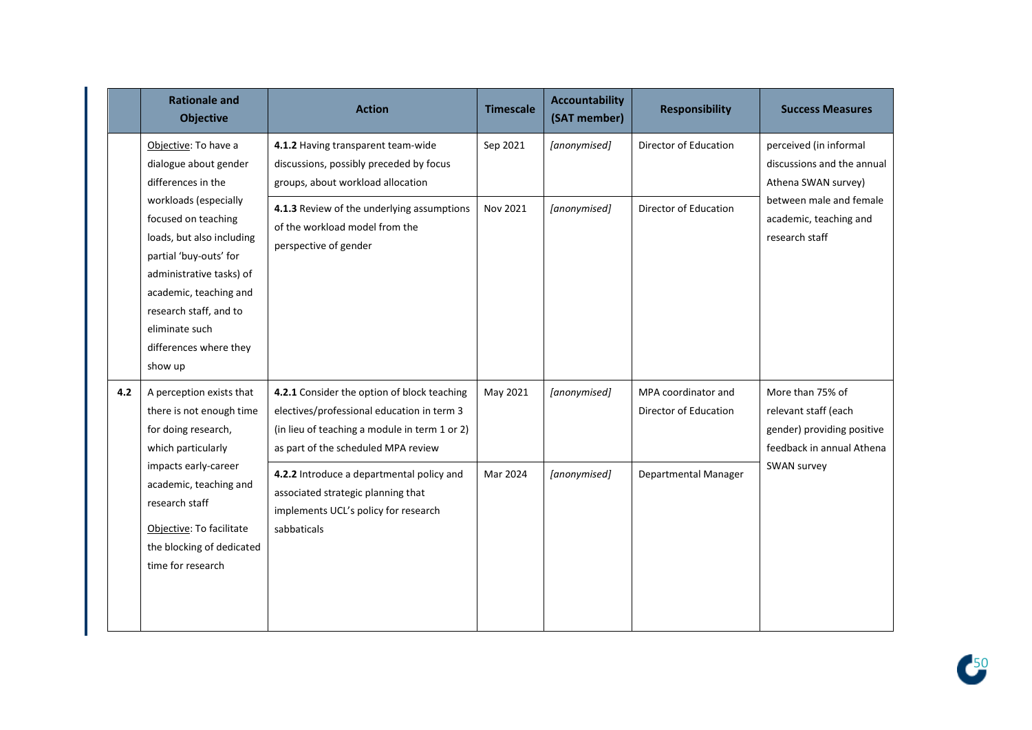| | Rationale and Objective | Action | Timescale | Accountability (SAT member) | Responsibility | Success Measures |
|---|---|---|---|---|---|---|
| | Objective: To have a dialogue about gender differences in the workloads (especially focused on teaching loads, but also including partial 'buy-outs' for administrative tasks) of academic, teaching and research staff, and to eliminate such differences where they show up | **4.1.2** Having transparent team-wide discussions, possibly preceded by focus groups, about workload allocation | Sep 2021 | *[anonymised]* | Director of Education | perceived (in informal discussions and the annual Athena SWAN survey) between male and female academic, teaching and research staff |
| | | **4.1.3** Review of the underlying assumptions of the workload model from the perspective of gender | Nov 2021 | *[anonymised]* | Director of Education | |
| **4.2** | A perception exists that there is not enough time for doing research, which particularly impacts early-career academic, teaching and research staff<br><br>Objective: To facilitate the blocking of dedicated time for research | **4.2.1** Consider the option of block teaching electives/professional education in term 3 (in lieu of teaching a module in term 1 or 2) as part of the scheduled MPA review | May 2021 | *[anonymised]* | MPA coordinator and Director of Education | More than 75% of relevant staff (each gender) providing positive feedback in annual Athena SWAN survey |
| | | **4.2.2** Introduce a departmental policy and associated strategic planning that implements UCL's policy for research sabbaticals | Mar 2024 | *[anonymised]* | Departmental Manager | |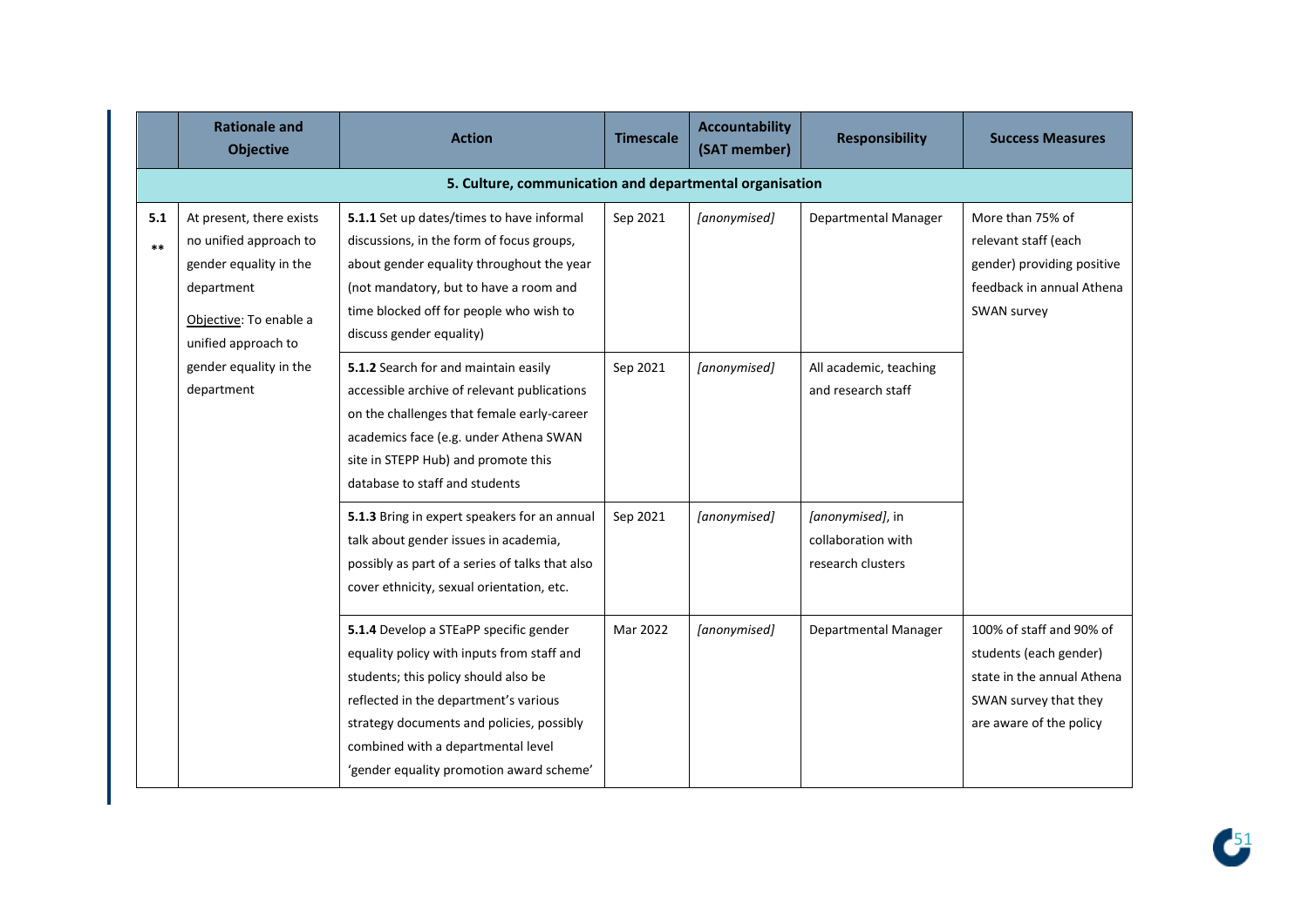| | Rationale and Objective | Action | Timescale | Accountability (SAT member) | Responsibility | Success Measures |
|---|---|---|---|---|---|---|
| | | **5. Culture, communication and departmental organisation** | | | | |
| **5.1** ** | At present, there exists no unified approach to gender equality in the department<br><br>Objective: To enable a unified approach to gender equality in the department | **5.1.1** Set up dates/times to have informal discussions, in the form of focus groups, about gender equality throughout the year (not mandatory, but to have a room and time blocked off for people who wish to discuss gender equality) | Sep 2021 | *[anonymised]* | Departmental Manager | More than 75% of relevant staff (each gender) providing positive feedback in annual Athena SWAN survey |
| | | **5.1.2** Search for and maintain easily accessible archive of relevant publications on the challenges that female early-career academics face (e.g. under Athena SWAN site in STEPP Hub) and promote this database to staff and students | Sep 2021 | *[anonymised]* | All academic, teaching and research staff | |
| | | **5.1.3** Bring in expert speakers for an annual talk about gender issues in academia, possibly as part of a series of talks that also cover ethnicity, sexual orientation, etc. | Sep 2021 | *[anonymised]* | *[anonymised]*, in collaboration with research clusters | |
| | | **5.1.4** Develop a STEaPP specific gender equality policy with inputs from staff and students; this policy should also be reflected in the department's various strategy documents and policies, possibly combined with a departmental level 'gender equality promotion award scheme' | Mar 2022 | *[anonymised]* | Departmental Manager | 100% of staff and 90% of students (each gender) state in the annual Athena SWAN survey that they are aware of the policy |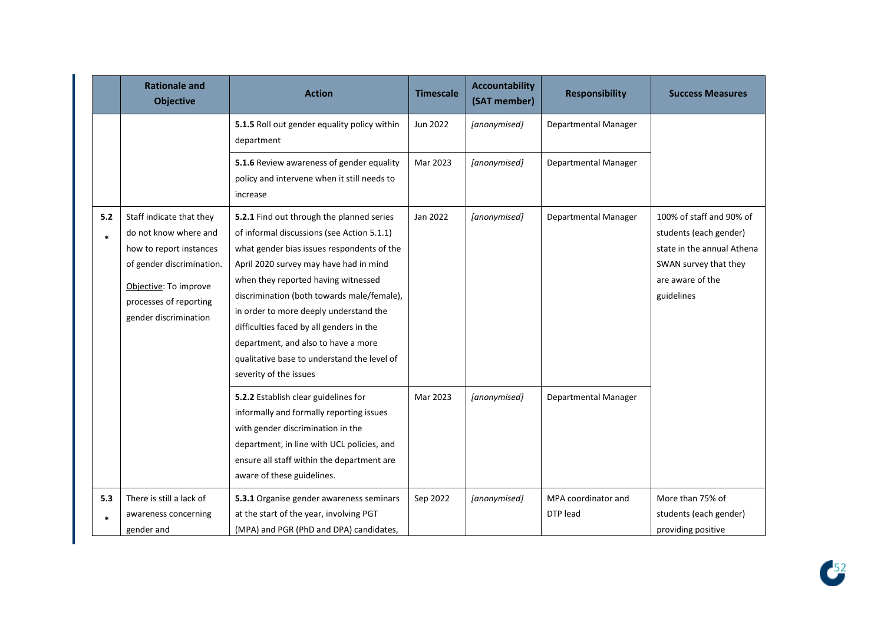| | Rationale and Objective | Action | Timescale | Accountability (SAT member) | Responsibility | Success Measures |
|---|---|---|---|---|---|---|
| | | **5.1.5** Roll out gender equality policy within department | Jun 2022 | *[anonymised]* | Departmental Manager | |
| | | **5.1.6** Review awareness of gender equality policy and intervene when it still needs to increase | Mar 2023 | *[anonymised]* | Departmental Manager | |
| **5.2** * | Staff indicate that they do not know where and how to report instances of gender discrimination. <br><br> Objective: To improve processes of reporting gender discrimination | **5.2.1** Find out through the planned series of informal discussions (see Action 5.1.1) what gender bias issues respondents of the April 2020 survey may have had in mind when they reported having witnessed discrimination (both towards male/female), in order to more deeply understand the difficulties faced by all genders in the department, and also to have a more qualitative base to understand the level of severity of the issues | Jan 2022 | *[anonymised]* | Departmental Manager | 100% of staff and 90% of students (each gender) state in the annual Athena SWAN survey that they are aware of the guidelines |
| | | **5.2.2** Establish clear guidelines for informally and formally reporting issues with gender discrimination in the department, in line with UCL policies, and ensure all staff within the department are aware of these guidelines. | Mar 2023 | *[anonymised]* | Departmental Manager | |
| **5.3** * | There is still a lack of awareness concerning gender and | **5.3.1** Organise gender awareness seminars at the start of the year, involving PGT (MPA) and PGR (PhD and DPA) candidates, | Sep 2022 | *[anonymised]* | MPA coordinator and DTP lead | More than 75% of students (each gender) providing positive |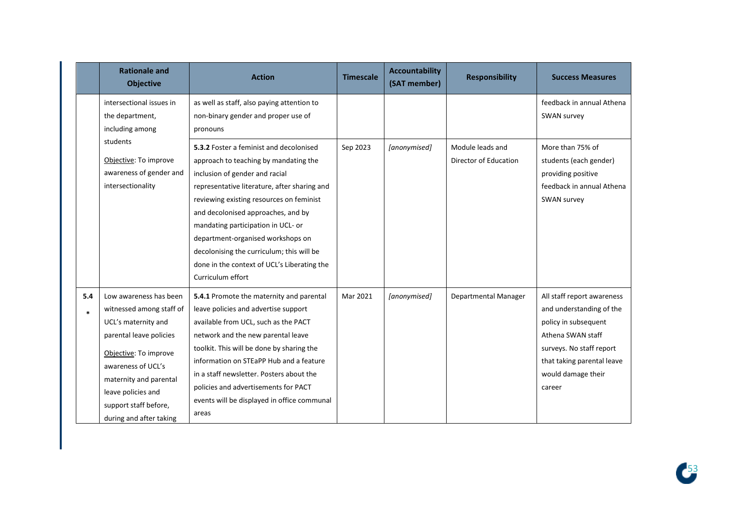| | Rationale and Objective | Action | Timescale | Accountability (SAT member) | Responsibility | Success Measures |
|---|---|---|---|---|---|---|
| | intersectional issues in the department, including among students | as well as staff, also paying attention to non-binary gender and proper use of pronouns | | | | feedback in annual Athena SWAN survey |
| | Objective: To improve awareness of gender and intersectionality | **5.3.2** Foster a feminist and decolonised approach to teaching by mandating the inclusion of gender and racial representative literature, after sharing and reviewing existing resources on feminist and decolonised approaches, and by mandating participation in UCL- or department-organised workshops on decolonising the curriculum; this will be done in the context of UCL's Liberating the Curriculum effort | Sep 2023 | *[anonymised]* | Module leads and Director of Education | More than 75% of students (each gender) providing positive feedback in annual Athena SWAN survey |
| **5.4** * | Low awareness has been witnessed among staff of UCL's maternity and parental leave policies<br><br>Objective: To improve awareness of UCL's maternity and parental leave policies and support staff before, during and after taking | **5.4.1** Promote the maternity and parental leave policies and advertise support available from UCL, such as the PACT network and the new parental leave toolkit. This will be done by sharing the information on STEaPP Hub and a feature in a staff newsletter. Posters about the policies and advertisements for PACT events will be displayed in office communal areas | Mar 2021 | *[anonymised]* | Departmental Manager | All staff report awareness and understanding of the policy in subsequent Athena SWAN staff surveys. No staff report that taking parental leave would damage their career |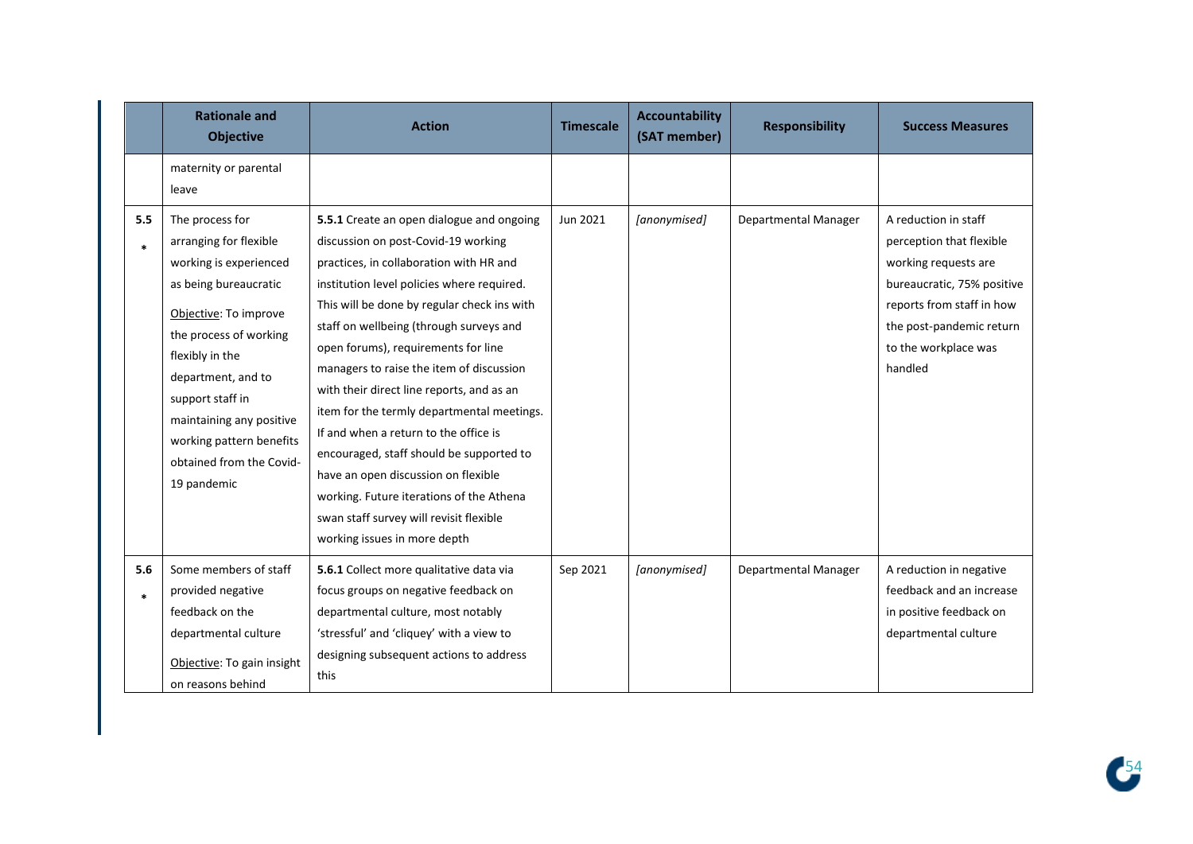|  | Rationale and Objective | Action | Timescale | Accountability (SAT member) | Responsibility | Success Measures |
|---|---|---|---|---|---|---|
|  | maternity or parental leave |  |  |  |  |  |
| 5.5 * | The process for arranging for flexible working is experienced as being bureaucratic<br><br><u>Objective</u>: To improve the process of working flexibly in the department, and to support staff in maintaining any positive working pattern benefits obtained from the Covid-19 pandemic | **5.5.1** Create an open dialogue and ongoing discussion on post-Covid-19 working practices, in collaboration with HR and institution level policies where required. This will be done by regular check ins with staff on wellbeing (through surveys and open forums), requirements for line managers to raise the item of discussion with their direct line reports, and as an item for the termly departmental meetings. If and when a return to the office is encouraged, staff should be supported to have an open discussion on flexible working. Future iterations of the Athena swan staff survey will revisit flexible working issues in more depth | Jun 2021 | *[anonymised]* | Departmental Manager | A reduction in staff perception that flexible working requests are bureaucratic, 75% positive reports from staff in how the post-pandemic return to the workplace was handled |
| 5.6 * | Some members of staff provided negative feedback on the departmental culture<br><br><u>Objective</u>: To gain insight on reasons behind | **5.6.1** Collect more qualitative data via focus groups on negative feedback on departmental culture, most notably 'stressful' and 'cliquey' with a view to designing subsequent actions to address this | Sep 2021 | *[anonymised]* | Departmental Manager | A reduction in negative feedback and an increase in positive feedback on departmental culture |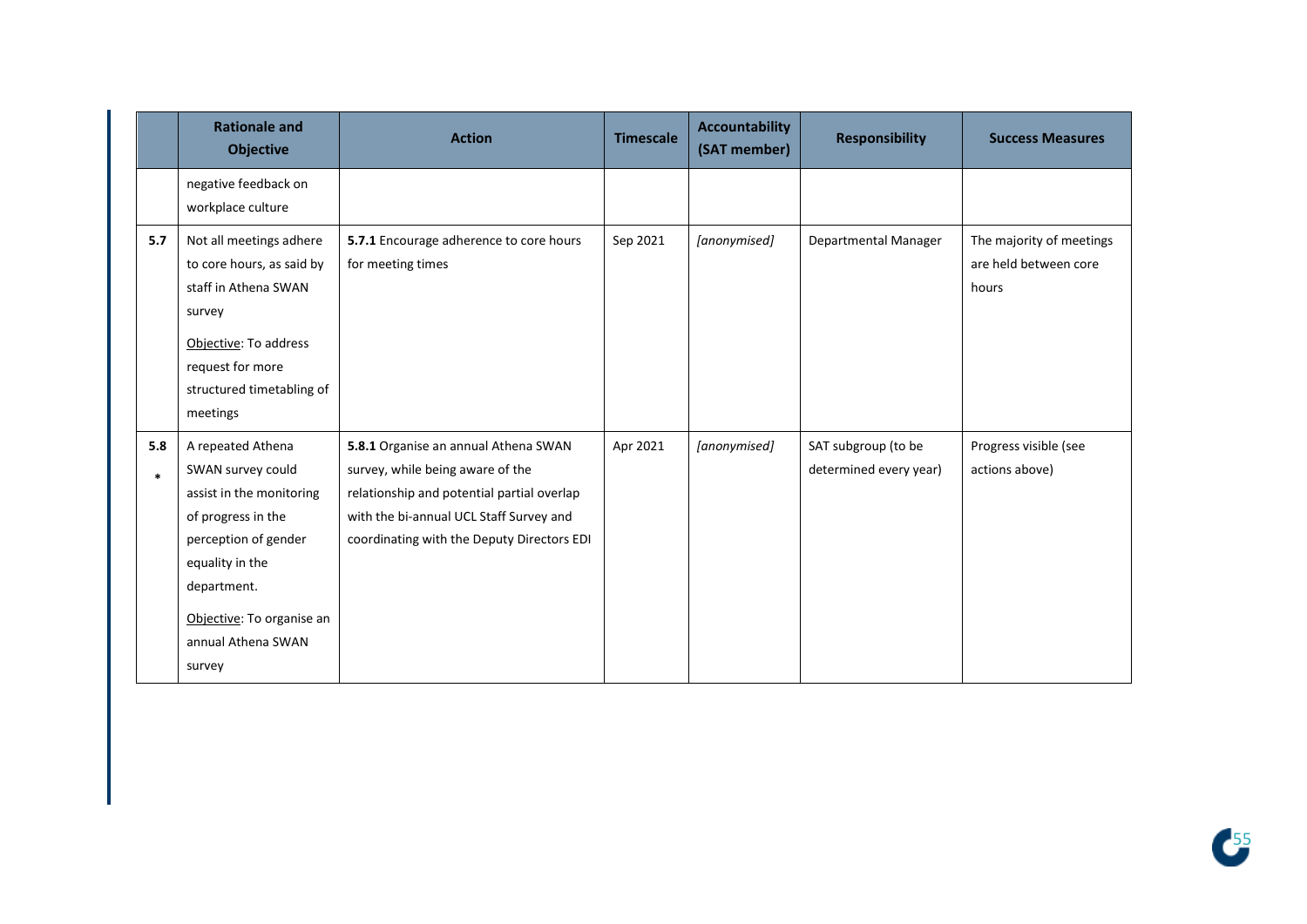| | Rationale and Objective | Action | Timescale | Accountability (SAT member) | Responsibility | Success Measures |
|---|---|---|---|---|---|---|
| | negative feedback on workplace culture | | | | | |
| **5.7** | Not all meetings adhere to core hours, as said by staff in Athena SWAN survey<br><br><u>Objective</u>: To address request for more structured timetabling of meetings | **5.7.1** Encourage adherence to core hours for meeting times | Sep 2021 | *[anonymised]* | Departmental Manager | The majority of meetings are held between core hours |
| **5.8** * | A repeated Athena SWAN survey could assist in the monitoring of progress in the perception of gender equality in the department.<br><br><u>Objective</u>: To organise an annual Athena SWAN survey | **5.8.1** Organise an annual Athena SWAN survey, while being aware of the relationship and potential partial overlap with the bi-annual UCL Staff Survey and coordinating with the Deputy Directors EDI | Apr 2021 | *[anonymised]* | SAT subgroup (to be determined every year) | Progress visible (see actions above) |